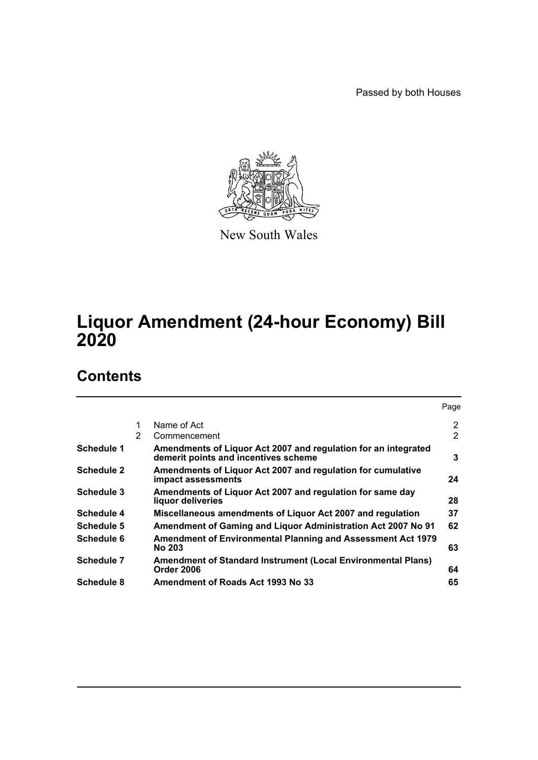Passed by both Houses

New South Wales

# Liquor Amendment (24-hour Economy) Bill 2020

## Contents

| | | | Page |
|---|---|---|---|
| | 1 | Name of Act | 2 |
| | 2 | Commencement | 2 |
| **Schedule 1** | | **Amendments of Liquor Act 2007 and regulation for an integrated demerit points and incentives scheme** | **3** |
| **Schedule 2** | | **Amendments of Liquor Act 2007 and regulation for cumulative impact assessments** | **24** |
| **Schedule 3** | | **Amendments of Liquor Act 2007 and regulation for same day liquor deliveries** | **28** |
| **Schedule 4** | | **Miscellaneous amendments of Liquor Act 2007 and regulation** | **37** |
| **Schedule 5** | | **Amendment of Gaming and Liquor Administration Act 2007 No 91** | **62** |
| **Schedule 6** | | **Amendment of Environmental Planning and Assessment Act 1979 No 203** | **63** |
| **Schedule 7** | | **Amendment of Standard Instrument (Local Environmental Plans) Order 2006** | **64** |
| **Schedule 8** | | **Amendment of Roads Act 1993 No 33** | **65** |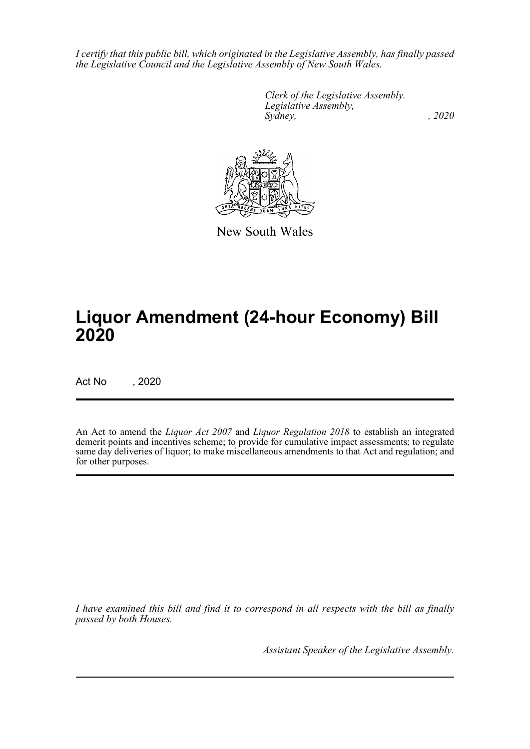*I certify that this public bill, which originated in the Legislative Assembly, has finally passed the Legislative Council and the Legislative Assembly of New South Wales.*

*Clerk of the Legislative Assembly.*
*Legislative Assembly,*
*Sydney, , 2020*

New South Wales

# Liquor Amendment (24-hour Economy) Bill 2020

Act No , 2020

An Act to amend the *Liquor Act 2007* and *Liquor Regulation 2018* to establish an integrated demerit points and incentives scheme; to provide for cumulative impact assessments; to regulate same day deliveries of liquor; to make miscellaneous amendments to that Act and regulation; and for other purposes.

*I have examined this bill and find it to correspond in all respects with the bill as finally passed by both Houses.*

*Assistant Speaker of the Legislative Assembly.*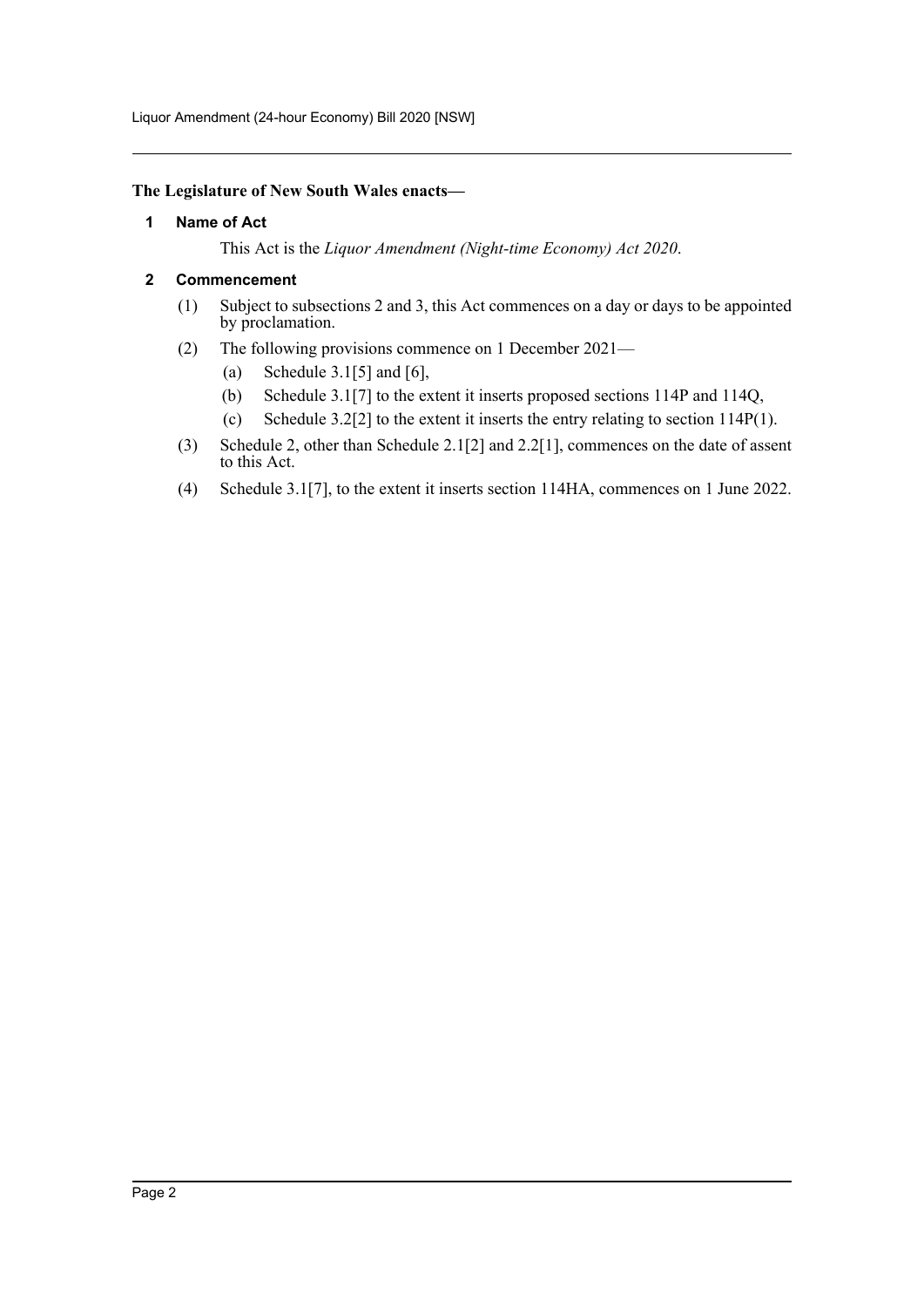**The Legislature of New South Wales enacts—**

**1 Name of Act**

This Act is the *Liquor Amendment (Night-time Economy) Act 2020*.

**2 Commencement**

(1) Subject to subsections 2 and 3, this Act commences on a day or days to be appointed by proclamation.

(2) The following provisions commence on 1 December 2021—

(a) Schedule 3.1[5] and [6],

(b) Schedule 3.1[7] to the extent it inserts proposed sections 114P and 114Q,

(c) Schedule 3.2[2] to the extent it inserts the entry relating to section 114P(1).

(3) Schedule 2, other than Schedule 2.1[2] and 2.2[1], commences on the date of assent to this Act.

(4) Schedule 3.1[7], to the extent it inserts section 114HA, commences on 1 June 2022.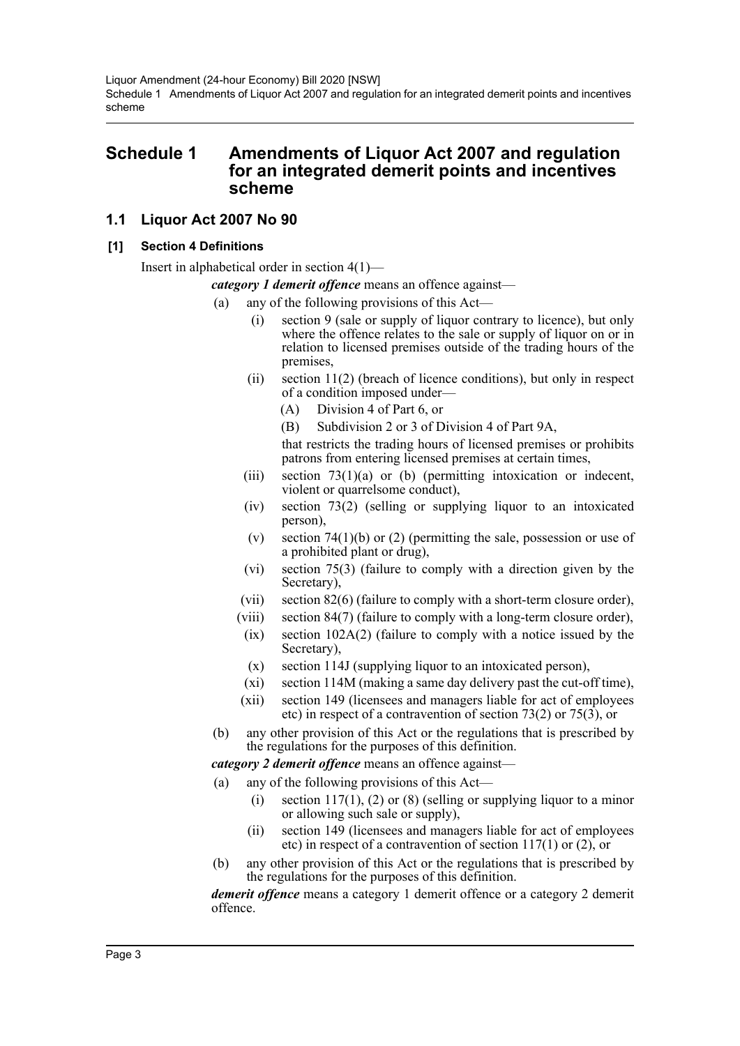# Schedule 1 Amendments of Liquor Act 2007 and regulation for an integrated demerit points and incentives scheme

## 1.1 Liquor Act 2007 No 90

### [1] Section 4 Definitions

Insert in alphabetical order in section 4(1)—

***category 1 demerit offence*** means an offence against—

(a) any of the following provisions of this Act—

(i) section 9 (sale or supply of liquor contrary to licence), but only where the offence relates to the sale or supply of liquor on or in relation to licensed premises outside of the trading hours of the premises,

(ii) section 11(2) (breach of licence conditions), but only in respect of a condition imposed under—

(A) Division 4 of Part 6, or

(B) Subdivision 2 or 3 of Division 4 of Part 9A,

that restricts the trading hours of licensed premises or prohibits patrons from entering licensed premises at certain times,

(iii) section 73(1)(a) or (b) (permitting intoxication or indecent, violent or quarrelsome conduct),

(iv) section 73(2) (selling or supplying liquor to an intoxicated person),

(v) section 74(1)(b) or (2) (permitting the sale, possession or use of a prohibited plant or drug),

(vi) section 75(3) (failure to comply with a direction given by the Secretary),

(vii) section 82(6) (failure to comply with a short-term closure order),

(viii) section 84(7) (failure to comply with a long-term closure order),

(ix) section 102A(2) (failure to comply with a notice issued by the Secretary),

(x) section 114J (supplying liquor to an intoxicated person),

(xi) section 114M (making a same day delivery past the cut-off time),

(xii) section 149 (licensees and managers liable for act of employees etc) in respect of a contravention of section 73(2) or 75(3), or

(b) any other provision of this Act or the regulations that is prescribed by the regulations for the purposes of this definition.

***category 2 demerit offence*** means an offence against—

(a) any of the following provisions of this Act—

(i) section 117(1), (2) or (8) (selling or supplying liquor to a minor or allowing such sale or supply),

(ii) section 149 (licensees and managers liable for act of employees etc) in respect of a contravention of section 117(1) or (2), or

(b) any other provision of this Act or the regulations that is prescribed by the regulations for the purposes of this definition.

***demerit offence*** means a category 1 demerit offence or a category 2 demerit offence.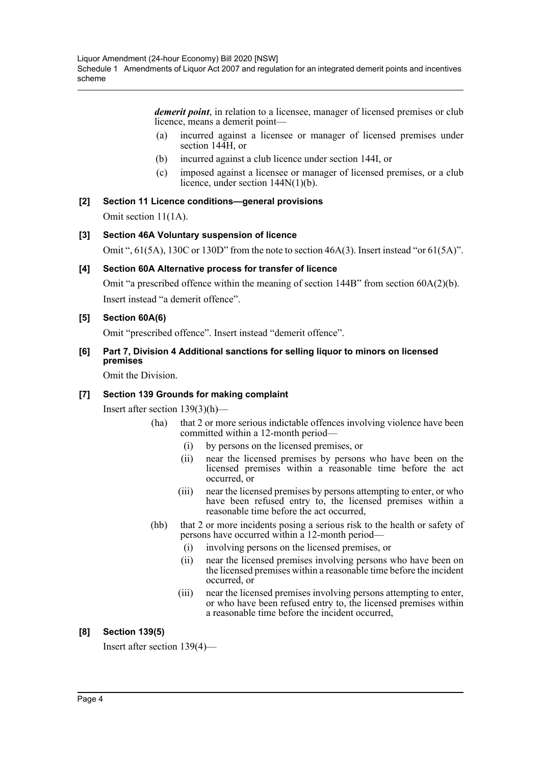***demerit point***, in relation to a licensee, manager of licensed premises or club licence, means a demerit point—

(a) incurred against a licensee or manager of licensed premises under section 144H, or

(b) incurred against a club licence under section 144I, or

(c) imposed against a licensee or manager of licensed premises, or a club licence, under section 144N(1)(b).

### [2] Section 11 Licence conditions—general provisions

Omit section 11(1A).

### [3] Section 46A Voluntary suspension of licence

Omit ", 61(5A), 130C or 130D" from the note to section 46A(3). Insert instead "or 61(5A)".

### [4] Section 60A Alternative process for transfer of licence

Omit "a prescribed offence within the meaning of section 144B" from section 60A(2)(b).

Insert instead "a demerit offence".

### [5] Section 60A(6)

Omit "prescribed offence". Insert instead "demerit offence".

### [6] Part 7, Division 4 Additional sanctions for selling liquor to minors on licensed premises

Omit the Division.

### [7] Section 139 Grounds for making complaint

Insert after section 139(3)(h)—

(ha) that 2 or more serious indictable offences involving violence have been committed within a 12-month period—

(i) by persons on the licensed premises, or

(ii) near the licensed premises by persons who have been on the licensed premises within a reasonable time before the act occurred, or

(iii) near the licensed premises by persons attempting to enter, or who have been refused entry to, the licensed premises within a reasonable time before the act occurred,

(hb) that 2 or more incidents posing a serious risk to the health or safety of persons have occurred within a 12-month period—

(i) involving persons on the licensed premises, or

(ii) near the licensed premises involving persons who have been on the licensed premises within a reasonable time before the incident occurred, or

(iii) near the licensed premises involving persons attempting to enter, or who have been refused entry to, the licensed premises within a reasonable time before the incident occurred,

### [8] Section 139(5)

Insert after section 139(4)—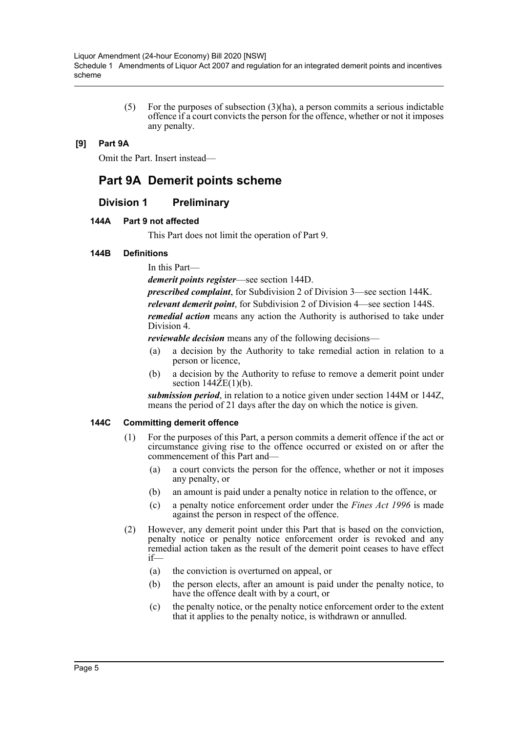(5) For the purposes of subsection (3)(ha), a person commits a serious indictable offence if a court convicts the person for the offence, whether or not it imposes any penalty.

**[9] Part 9A**

Omit the Part. Insert instead—

## Part 9A Demerit points scheme

### Division 1 Preliminary

#### 144A Part 9 not affected

This Part does not limit the operation of Part 9.

#### 144B Definitions

In this Part—

***demerit points register***—see section 144D.

***prescribed complaint***, for Subdivision 2 of Division 3—see section 144K.

***relevant demerit point***, for Subdivision 2 of Division 4—see section 144S.

***remedial action*** means any action the Authority is authorised to take under Division 4.

***reviewable decision*** means any of the following decisions—

- (a) a decision by the Authority to take remedial action in relation to a person or licence,
- (b) a decision by the Authority to refuse to remove a demerit point under section 144ZE(1)(b).

***submission period***, in relation to a notice given under section 144M or 144Z, means the period of 21 days after the day on which the notice is given.

#### 144C Committing demerit offence

(1) For the purposes of this Part, a person commits a demerit offence if the act or circumstance giving rise to the offence occurred or existed on or after the commencement of this Part and—

- (a) a court convicts the person for the offence, whether or not it imposes any penalty, or
- (b) an amount is paid under a penalty notice in relation to the offence, or
- (c) a penalty notice enforcement order under the *Fines Act 1996* is made against the person in respect of the offence.

(2) However, any demerit point under this Part that is based on the conviction, penalty notice or penalty notice enforcement order is revoked and any remedial action taken as the result of the demerit point ceases to have effect if—

- (a) the conviction is overturned on appeal, or
- (b) the person elects, after an amount is paid under the penalty notice, to have the offence dealt with by a court, or
- (c) the penalty notice, or the penalty notice enforcement order to the extent that it applies to the penalty notice, is withdrawn or annulled.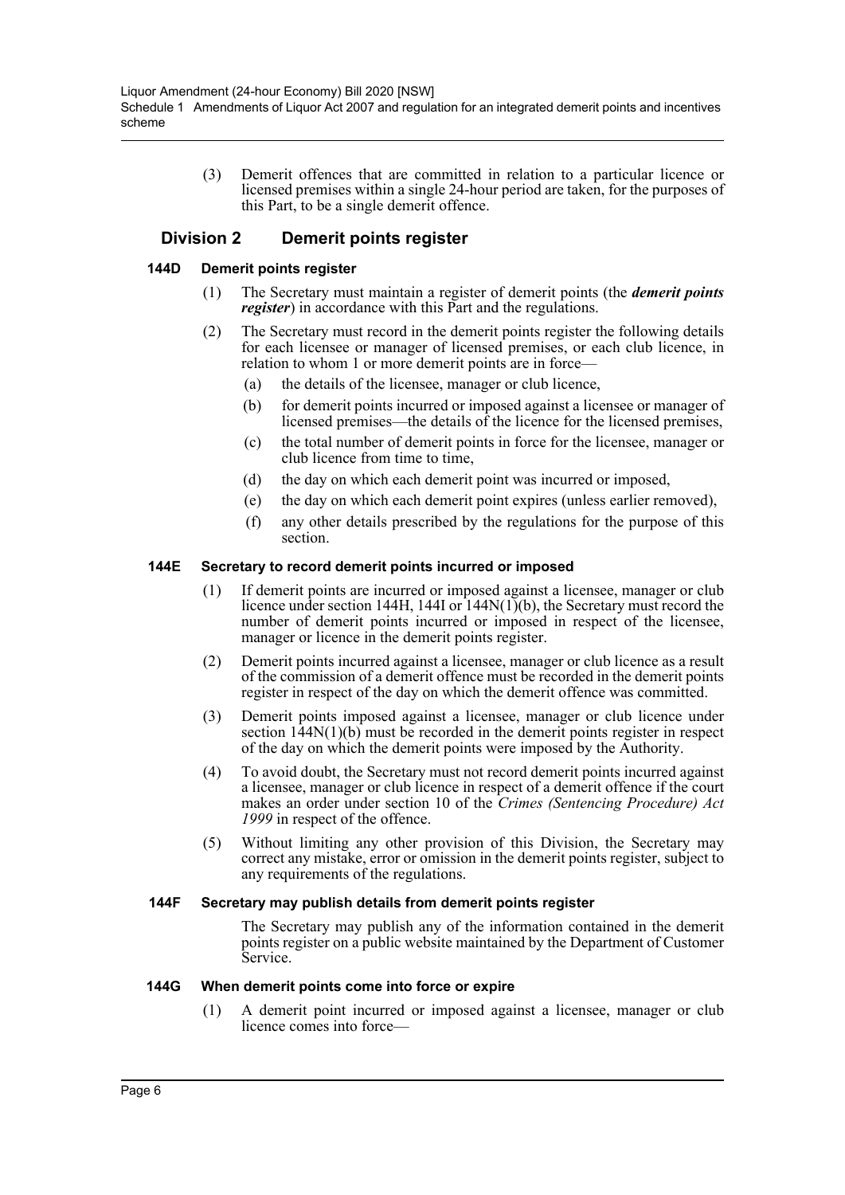(3) Demerit offences that are committed in relation to a particular licence or licensed premises within a single 24-hour period are taken, for the purposes of this Part, to be a single demerit offence.

## Division 2 Demerit points register

### 144D Demerit points register

(1) The Secretary must maintain a register of demerit points (the ***demerit points register***) in accordance with this Part and the regulations.

(2) The Secretary must record in the demerit points register the following details for each licensee or manager of licensed premises, or each club licence, in relation to whom 1 or more demerit points are in force—

(a) the details of the licensee, manager or club licence,

(b) for demerit points incurred or imposed against a licensee or manager of licensed premises—the details of the licence for the licensed premises,

(c) the total number of demerit points in force for the licensee, manager or club licence from time to time,

(d) the day on which each demerit point was incurred or imposed,

(e) the day on which each demerit point expires (unless earlier removed),

(f) any other details prescribed by the regulations for the purpose of this section.

### 144E Secretary to record demerit points incurred or imposed

(1) If demerit points are incurred or imposed against a licensee, manager or club licence under section 144H, 144I or 144N(1)(b), the Secretary must record the number of demerit points incurred or imposed in respect of the licensee, manager or licence in the demerit points register.

(2) Demerit points incurred against a licensee, manager or club licence as a result of the commission of a demerit offence must be recorded in the demerit points register in respect of the day on which the demerit offence was committed.

(3) Demerit points imposed against a licensee, manager or club licence under section 144N(1)(b) must be recorded in the demerit points register in respect of the day on which the demerit points were imposed by the Authority.

(4) To avoid doubt, the Secretary must not record demerit points incurred against a licensee, manager or club licence in respect of a demerit offence if the court makes an order under section 10 of the *Crimes (Sentencing Procedure) Act 1999* in respect of the offence.

(5) Without limiting any other provision of this Division, the Secretary may correct any mistake, error or omission in the demerit points register, subject to any requirements of the regulations.

### 144F Secretary may publish details from demerit points register

The Secretary may publish any of the information contained in the demerit points register on a public website maintained by the Department of Customer Service.

### 144G When demerit points come into force or expire

(1) A demerit point incurred or imposed against a licensee, manager or club licence comes into force—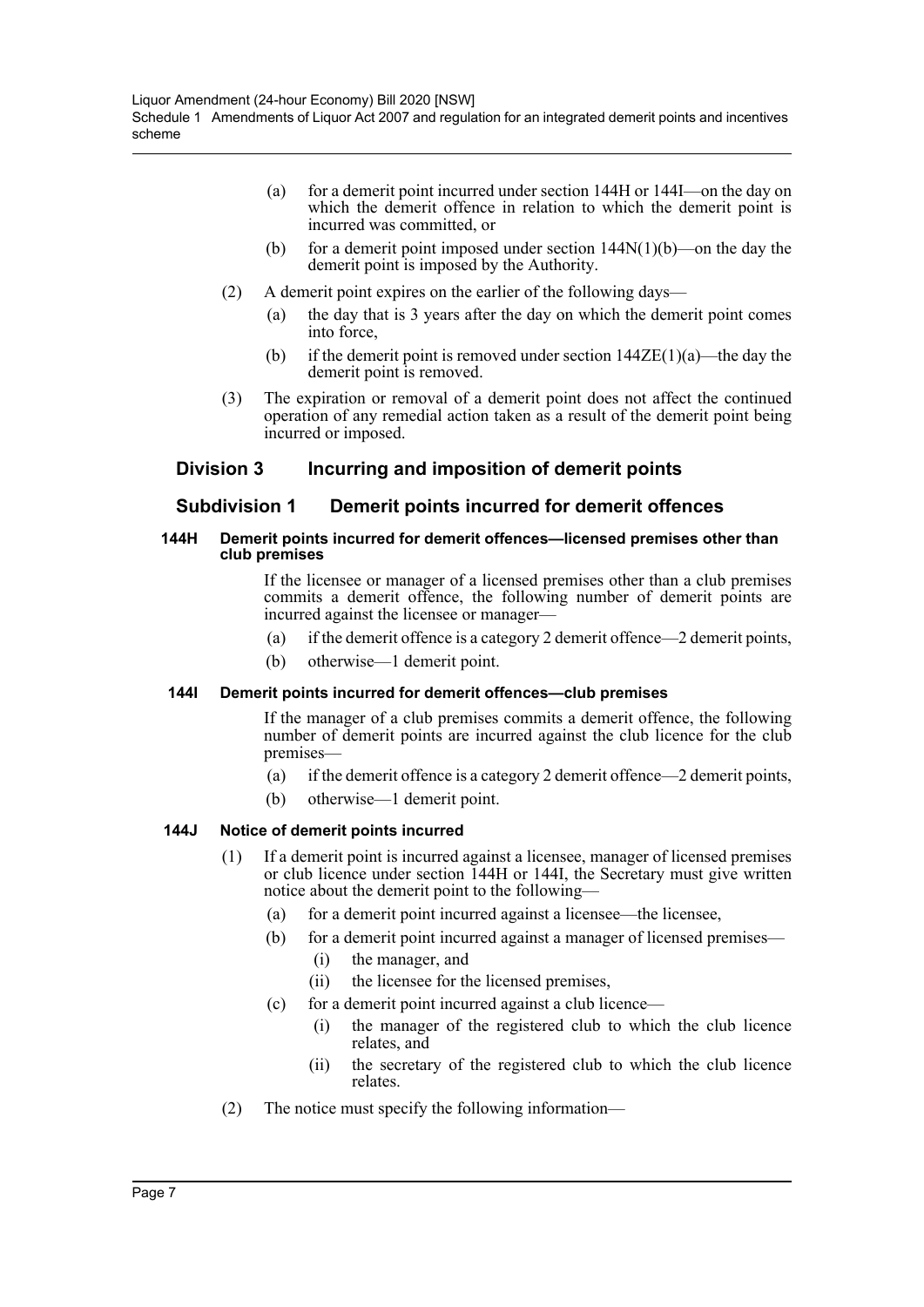(a) for a demerit point incurred under section 144H or 144I—on the day on which the demerit offence in relation to which the demerit point is incurred was committed, or

(b) for a demerit point imposed under section 144N(1)(b)—on the day the demerit point is imposed by the Authority.

(2) A demerit point expires on the earlier of the following days—

(a) the day that is 3 years after the day on which the demerit point comes into force,

(b) if the demerit point is removed under section 144ZE(1)(a)—the day the demerit point is removed.

(3) The expiration or removal of a demerit point does not affect the continued operation of any remedial action taken as a result of the demerit point being incurred or imposed.

## Division 3 Incurring and imposition of demerit points

### Subdivision 1 Demerit points incurred for demerit offences

#### 144H Demerit points incurred for demerit offences—licensed premises other than club premises

If the licensee or manager of a licensed premises other than a club premises commits a demerit offence, the following number of demerit points are incurred against the licensee or manager—

(a) if the demerit offence is a category 2 demerit offence—2 demerit points,

(b) otherwise—1 demerit point.

#### 144I Demerit points incurred for demerit offences—club premises

If the manager of a club premises commits a demerit offence, the following number of demerit points are incurred against the club licence for the club premises—

(a) if the demerit offence is a category 2 demerit offence—2 demerit points,

(b) otherwise—1 demerit point.

#### 144J Notice of demerit points incurred

(1) If a demerit point is incurred against a licensee, manager of licensed premises or club licence under section 144H or 144I, the Secretary must give written notice about the demerit point to the following—

(a) for a demerit point incurred against a licensee—the licensee,

(b) for a demerit point incurred against a manager of licensed premises—

(i) the manager, and

(ii) the licensee for the licensed premises,

(c) for a demerit point incurred against a club licence—

(i) the manager of the registered club to which the club licence relates, and

(ii) the secretary of the registered club to which the club licence relates.

(2) The notice must specify the following information—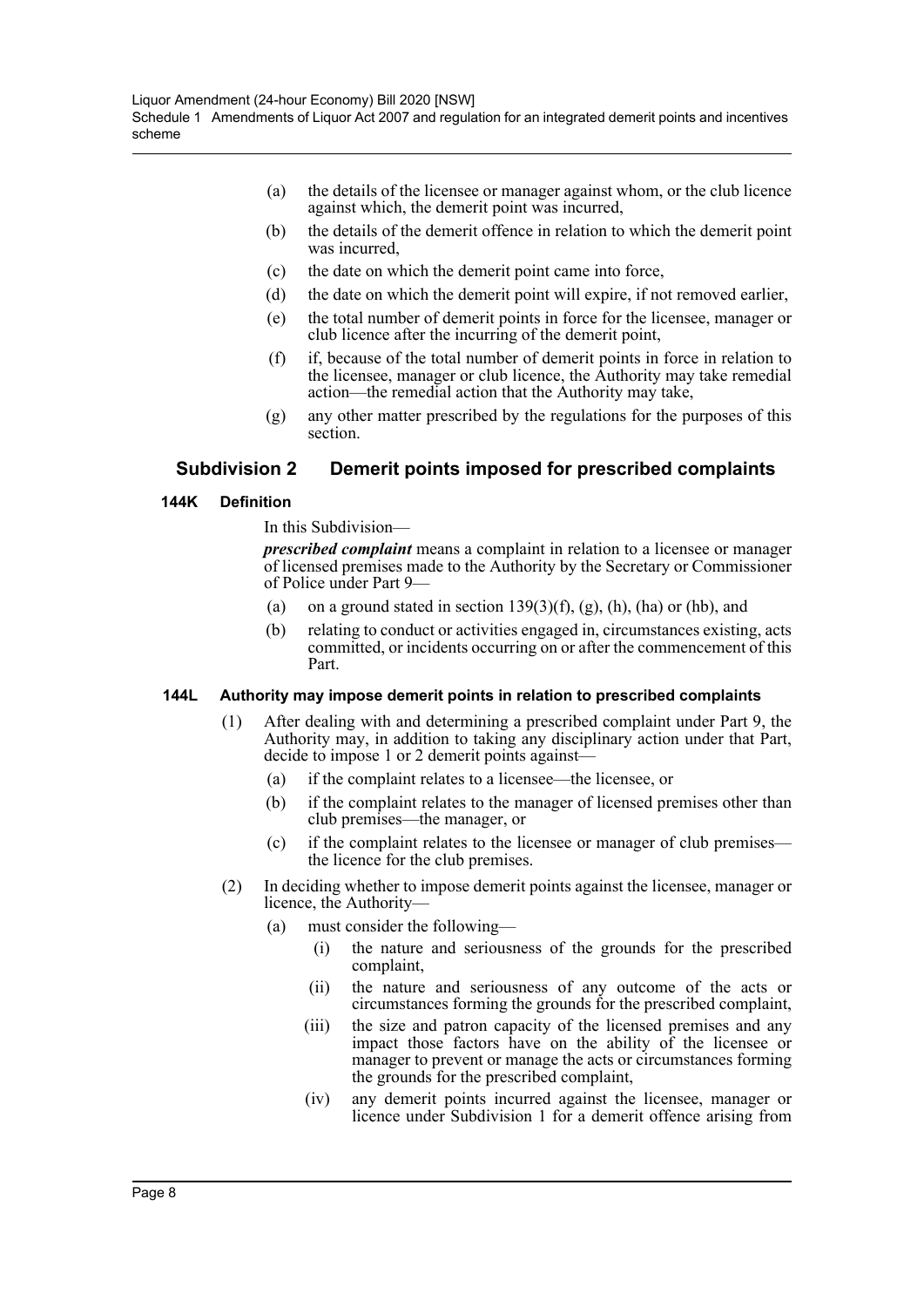(a) the details of the licensee or manager against whom, or the club licence against which, the demerit point was incurred,

(b) the details of the demerit offence in relation to which the demerit point was incurred,

(c) the date on which the demerit point came into force,

(d) the date on which the demerit point will expire, if not removed earlier,

(e) the total number of demerit points in force for the licensee, manager or club licence after the incurring of the demerit point,

(f) if, because of the total number of demerit points in force in relation to the licensee, manager or club licence, the Authority may take remedial action—the remedial action that the Authority may take,

(g) any other matter prescribed by the regulations for the purposes of this section.

## Subdivision 2 Demerit points imposed for prescribed complaints

### 144K Definition

In this Subdivision—

***prescribed complaint*** means a complaint in relation to a licensee or manager of licensed premises made to the Authority by the Secretary or Commissioner of Police under Part 9—

(a) on a ground stated in section 139(3)(f), (g), (h), (ha) or (hb), and

(b) relating to conduct or activities engaged in, circumstances existing, acts committed, or incidents occurring on or after the commencement of this Part.

### 144L Authority may impose demerit points in relation to prescribed complaints

(1) After dealing with and determining a prescribed complaint under Part 9, the Authority may, in addition to taking any disciplinary action under that Part, decide to impose 1 or 2 demerit points against—

(a) if the complaint relates to a licensee—the licensee, or

(b) if the complaint relates to the manager of licensed premises other than club premises—the manager, or

(c) if the complaint relates to the licensee or manager of club premises—the licence for the club premises.

(2) In deciding whether to impose demerit points against the licensee, manager or licence, the Authority—

(a) must consider the following—

(i) the nature and seriousness of the grounds for the prescribed complaint,

(ii) the nature and seriousness of any outcome of the acts or circumstances forming the grounds for the prescribed complaint,

(iii) the size and patron capacity of the licensed premises and any impact those factors have on the ability of the licensee or manager to prevent or manage the acts or circumstances forming the grounds for the prescribed complaint,

(iv) any demerit points incurred against the licensee, manager or licence under Subdivision 1 for a demerit offence arising from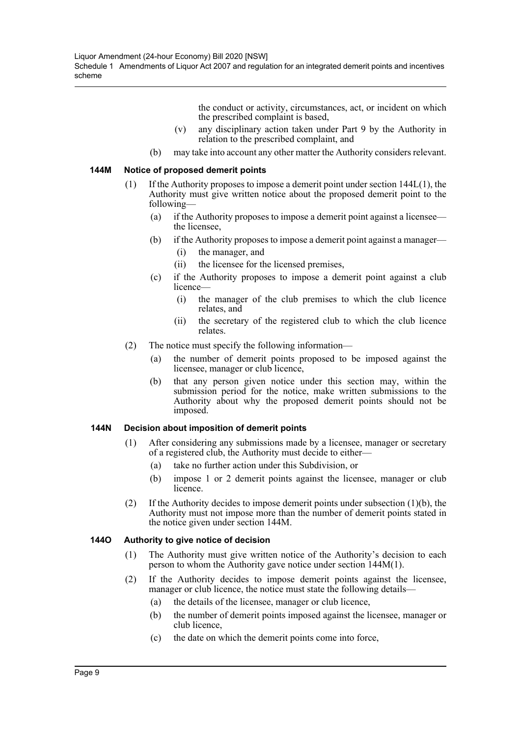the conduct or activity, circumstances, act, or incident on which the prescribed complaint is based,

(v) any disciplinary action taken under Part 9 by the Authority in relation to the prescribed complaint, and

(b) may take into account any other matter the Authority considers relevant.

### 144M Notice of proposed demerit points

(1) If the Authority proposes to impose a demerit point under section 144L(1), the Authority must give written notice about the proposed demerit point to the following—

(a) if the Authority proposes to impose a demerit point against a licensee—the licensee,

(b) if the Authority proposes to impose a demerit point against a manager—

(i) the manager, and

(ii) the licensee for the licensed premises,

(c) if the Authority proposes to impose a demerit point against a club licence—

(i) the manager of the club premises to which the club licence relates, and

(ii) the secretary of the registered club to which the club licence relates.

(2) The notice must specify the following information—

(a) the number of demerit points proposed to be imposed against the licensee, manager or club licence,

(b) that any person given notice under this section may, within the submission period for the notice, make written submissions to the Authority about why the proposed demerit points should not be imposed.

### 144N Decision about imposition of demerit points

(1) After considering any submissions made by a licensee, manager or secretary of a registered club, the Authority must decide to either—

(a) take no further action under this Subdivision, or

(b) impose 1 or 2 demerit points against the licensee, manager or club licence.

(2) If the Authority decides to impose demerit points under subsection (1)(b), the Authority must not impose more than the number of demerit points stated in the notice given under section 144M.

### 144O Authority to give notice of decision

(1) The Authority must give written notice of the Authority's decision to each person to whom the Authority gave notice under section 144M(1).

(2) If the Authority decides to impose demerit points against the licensee, manager or club licence, the notice must state the following details—

(a) the details of the licensee, manager or club licence,

(b) the number of demerit points imposed against the licensee, manager or club licence,

(c) the date on which the demerit points come into force,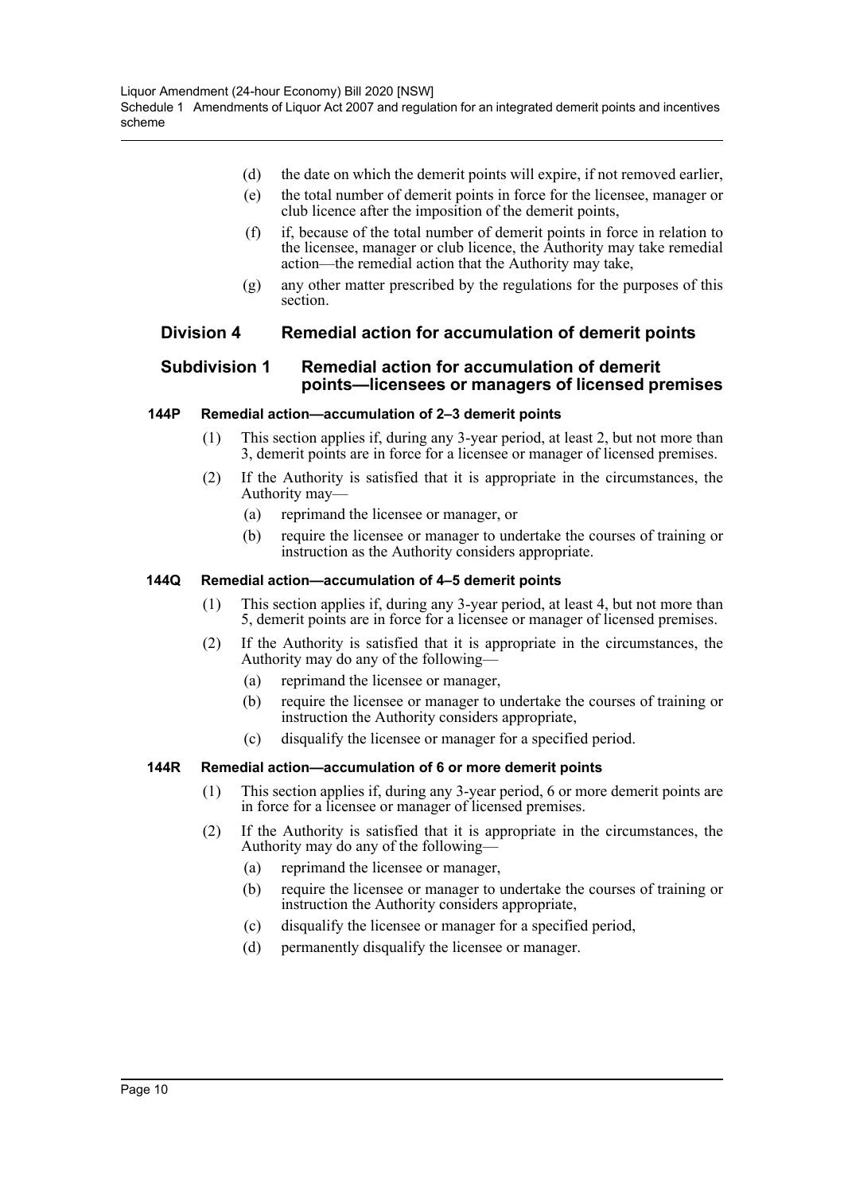(d) the date on which the demerit points will expire, if not removed earlier,

(e) the total number of demerit points in force for the licensee, manager or club licence after the imposition of the demerit points,

(f) if, because of the total number of demerit points in force in relation to the licensee, manager or club licence, the Authority may take remedial action—the remedial action that the Authority may take,

(g) any other matter prescribed by the regulations for the purposes of this section.

## Division 4 Remedial action for accumulation of demerit points

### Subdivision 1 Remedial action for accumulation of demerit points—licensees or managers of licensed premises

#### 144P Remedial action—accumulation of 2–3 demerit points

(1) This section applies if, during any 3-year period, at least 2, but not more than 3, demerit points are in force for a licensee or manager of licensed premises.

(2) If the Authority is satisfied that it is appropriate in the circumstances, the Authority may—

(a) reprimand the licensee or manager, or

(b) require the licensee or manager to undertake the courses of training or instruction as the Authority considers appropriate.

#### 144Q Remedial action—accumulation of 4–5 demerit points

(1) This section applies if, during any 3-year period, at least 4, but not more than 5, demerit points are in force for a licensee or manager of licensed premises.

(2) If the Authority is satisfied that it is appropriate in the circumstances, the Authority may do any of the following—

(a) reprimand the licensee or manager,

(b) require the licensee or manager to undertake the courses of training or instruction the Authority considers appropriate,

(c) disqualify the licensee or manager for a specified period.

#### 144R Remedial action—accumulation of 6 or more demerit points

(1) This section applies if, during any 3-year period, 6 or more demerit points are in force for a licensee or manager of licensed premises.

(2) If the Authority is satisfied that it is appropriate in the circumstances, the Authority may do any of the following—

(a) reprimand the licensee or manager,

(b) require the licensee or manager to undertake the courses of training or instruction the Authority considers appropriate,

(c) disqualify the licensee or manager for a specified period,

(d) permanently disqualify the licensee or manager.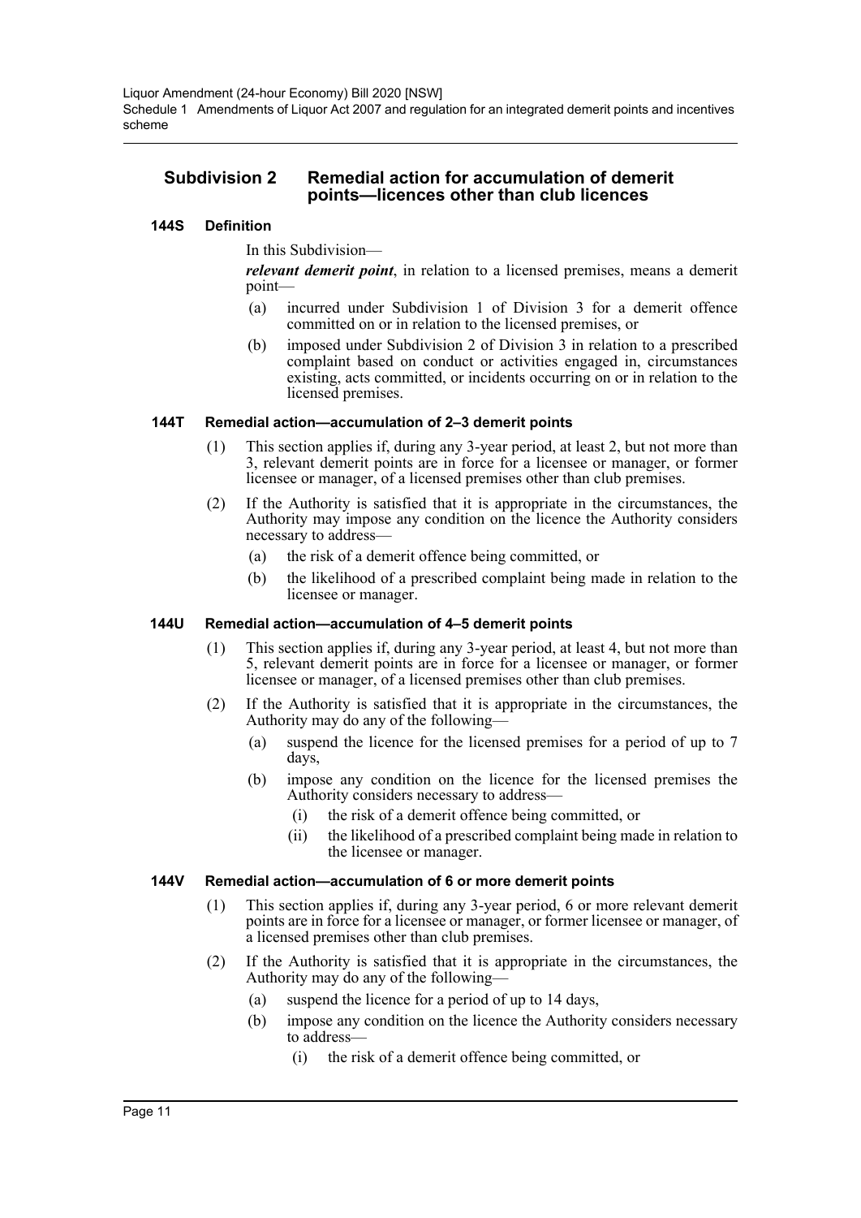## Subdivision 2 Remedial action for accumulation of demerit points—licences other than club licences

### 144S Definition

In this Subdivision—

***relevant demerit point***, in relation to a licensed premises, means a demerit point—

(a) incurred under Subdivision 1 of Division 3 for a demerit offence committed on or in relation to the licensed premises, or

(b) imposed under Subdivision 2 of Division 3 in relation to a prescribed complaint based on conduct or activities engaged in, circumstances existing, acts committed, or incidents occurring on or in relation to the licensed premises.

### 144T Remedial action—accumulation of 2–3 demerit points

(1) This section applies if, during any 3-year period, at least 2, but not more than 3, relevant demerit points are in force for a licensee or manager, or former licensee or manager, of a licensed premises other than club premises.

(2) If the Authority is satisfied that it is appropriate in the circumstances, the Authority may impose any condition on the licence the Authority considers necessary to address—

(a) the risk of a demerit offence being committed, or

(b) the likelihood of a prescribed complaint being made in relation to the licensee or manager.

### 144U Remedial action—accumulation of 4–5 demerit points

(1) This section applies if, during any 3-year period, at least 4, but not more than 5, relevant demerit points are in force for a licensee or manager, or former licensee or manager, of a licensed premises other than club premises.

(2) If the Authority is satisfied that it is appropriate in the circumstances, the Authority may do any of the following—

(a) suspend the licence for the licensed premises for a period of up to 7 days,

(b) impose any condition on the licence for the licensed premises the Authority considers necessary to address—

(i) the risk of a demerit offence being committed, or

(ii) the likelihood of a prescribed complaint being made in relation to the licensee or manager.

### 144V Remedial action—accumulation of 6 or more demerit points

(1) This section applies if, during any 3-year period, 6 or more relevant demerit points are in force for a licensee or manager, or former licensee or manager, of a licensed premises other than club premises.

(2) If the Authority is satisfied that it is appropriate in the circumstances, the Authority may do any of the following—

(a) suspend the licence for a period of up to 14 days,

(b) impose any condition on the licence the Authority considers necessary to address—

(i) the risk of a demerit offence being committed, or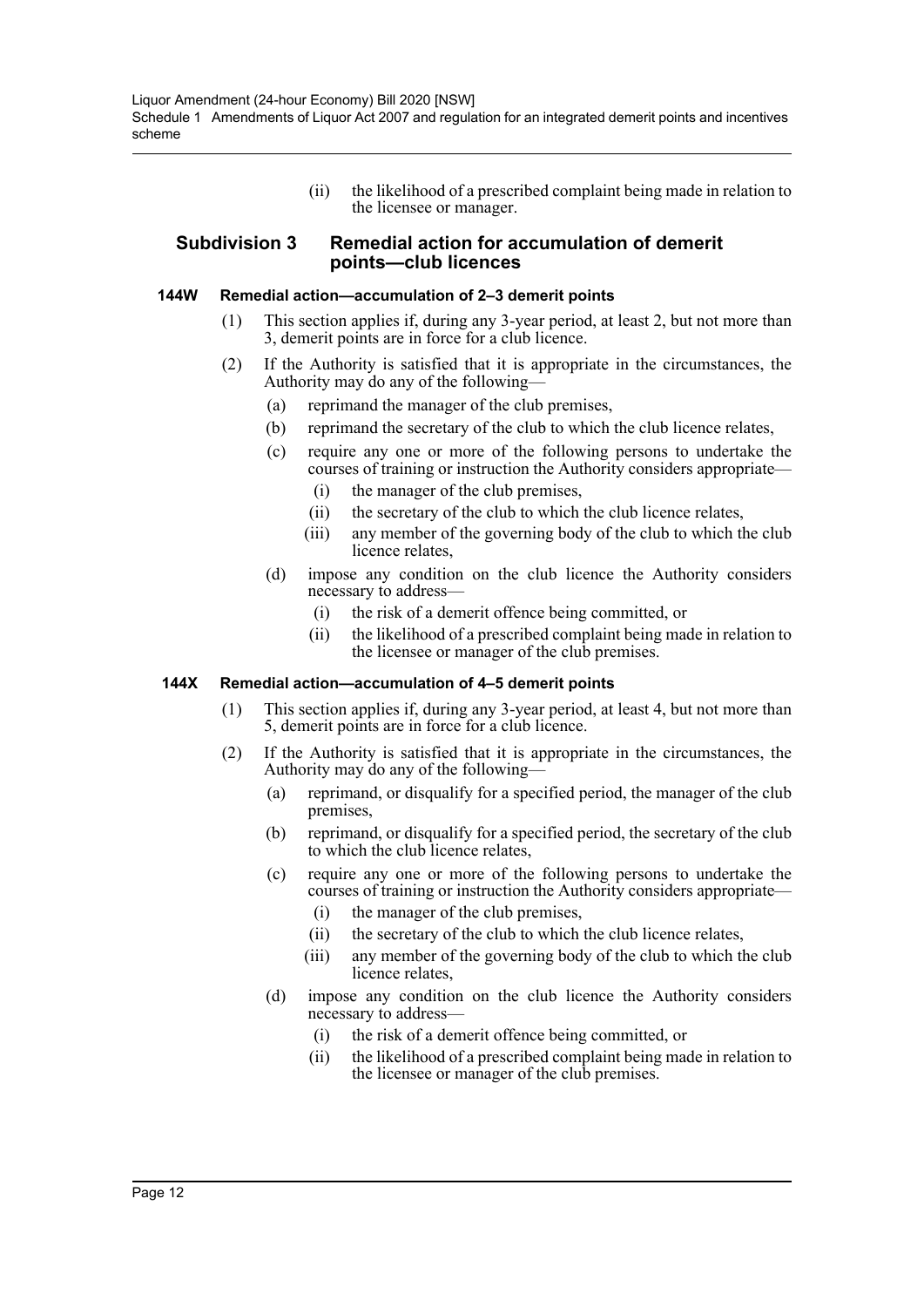(ii) the likelihood of a prescribed complaint being made in relation to the licensee or manager.

## Subdivision 3 Remedial action for accumulation of demerit points—club licences

### 144W Remedial action—accumulation of 2–3 demerit points

(1) This section applies if, during any 3-year period, at least 2, but not more than 3, demerit points are in force for a club licence.

(2) If the Authority is satisfied that it is appropriate in the circumstances, the Authority may do any of the following—

- (a) reprimand the manager of the club premises,
- (b) reprimand the secretary of the club to which the club licence relates,
- (c) require any one or more of the following persons to undertake the courses of training or instruction the Authority considers appropriate—
  - (i) the manager of the club premises,
  - (ii) the secretary of the club to which the club licence relates,
  - (iii) any member of the governing body of the club to which the club licence relates,
- (d) impose any condition on the club licence the Authority considers necessary to address—
  - (i) the risk of a demerit offence being committed, or
  - (ii) the likelihood of a prescribed complaint being made in relation to the licensee or manager of the club premises.

### 144X Remedial action—accumulation of 4–5 demerit points

(1) This section applies if, during any 3-year period, at least 4, but not more than 5, demerit points are in force for a club licence.

(2) If the Authority is satisfied that it is appropriate in the circumstances, the Authority may do any of the following—

- (a) reprimand, or disqualify for a specified period, the manager of the club premises,
- (b) reprimand, or disqualify for a specified period, the secretary of the club to which the club licence relates,
- (c) require any one or more of the following persons to undertake the courses of training or instruction the Authority considers appropriate—
  - (i) the manager of the club premises,
  - (ii) the secretary of the club to which the club licence relates,
  - (iii) any member of the governing body of the club to which the club licence relates,
- (d) impose any condition on the club licence the Authority considers necessary to address—
  - (i) the risk of a demerit offence being committed, or
  - (ii) the likelihood of a prescribed complaint being made in relation to the licensee or manager of the club premises.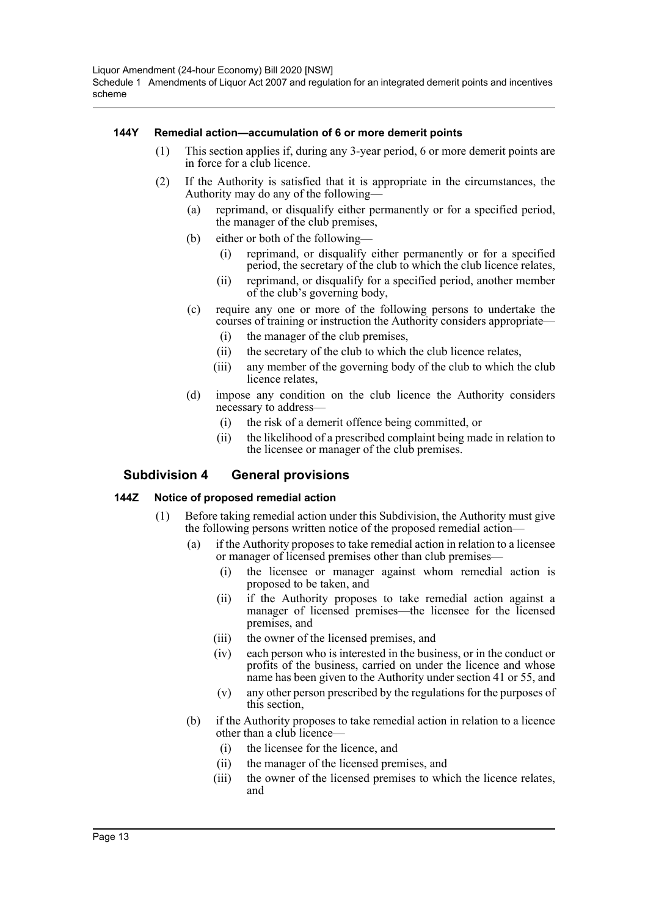#### 144Y Remedial action—accumulation of 6 or more demerit points

(1) This section applies if, during any 3-year period, 6 or more demerit points are in force for a club licence.

(2) If the Authority is satisfied that it is appropriate in the circumstances, the Authority may do any of the following—

- (a) reprimand, or disqualify either permanently or for a specified period, the manager of the club premises,
- (b) either or both of the following—
  - (i) reprimand, or disqualify either permanently or for a specified period, the secretary of the club to which the club licence relates,
  - (ii) reprimand, or disqualify for a specified period, another member of the club's governing body,
- (c) require any one or more of the following persons to undertake the courses of training or instruction the Authority considers appropriate—
  - (i) the manager of the club premises,
  - (ii) the secretary of the club to which the club licence relates,
  - (iii) any member of the governing body of the club to which the club licence relates,
- (d) impose any condition on the club licence the Authority considers necessary to address—
  - (i) the risk of a demerit offence being committed, or
  - (ii) the likelihood of a prescribed complaint being made in relation to the licensee or manager of the club premises.

### Subdivision 4 General provisions

#### 144Z Notice of proposed remedial action

(1) Before taking remedial action under this Subdivision, the Authority must give the following persons written notice of the proposed remedial action—

- (a) if the Authority proposes to take remedial action in relation to a licensee or manager of licensed premises other than club premises—
  - (i) the licensee or manager against whom remedial action is proposed to be taken, and
  - (ii) if the Authority proposes to take remedial action against a manager of licensed premises—the licensee for the licensed premises, and
  - (iii) the owner of the licensed premises, and
  - (iv) each person who is interested in the business, or in the conduct or profits of the business, carried on under the licence and whose name has been given to the Authority under section 41 or 55, and
  - (v) any other person prescribed by the regulations for the purposes of this section,
- (b) if the Authority proposes to take remedial action in relation to a licence other than a club licence—
  - (i) the licensee for the licence, and
  - (ii) the manager of the licensed premises, and
  - (iii) the owner of the licensed premises to which the licence relates, and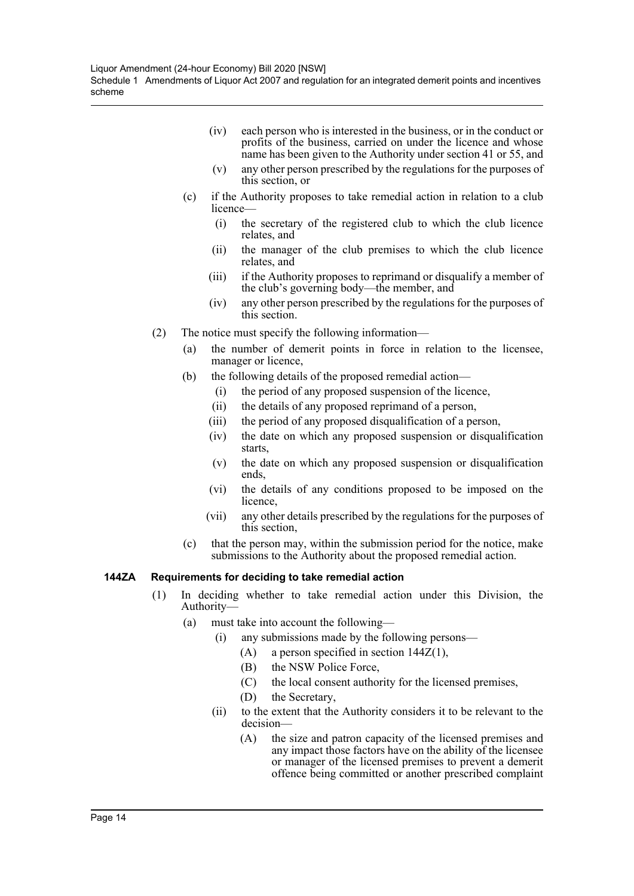(iv) each person who is interested in the business, or in the conduct or profits of the business, carried on under the licence and whose name has been given to the Authority under section 41 or 55, and

(v) any other person prescribed by the regulations for the purposes of this section, or

(c) if the Authority proposes to take remedial action in relation to a club licence—

(i) the secretary of the registered club to which the club licence relates, and

(ii) the manager of the club premises to which the club licence relates, and

(iii) if the Authority proposes to reprimand or disqualify a member of the club's governing body—the member, and

(iv) any other person prescribed by the regulations for the purposes of this section.

(2) The notice must specify the following information—

(a) the number of demerit points in force in relation to the licensee, manager or licence,

(b) the following details of the proposed remedial action—

(i) the period of any proposed suspension of the licence,

(ii) the details of any proposed reprimand of a person,

(iii) the period of any proposed disqualification of a person,

(iv) the date on which any proposed suspension or disqualification starts,

(v) the date on which any proposed suspension or disqualification ends,

(vi) the details of any conditions proposed to be imposed on the licence,

(vii) any other details prescribed by the regulations for the purposes of this section,

(c) that the person may, within the submission period for the notice, make submissions to the Authority about the proposed remedial action.

**144ZA Requirements for deciding to take remedial action**

(1) In deciding whether to take remedial action under this Division, the Authority—

(a) must take into account the following—

(i) any submissions made by the following persons—

(A) a person specified in section 144Z(1),

(B) the NSW Police Force,

(C) the local consent authority for the licensed premises,

(D) the Secretary,

(ii) to the extent that the Authority considers it to be relevant to the decision—

(A) the size and patron capacity of the licensed premises and any impact those factors have on the ability of the licensee or manager of the licensed premises to prevent a demerit offence being committed or another prescribed complaint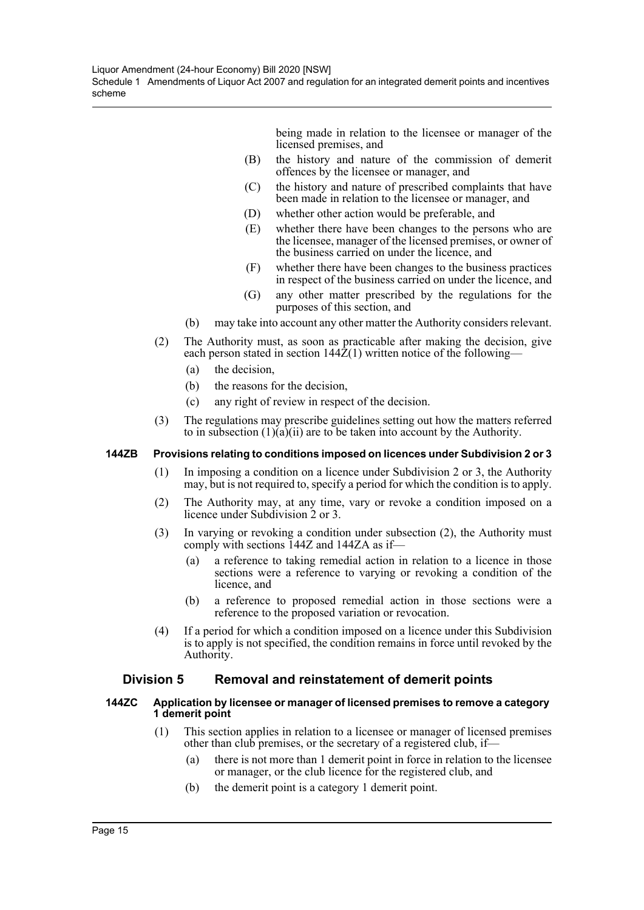being made in relation to the licensee or manager of the licensed premises, and

(B) the history and nature of the commission of demerit offences by the licensee or manager, and

(C) the history and nature of prescribed complaints that have been made in relation to the licensee or manager, and

(D) whether other action would be preferable, and

(E) whether there have been changes to the persons who are the licensee, manager of the licensed premises, or owner of the business carried on under the licence, and

(F) whether there have been changes to the business practices in respect of the business carried on under the licence, and

(G) any other matter prescribed by the regulations for the purposes of this section, and

(b) may take into account any other matter the Authority considers relevant.

(2) The Authority must, as soon as practicable after making the decision, give each person stated in section 144Z(1) written notice of the following—

(a) the decision,

(b) the reasons for the decision,

(c) any right of review in respect of the decision.

(3) The regulations may prescribe guidelines setting out how the matters referred to in subsection (1)(a)(ii) are to be taken into account by the Authority.

#### 144ZB Provisions relating to conditions imposed on licences under Subdivision 2 or 3

(1) In imposing a condition on a licence under Subdivision 2 or 3, the Authority may, but is not required to, specify a period for which the condition is to apply.

(2) The Authority may, at any time, vary or revoke a condition imposed on a licence under Subdivision 2 or 3.

(3) In varying or revoking a condition under subsection (2), the Authority must comply with sections 144Z and 144ZA as if—

(a) a reference to taking remedial action in relation to a licence in those sections were a reference to varying or revoking a condition of the licence, and

(b) a reference to proposed remedial action in those sections were a reference to the proposed variation or revocation.

(4) If a period for which a condition imposed on a licence under this Subdivision is to apply is not specified, the condition remains in force until revoked by the Authority.

## Division 5 Removal and reinstatement of demerit points

#### 144ZC Application by licensee or manager of licensed premises to remove a category 1 demerit point

(1) This section applies in relation to a licensee or manager of licensed premises other than club premises, or the secretary of a registered club, if—

(a) there is not more than 1 demerit point in force in relation to the licensee or manager, or the club licence for the registered club, and

(b) the demerit point is a category 1 demerit point.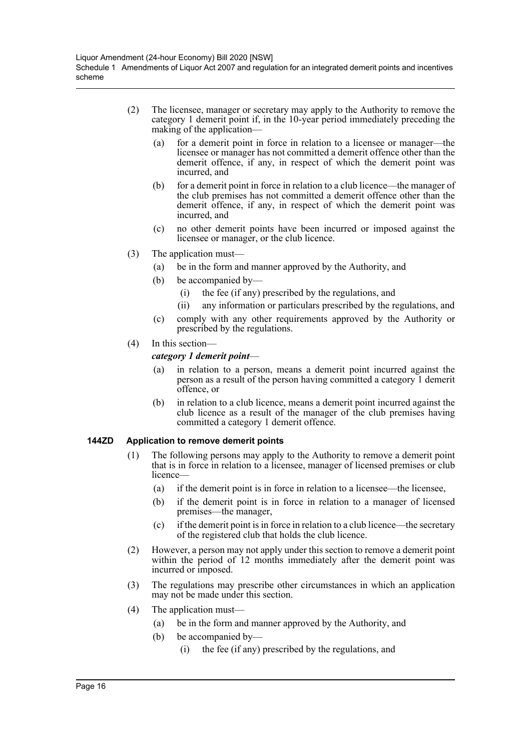(2) The licensee, manager or secretary may apply to the Authority to remove the category 1 demerit point if, in the 10-year period immediately preceding the making of the application—

(a) for a demerit point in force in relation to a licensee or manager—the licensee or manager has not committed a demerit offence other than the demerit offence, if any, in respect of which the demerit point was incurred, and

(b) for a demerit point in force in relation to a club licence—the manager of the club premises has not committed a demerit offence other than the demerit offence, if any, in respect of which the demerit point was incurred, and

(c) no other demerit points have been incurred or imposed against the licensee or manager, or the club licence.

(3) The application must—

(a) be in the form and manner approved by the Authority, and

(b) be accompanied by—

(i) the fee (if any) prescribed by the regulations, and

(ii) any information or particulars prescribed by the regulations, and

(c) comply with any other requirements approved by the Authority or prescribed by the regulations.

(4) In this section—

***category 1 demerit point***—

(a) in relation to a person, means a demerit point incurred against the person as a result of the person having committed a category 1 demerit offence, or

(b) in relation to a club licence, means a demerit point incurred against the club licence as a result of the manager of the club premises having committed a category 1 demerit offence.

**144ZD Application to remove demerit points**

(1) The following persons may apply to the Authority to remove a demerit point that is in force in relation to a licensee, manager of licensed premises or club licence—

(a) if the demerit point is in force in relation to a licensee—the licensee,

(b) if the demerit point is in force in relation to a manager of licensed premises—the manager,

(c) if the demerit point is in force in relation to a club licence—the secretary of the registered club that holds the club licence.

(2) However, a person may not apply under this section to remove a demerit point within the period of 12 months immediately after the demerit point was incurred or imposed.

(3) The regulations may prescribe other circumstances in which an application may not be made under this section.

(4) The application must—

(a) be in the form and manner approved by the Authority, and

(b) be accompanied by—

(i) the fee (if any) prescribed by the regulations, and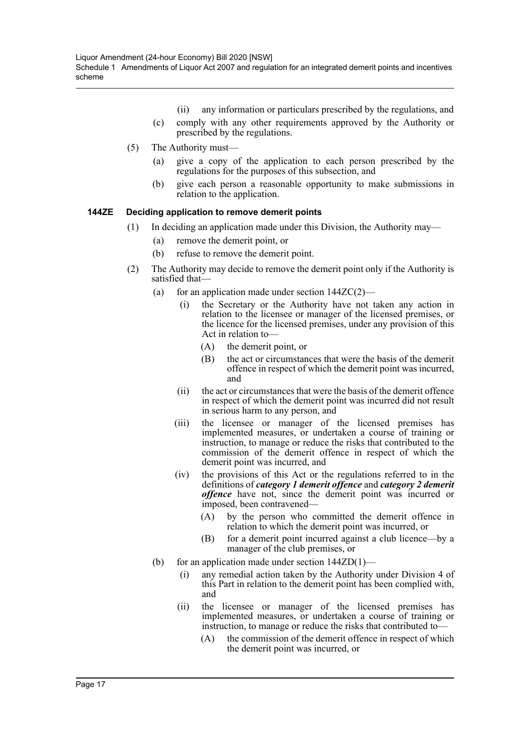(ii) any information or particulars prescribed by the regulations, and

(c) comply with any other requirements approved by the Authority or prescribed by the regulations.

(5) The Authority must—

(a) give a copy of the application to each person prescribed by the regulations for the purposes of this subsection, and

(b) give each person a reasonable opportunity to make submissions in relation to the application.

**144ZE Deciding application to remove demerit points**

(1) In deciding an application made under this Division, the Authority may—

(a) remove the demerit point, or

(b) refuse to remove the demerit point.

(2) The Authority may decide to remove the demerit point only if the Authority is satisfied that—

(a) for an application made under section 144ZC(2)—

(i) the Secretary or the Authority have not taken any action in relation to the licensee or manager of the licensed premises, or the licence for the licensed premises, under any provision of this Act in relation to—

(A) the demerit point, or

(B) the act or circumstances that were the basis of the demerit offence in respect of which the demerit point was incurred, and

(ii) the act or circumstances that were the basis of the demerit offence in respect of which the demerit point was incurred did not result in serious harm to any person, and

(iii) the licensee or manager of the licensed premises has implemented measures, or undertaken a course of training or instruction, to manage or reduce the risks that contributed to the commission of the demerit offence in respect of which the demerit point was incurred, and

(iv) the provisions of this Act or the regulations referred to in the definitions of ***category 1 demerit offence*** and ***category 2 demerit offence*** have not, since the demerit point was incurred or imposed, been contravened—

(A) by the person who committed the demerit offence in relation to which the demerit point was incurred, or

(B) for a demerit point incurred against a club licence—by a manager of the club premises, or

(b) for an application made under section 144ZD(1)—

(i) any remedial action taken by the Authority under Division 4 of this Part in relation to the demerit point has been complied with, and

(ii) the licensee or manager of the licensed premises has implemented measures, or undertaken a course of training or instruction, to manage or reduce the risks that contributed to—

(A) the commission of the demerit offence in respect of which the demerit point was incurred, or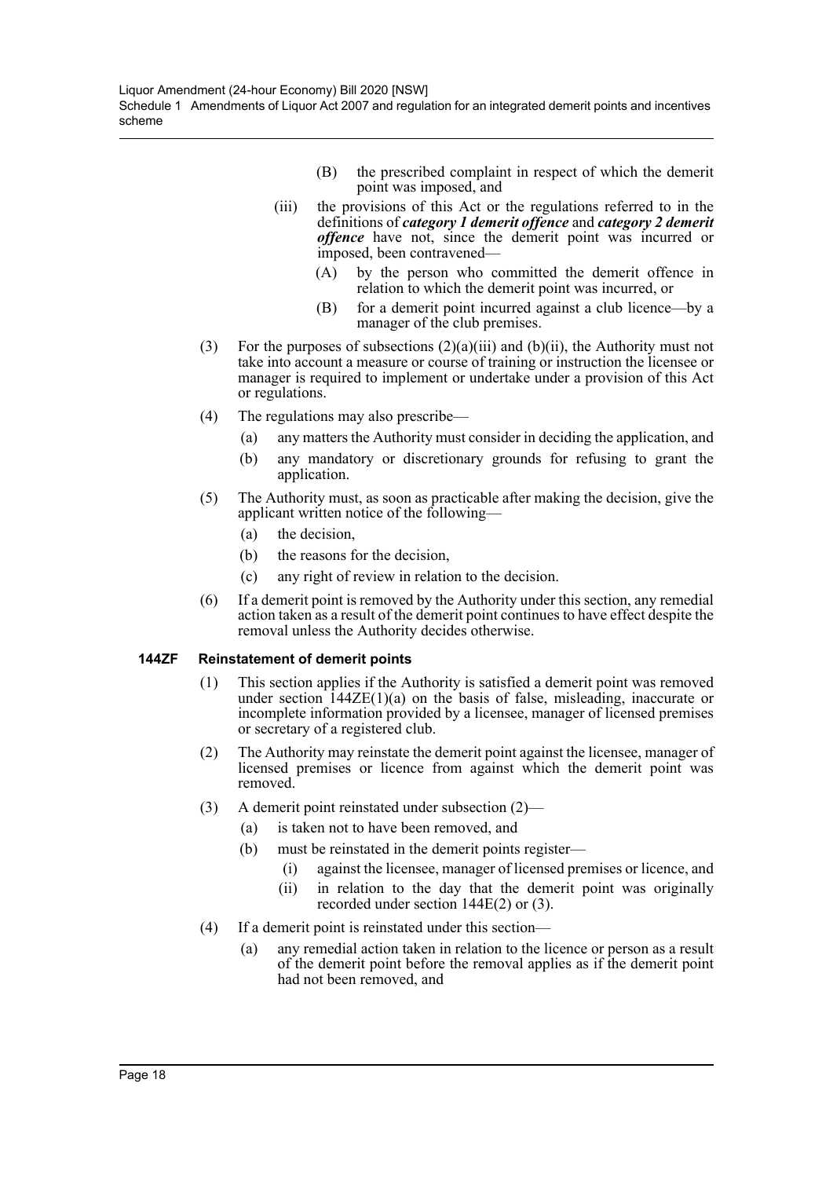(B) the prescribed complaint in respect of which the demerit point was imposed, and

(iii) the provisions of this Act or the regulations referred to in the definitions of ***category 1 demerit offence*** and ***category 2 demerit offence*** have not, since the demerit point was incurred or imposed, been contravened—

(A) by the person who committed the demerit offence in relation to which the demerit point was incurred, or

(B) for a demerit point incurred against a club licence—by a manager of the club premises.

(3) For the purposes of subsections (2)(a)(iii) and (b)(ii), the Authority must not take into account a measure or course of training or instruction the licensee or manager is required to implement or undertake under a provision of this Act or regulations.

(4) The regulations may also prescribe—

(a) any matters the Authority must consider in deciding the application, and

(b) any mandatory or discretionary grounds for refusing to grant the application.

(5) The Authority must, as soon as practicable after making the decision, give the applicant written notice of the following—

(a) the decision,

(b) the reasons for the decision,

(c) any right of review in relation to the decision.

(6) If a demerit point is removed by the Authority under this section, any remedial action taken as a result of the demerit point continues to have effect despite the removal unless the Authority decides otherwise.

**144ZF Reinstatement of demerit points**

(1) This section applies if the Authority is satisfied a demerit point was removed under section 144ZE(1)(a) on the basis of false, misleading, inaccurate or incomplete information provided by a licensee, manager of licensed premises or secretary of a registered club.

(2) The Authority may reinstate the demerit point against the licensee, manager of licensed premises or licence from against which the demerit point was removed.

(3) A demerit point reinstated under subsection (2)—

(a) is taken not to have been removed, and

(b) must be reinstated in the demerit points register—

(i) against the licensee, manager of licensed premises or licence, and

(ii) in relation to the day that the demerit point was originally recorded under section 144E(2) or (3).

(4) If a demerit point is reinstated under this section—

(a) any remedial action taken in relation to the licence or person as a result of the demerit point before the removal applies as if the demerit point had not been removed, and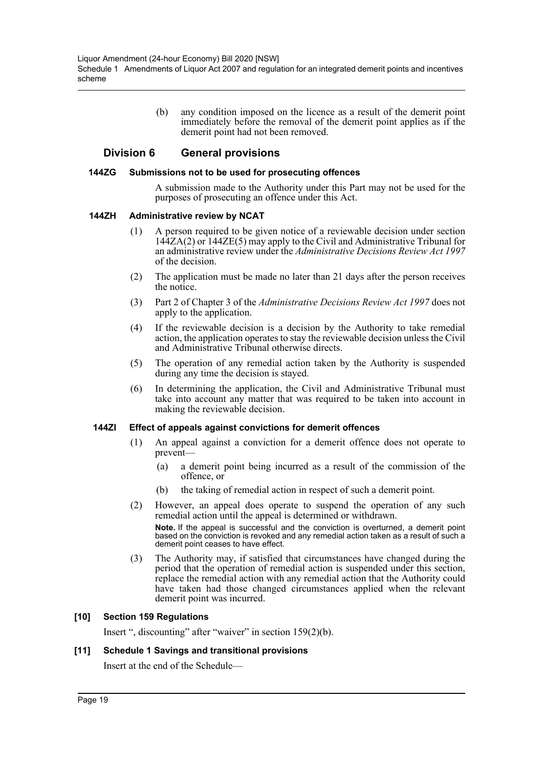(b) any condition imposed on the licence as a result of the demerit point immediately before the removal of the demerit point applies as if the demerit point had not been removed.

## Division 6 General provisions

### 144ZG Submissions not to be used for prosecuting offences

A submission made to the Authority under this Part may not be used for the purposes of prosecuting an offence under this Act.

### 144ZH Administrative review by NCAT

(1) A person required to be given notice of a reviewable decision under section 144ZA(2) or 144ZE(5) may apply to the Civil and Administrative Tribunal for an administrative review under the *Administrative Decisions Review Act 1997* of the decision.

(2) The application must be made no later than 21 days after the person receives the notice.

(3) Part 2 of Chapter 3 of the *Administrative Decisions Review Act 1997* does not apply to the application.

(4) If the reviewable decision is a decision by the Authority to take remedial action, the application operates to stay the reviewable decision unless the Civil and Administrative Tribunal otherwise directs.

(5) The operation of any remedial action taken by the Authority is suspended during any time the decision is stayed.

(6) In determining the application, the Civil and Administrative Tribunal must take into account any matter that was required to be taken into account in making the reviewable decision.

### 144ZI Effect of appeals against convictions for demerit offences

(1) An appeal against a conviction for a demerit offence does not operate to prevent—

(a) a demerit point being incurred as a result of the commission of the offence, or

(b) the taking of remedial action in respect of such a demerit point.

(2) However, an appeal does operate to suspend the operation of any such remedial action until the appeal is determined or withdrawn.

**Note.** If the appeal is successful and the conviction is overturned, a demerit point based on the conviction is revoked and any remedial action taken as a result of such a demerit point ceases to have effect.

(3) The Authority may, if satisfied that circumstances have changed during the period that the operation of remedial action is suspended under this section, replace the remedial action with any remedial action that the Authority could have taken had those changed circumstances applied when the relevant demerit point was incurred.

### [10] Section 159 Regulations

Insert ", discounting" after "waiver" in section 159(2)(b).

### [11] Schedule 1 Savings and transitional provisions

Insert at the end of the Schedule—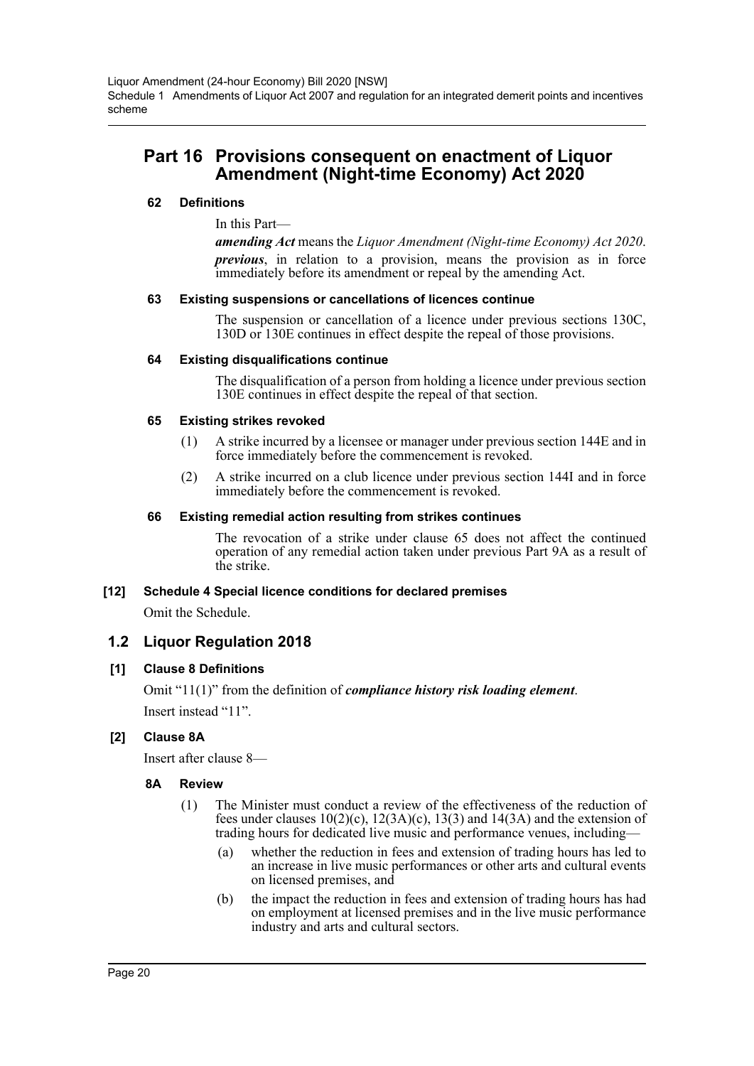## Part 16 Provisions consequent on enactment of Liquor Amendment (Night-time Economy) Act 2020

#### 62 Definitions

In this Part—

***amending Act*** means the *Liquor Amendment (Night-time Economy) Act 2020*.

***previous***, in relation to a provision, means the provision as in force immediately before its amendment or repeal by the amending Act.

#### 63 Existing suspensions or cancellations of licences continue

The suspension or cancellation of a licence under previous sections 130C, 130D or 130E continues in effect despite the repeal of those provisions.

#### 64 Existing disqualifications continue

The disqualification of a person from holding a licence under previous section 130E continues in effect despite the repeal of that section.

#### 65 Existing strikes revoked

(1) A strike incurred by a licensee or manager under previous section 144E and in force immediately before the commencement is revoked.

(2) A strike incurred on a club licence under previous section 144I and in force immediately before the commencement is revoked.

#### 66 Existing remedial action resulting from strikes continues

The revocation of a strike under clause 65 does not affect the continued operation of any remedial action taken under previous Part 9A as a result of the strike.

#### [12] Schedule 4 Special licence conditions for declared premises

Omit the Schedule.

### 1.2 Liquor Regulation 2018

#### [1] Clause 8 Definitions

Omit "11(1)" from the definition of ***compliance history risk loading element***.

Insert instead "11".

#### [2] Clause 8A

Insert after clause 8—

#### 8A Review

(1) The Minister must conduct a review of the effectiveness of the reduction of fees under clauses 10(2)(c), 12(3A)(c), 13(3) and 14(3A) and the extension of trading hours for dedicated live music and performance venues, including—

(a) whether the reduction in fees and extension of trading hours has led to an increase in live music performances or other arts and cultural events on licensed premises, and

(b) the impact the reduction in fees and extension of trading hours has had on employment at licensed premises and in the live music performance industry and arts and cultural sectors.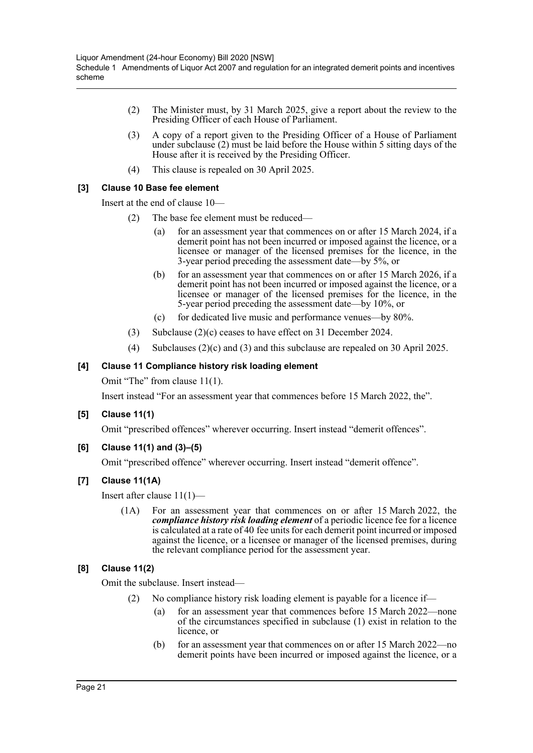(2) The Minister must, by 31 March 2025, give a report about the review to the Presiding Officer of each House of Parliament.

(3) A copy of a report given to the Presiding Officer of a House of Parliament under subclause (2) must be laid before the House within 5 sitting days of the House after it is received by the Presiding Officer.

(4) This clause is repealed on 30 April 2025.

### [3] Clause 10 Base fee element

Insert at the end of clause 10—

(2) The base fee element must be reduced—

(a) for an assessment year that commences on or after 15 March 2024, if a demerit point has not been incurred or imposed against the licence, or a licensee or manager of the licensed premises for the licence, in the 3-year period preceding the assessment date—by 5%, or

(b) for an assessment year that commences on or after 15 March 2026, if a demerit point has not been incurred or imposed against the licence, or a licensee or manager of the licensed premises for the licence, in the 5-year period preceding the assessment date—by 10%, or

(c) for dedicated live music and performance venues—by 80%.

(3) Subclause (2)(c) ceases to have effect on 31 December 2024.

(4) Subclauses (2)(c) and (3) and this subclause are repealed on 30 April 2025.

### [4] Clause 11 Compliance history risk loading element

Omit "The" from clause 11(1).

Insert instead "For an assessment year that commences before 15 March 2022, the".

### [5] Clause 11(1)

Omit "prescribed offences" wherever occurring. Insert instead "demerit offences".

### [6] Clause 11(1) and (3)–(5)

Omit "prescribed offence" wherever occurring. Insert instead "demerit offence".

### [7] Clause 11(1A)

Insert after clause 11(1)—

(1A) For an assessment year that commences on or after 15 March 2022, the ***compliance history risk loading element*** of a periodic licence fee for a licence is calculated at a rate of 40 fee units for each demerit point incurred or imposed against the licence, or a licensee or manager of the licensed premises, during the relevant compliance period for the assessment year.

### [8] Clause 11(2)

Omit the subclause. Insert instead—

(2) No compliance history risk loading element is payable for a licence if—

(a) for an assessment year that commences before 15 March 2022—none of the circumstances specified in subclause (1) exist in relation to the licence, or

(b) for an assessment year that commences on or after 15 March 2022—no demerit points have been incurred or imposed against the licence, or a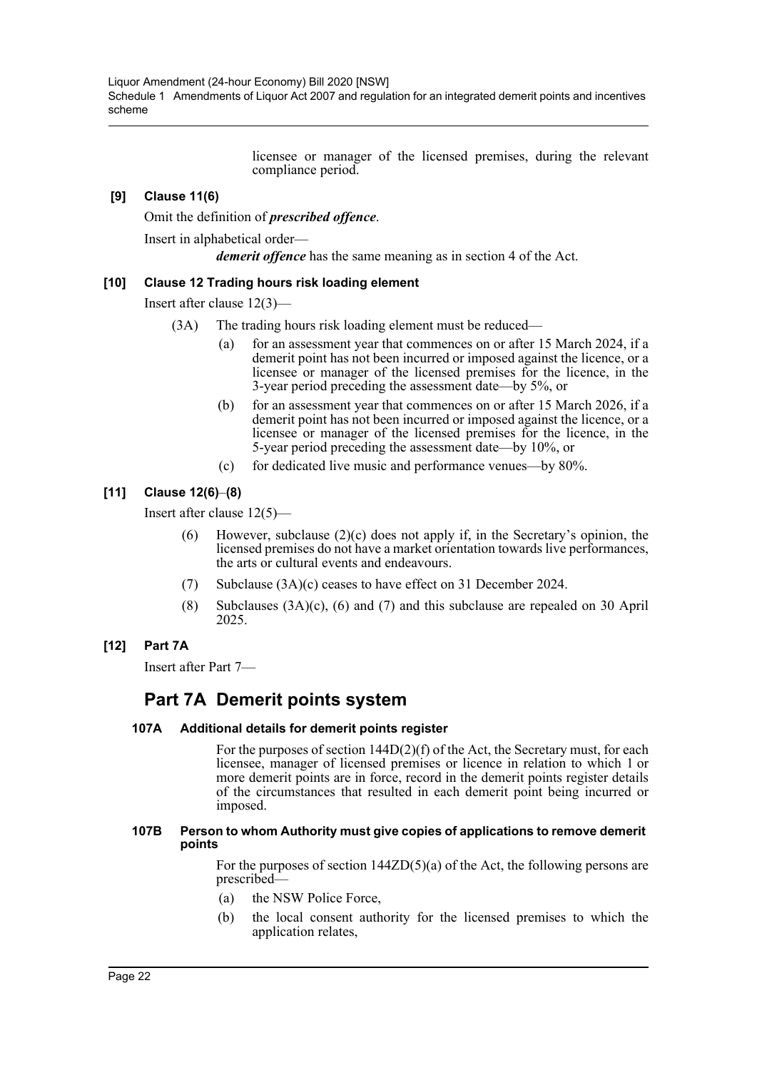licensee or manager of the licensed premises, during the relevant compliance period.

### [9] Clause 11(6)

Omit the definition of ***prescribed offence***.

Insert in alphabetical order—

***demerit offence*** has the same meaning as in section 4 of the Act.

### [10] Clause 12 Trading hours risk loading element

Insert after clause 12(3)—

(3A) The trading hours risk loading element must be reduced—

- (a) for an assessment year that commences on or after 15 March 2024, if a demerit point has not been incurred or imposed against the licence, or a licensee or manager of the licensed premises for the licence, in the 3-year period preceding the assessment date—by 5%, or
- (b) for an assessment year that commences on or after 15 March 2026, if a demerit point has not been incurred or imposed against the licence, or a licensee or manager of the licensed premises for the licence, in the 5-year period preceding the assessment date—by 10%, or
- (c) for dedicated live music and performance venues—by 80%.

### [11] Clause 12(6)–(8)

Insert after clause 12(5)—

(6) However, subclause (2)(c) does not apply if, in the Secretary's opinion, the licensed premises do not have a market orientation towards live performances, the arts or cultural events and endeavours.

(7) Subclause (3A)(c) ceases to have effect on 31 December 2024.

(8) Subclauses (3A)(c), (6) and (7) and this subclause are repealed on 30 April 2025.

### [12] Part 7A

Insert after Part 7—

## Part 7A Demerit points system

#### 107A Additional details for demerit points register

For the purposes of section 144D(2)(f) of the Act, the Secretary must, for each licensee, manager of licensed premises or licence in relation to which 1 or more demerit points are in force, record in the demerit points register details of the circumstances that resulted in each demerit point being incurred or imposed.

#### 107B Person to whom Authority must give copies of applications to remove demerit points

For the purposes of section 144ZD(5)(a) of the Act, the following persons are prescribed—

- (a) the NSW Police Force,
- (b) the local consent authority for the licensed premises to which the application relates,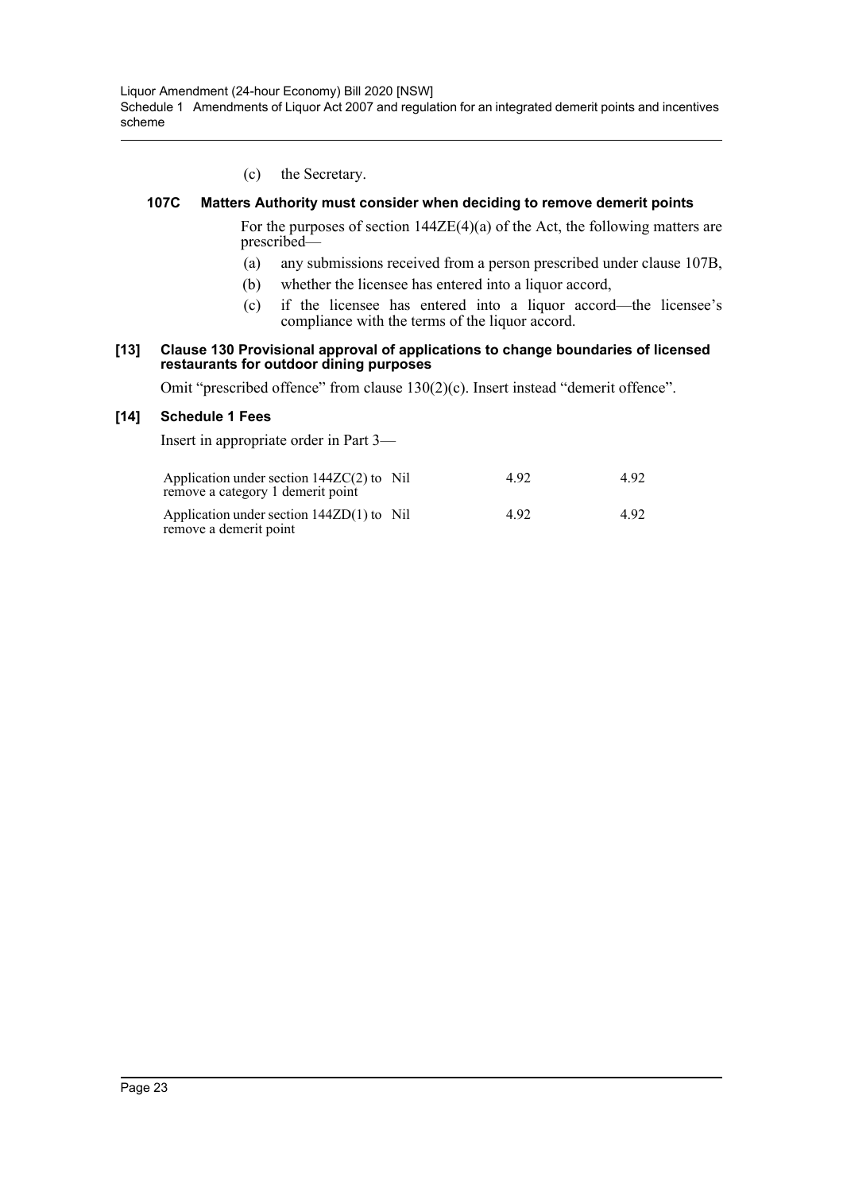(c) the Secretary.

**107C Matters Authority must consider when deciding to remove demerit points**

For the purposes of section 144ZE(4)(a) of the Act, the following matters are prescribed—

(a) any submissions received from a person prescribed under clause 107B,

(b) whether the licensee has entered into a liquor accord,

(c) if the licensee has entered into a liquor accord—the licensee's compliance with the terms of the liquor accord.

**[13] Clause 130 Provisional approval of applications to change boundaries of licensed restaurants for outdoor dining purposes**

Omit "prescribed offence" from clause 130(2)(c). Insert instead "demerit offence".

**[14] Schedule 1 Fees**

Insert in appropriate order in Part 3—

| | | | |
|---|---|---|---|
| Application under section 144ZC(2) to remove a category 1 demerit point | Nil | 4.92 | 4.92 |
| Application under section 144ZD(1) to remove a demerit point | Nil | 4.92 | 4.92 |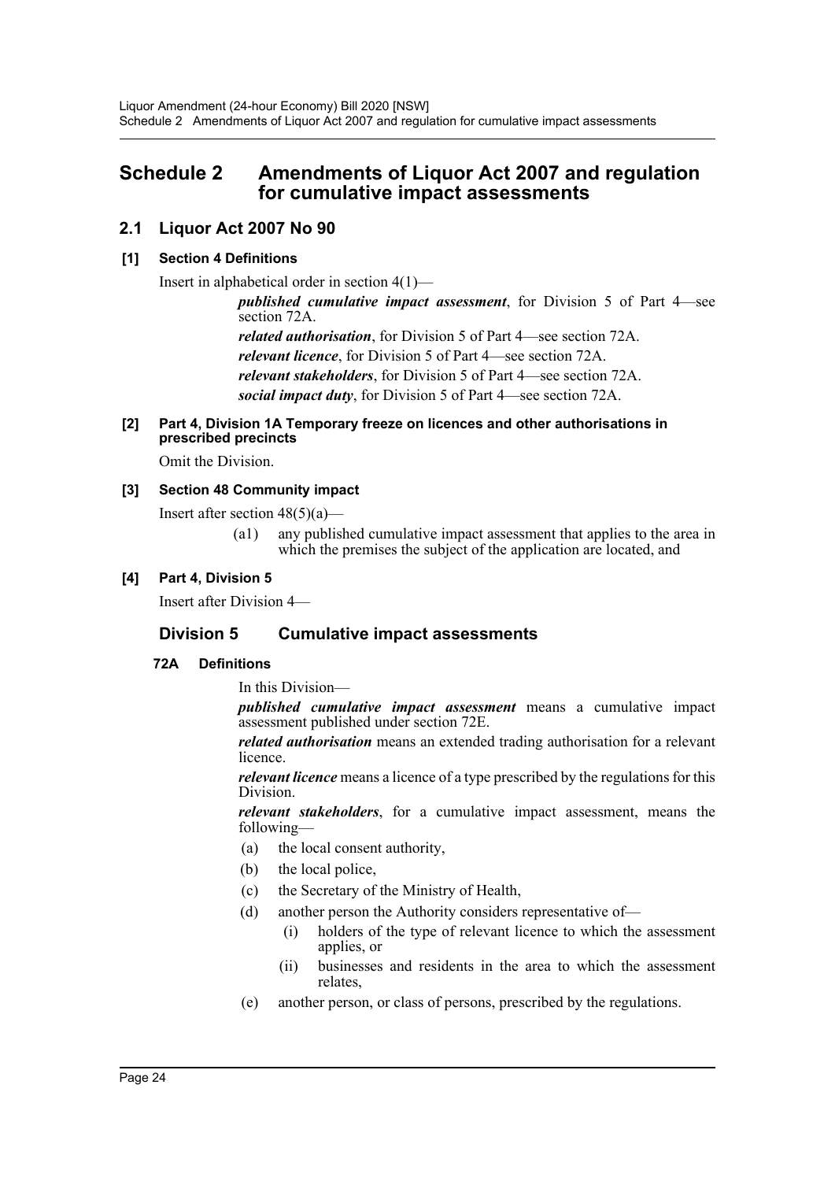# Schedule 2 Amendments of Liquor Act 2007 and regulation for cumulative impact assessments

## 2.1 Liquor Act 2007 No 90

### [1] Section 4 Definitions

Insert in alphabetical order in section 4(1)—

> ***published cumulative impact assessment***, for Division 5 of Part 4—see section 72A.
>
> ***related authorisation***, for Division 5 of Part 4—see section 72A.
>
> ***relevant licence***, for Division 5 of Part 4—see section 72A.
>
> ***relevant stakeholders***, for Division 5 of Part 4—see section 72A.
>
> ***social impact duty***, for Division 5 of Part 4—see section 72A.

### [2] Part 4, Division 1A Temporary freeze on licences and other authorisations in prescribed precincts

Omit the Division.

### [3] Section 48 Community impact

Insert after section 48(5)(a)—

> (a1) any published cumulative impact assessment that applies to the area in which the premises the subject of the application are located, and

### [4] Part 4, Division 5

Insert after Division 4—

## Division 5 Cumulative impact assessments

### 72A Definitions

In this Division—

***published cumulative impact assessment*** means a cumulative impact assessment published under section 72E.

***related authorisation*** means an extended trading authorisation for a relevant licence.

***relevant licence*** means a licence of a type prescribed by the regulations for this Division.

***relevant stakeholders***, for a cumulative impact assessment, means the following—

- (a) the local consent authority,
- (b) the local police,
- (c) the Secretary of the Ministry of Health,
- (d) another person the Authority considers representative of—
  - (i) holders of the type of relevant licence to which the assessment applies, or
  - (ii) businesses and residents in the area to which the assessment relates,
- (e) another person, or class of persons, prescribed by the regulations.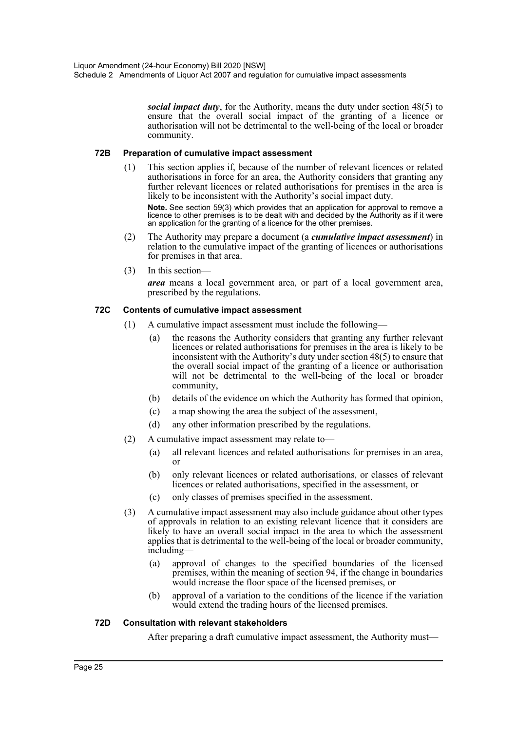***social impact duty***, for the Authority, means the duty under section 48(5) to ensure that the overall social impact of the granting of a licence or authorisation will not be detrimental to the well-being of the local or broader community.

#### 72B Preparation of cumulative impact assessment

(1) This section applies if, because of the number of relevant licences or related authorisations in force for an area, the Authority considers that granting any further relevant licences or related authorisations for premises in the area is likely to be inconsistent with the Authority's social impact duty.

**Note.** See section 59(3) which provides that an application for approval to remove a licence to other premises is to be dealt with and decided by the Authority as if it were an application for the granting of a licence for the other premises.

(2) The Authority may prepare a document (a ***cumulative impact assessment***) in relation to the cumulative impact of the granting of licences or authorisations for premises in that area.

(3) In this section—

***area*** means a local government area, or part of a local government area, prescribed by the regulations.

#### 72C Contents of cumulative impact assessment

(1) A cumulative impact assessment must include the following—

(a) the reasons the Authority considers that granting any further relevant licences or related authorisations for premises in the area is likely to be inconsistent with the Authority's duty under section 48(5) to ensure that the overall social impact of the granting of a licence or authorisation will not be detrimental to the well-being of the local or broader community,

(b) details of the evidence on which the Authority has formed that opinion,

(c) a map showing the area the subject of the assessment,

(d) any other information prescribed by the regulations.

(2) A cumulative impact assessment may relate to—

(a) all relevant licences and related authorisations for premises in an area, or

(b) only relevant licences or related authorisations, or classes of relevant licences or related authorisations, specified in the assessment, or

(c) only classes of premises specified in the assessment.

(3) A cumulative impact assessment may also include guidance about other types of approvals in relation to an existing relevant licence that it considers are likely to have an overall social impact in the area to which the assessment applies that is detrimental to the well-being of the local or broader community, including—

(a) approval of changes to the specified boundaries of the licensed premises, within the meaning of section 94, if the change in boundaries would increase the floor space of the licensed premises, or

(b) approval of a variation to the conditions of the licence if the variation would extend the trading hours of the licensed premises.

#### 72D Consultation with relevant stakeholders

After preparing a draft cumulative impact assessment, the Authority must—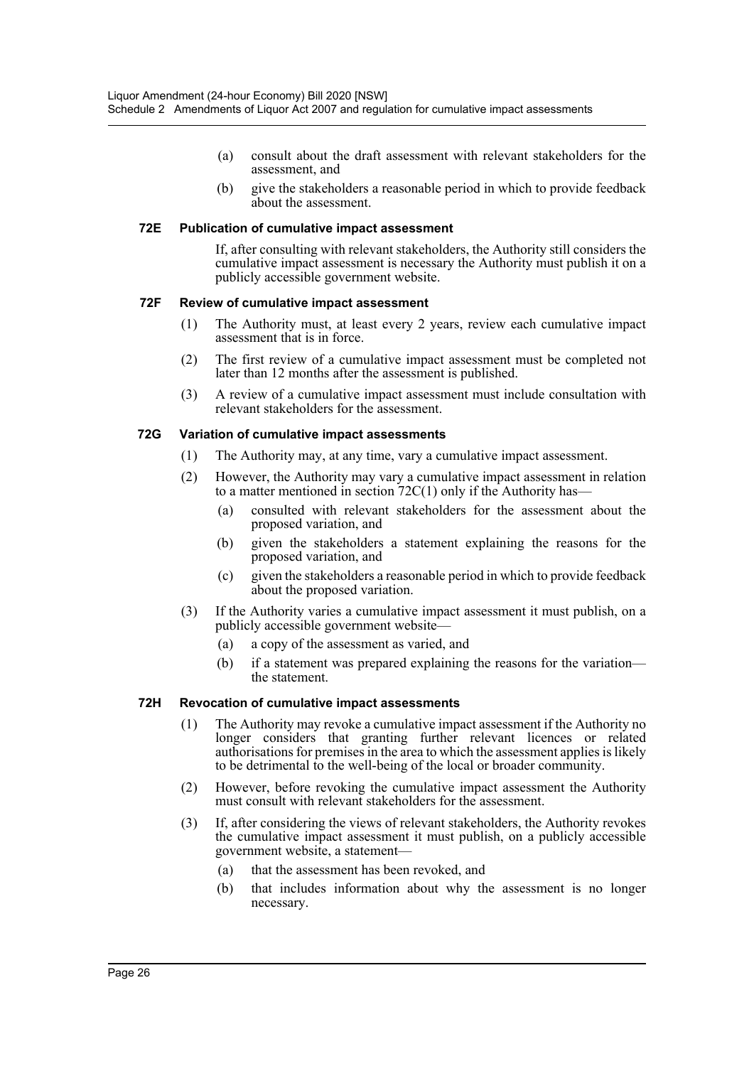(a) consult about the draft assessment with relevant stakeholders for the assessment, and

(b) give the stakeholders a reasonable period in which to provide feedback about the assessment.

### 72E Publication of cumulative impact assessment

If, after consulting with relevant stakeholders, the Authority still considers the cumulative impact assessment is necessary the Authority must publish it on a publicly accessible government website.

### 72F Review of cumulative impact assessment

(1) The Authority must, at least every 2 years, review each cumulative impact assessment that is in force.

(2) The first review of a cumulative impact assessment must be completed not later than 12 months after the assessment is published.

(3) A review of a cumulative impact assessment must include consultation with relevant stakeholders for the assessment.

### 72G Variation of cumulative impact assessments

(1) The Authority may, at any time, vary a cumulative impact assessment.

(2) However, the Authority may vary a cumulative impact assessment in relation to a matter mentioned in section 72C(1) only if the Authority has—

(a) consulted with relevant stakeholders for the assessment about the proposed variation, and

(b) given the stakeholders a statement explaining the reasons for the proposed variation, and

(c) given the stakeholders a reasonable period in which to provide feedback about the proposed variation.

(3) If the Authority varies a cumulative impact assessment it must publish, on a publicly accessible government website—

(a) a copy of the assessment as varied, and

(b) if a statement was prepared explaining the reasons for the variation—the statement.

### 72H Revocation of cumulative impact assessments

(1) The Authority may revoke a cumulative impact assessment if the Authority no longer considers that granting further relevant licences or related authorisations for premises in the area to which the assessment applies is likely to be detrimental to the well-being of the local or broader community.

(2) However, before revoking the cumulative impact assessment the Authority must consult with relevant stakeholders for the assessment.

(3) If, after considering the views of relevant stakeholders, the Authority revokes the cumulative impact assessment it must publish, on a publicly accessible government website, a statement—

(a) that the assessment has been revoked, and

(b) that includes information about why the assessment is no longer necessary.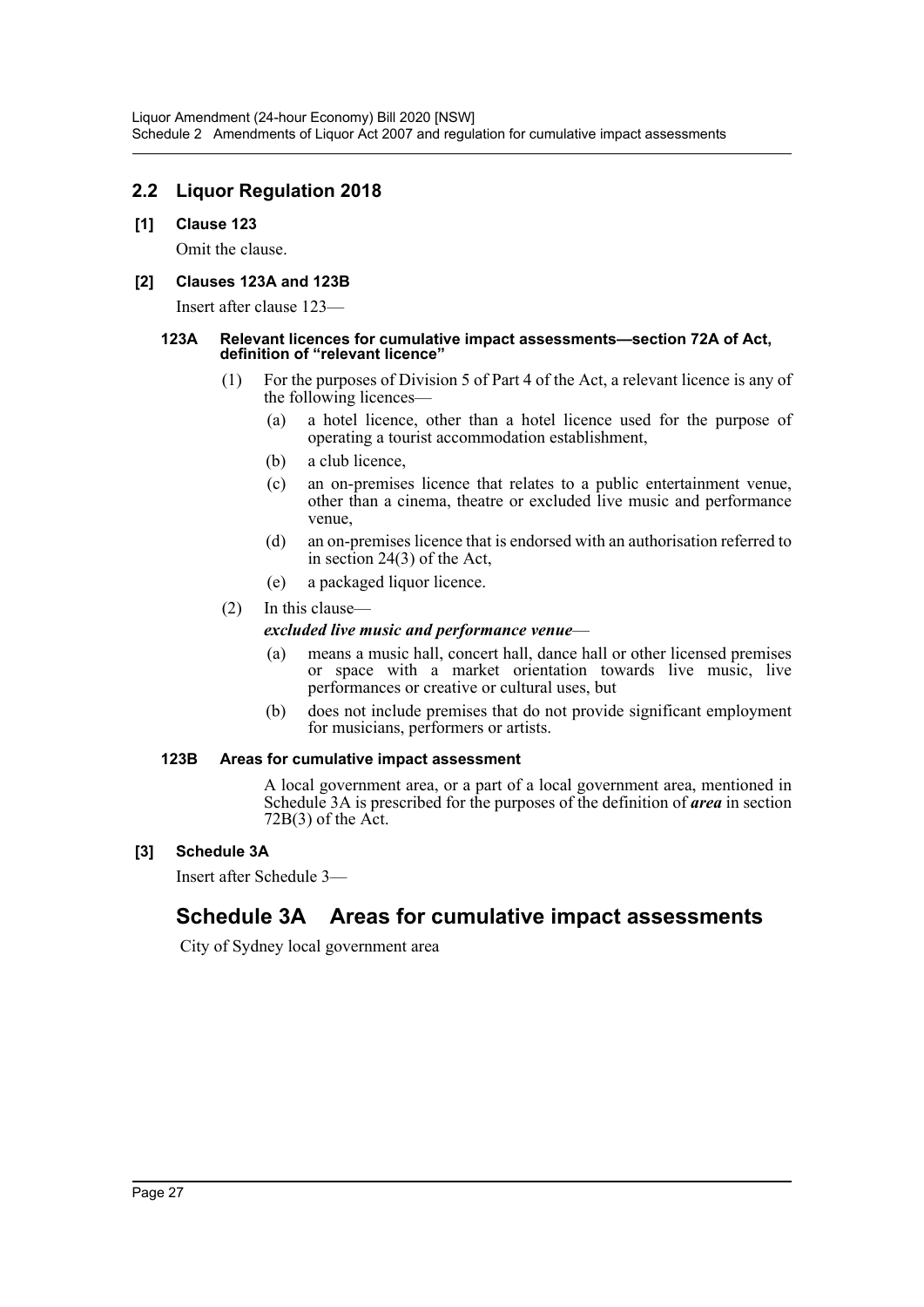## 2.2 Liquor Regulation 2018

### [1] Clause 123

Omit the clause.

### [2] Clauses 123A and 123B

Insert after clause 123—

#### 123A Relevant licences for cumulative impact assessments—section 72A of Act, definition of "relevant licence"

(1) For the purposes of Division 5 of Part 4 of the Act, a relevant licence is any of the following licences—

(a) a hotel licence, other than a hotel licence used for the purpose of operating a tourist accommodation establishment,

(b) a club licence,

(c) an on-premises licence that relates to a public entertainment venue, other than a cinema, theatre or excluded live music and performance venue,

(d) an on-premises licence that is endorsed with an authorisation referred to in section 24(3) of the Act,

(e) a packaged liquor licence.

(2) In this clause—

***excluded live music and performance venue***—

(a) means a music hall, concert hall, dance hall or other licensed premises or space with a market orientation towards live music, live performances or creative or cultural uses, but

(b) does not include premises that do not provide significant employment for musicians, performers or artists.

#### 123B Areas for cumulative impact assessment

A local government area, or a part of a local government area, mentioned in Schedule 3A is prescribed for the purposes of the definition of ***area*** in section 72B(3) of the Act.

### [3] Schedule 3A

Insert after Schedule 3—

# Schedule 3A Areas for cumulative impact assessments

City of Sydney local government area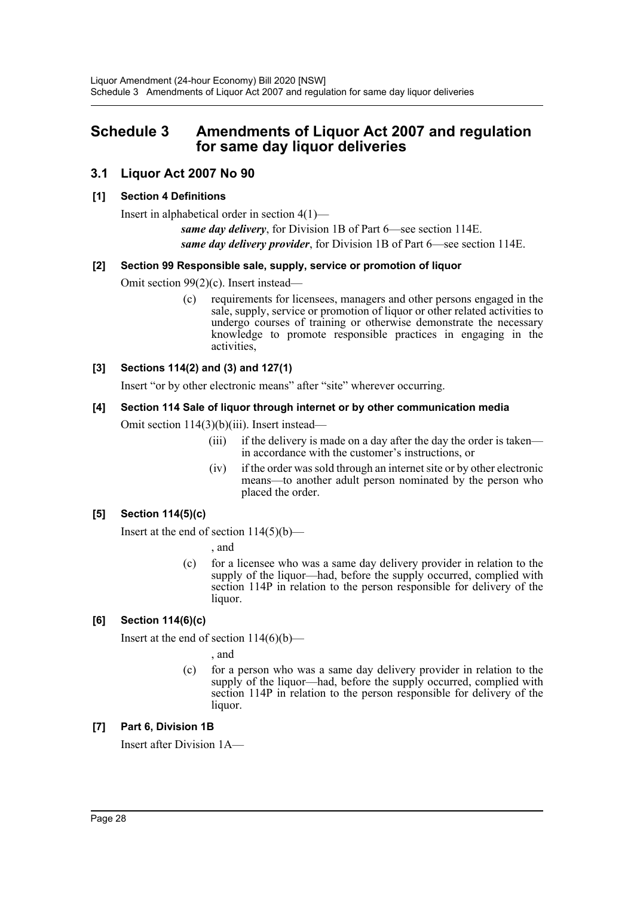# Schedule 3 Amendments of Liquor Act 2007 and regulation for same day liquor deliveries

## 3.1 Liquor Act 2007 No 90

### [1] Section 4 Definitions

Insert in alphabetical order in section 4(1)—

> ***same day delivery***, for Division 1B of Part 6—see section 114E.
>
> ***same day delivery provider***, for Division 1B of Part 6—see section 114E.

### [2] Section 99 Responsible sale, supply, service or promotion of liquor

Omit section 99(2)(c). Insert instead—

> (c) requirements for licensees, managers and other persons engaged in the sale, supply, service or promotion of liquor or other related activities to undergo courses of training or otherwise demonstrate the necessary knowledge to promote responsible practices in engaging in the activities,

### [3] Sections 114(2) and (3) and 127(1)

Insert "or by other electronic means" after "site" wherever occurring.

### [4] Section 114 Sale of liquor through internet or by other communication media

Omit section 114(3)(b)(iii). Insert instead—

> (iii) if the delivery is made on a day after the day the order is taken—in accordance with the customer's instructions, or
>
> (iv) if the order was sold through an internet site or by other electronic means—to another adult person nominated by the person who placed the order.

### [5] Section 114(5)(c)

Insert at the end of section 114(5)(b)—

> , and
>
> (c) for a licensee who was a same day delivery provider in relation to the supply of the liquor—had, before the supply occurred, complied with section 114P in relation to the person responsible for delivery of the liquor.

### [6] Section 114(6)(c)

Insert at the end of section 114(6)(b)—

> , and
>
> (c) for a person who was a same day delivery provider in relation to the supply of the liquor—had, before the supply occurred, complied with section 114P in relation to the person responsible for delivery of the liquor.

### [7] Part 6, Division 1B

Insert after Division 1A—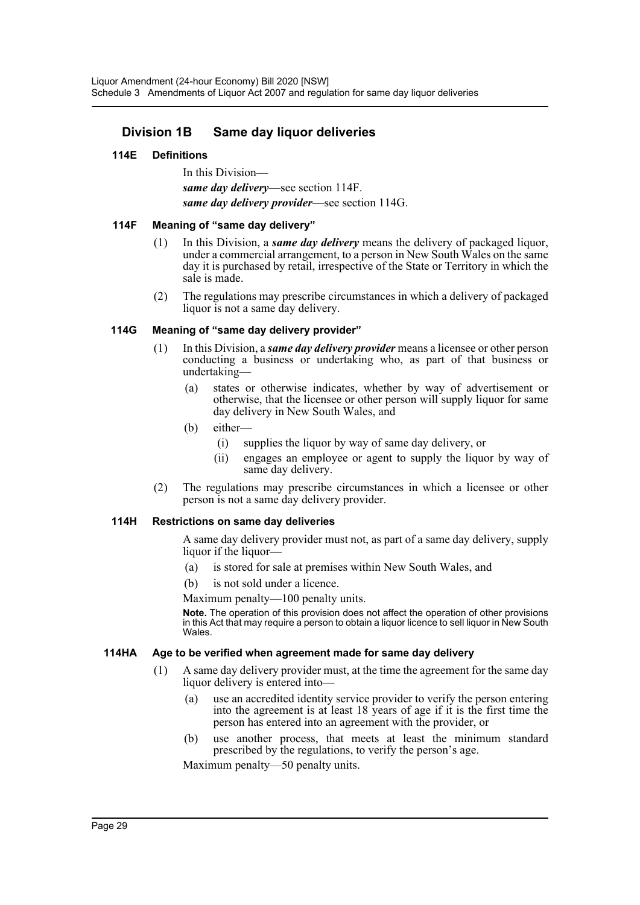## Division 1B Same day liquor deliveries

### 114E Definitions

In this Division—

***same day delivery***—see section 114F.

***same day delivery provider***—see section 114G.

### 114F Meaning of "same day delivery"

(1) In this Division, a ***same day delivery*** means the delivery of packaged liquor, under a commercial arrangement, to a person in New South Wales on the same day it is purchased by retail, irrespective of the State or Territory in which the sale is made.

(2) The regulations may prescribe circumstances in which a delivery of packaged liquor is not a same day delivery.

### 114G Meaning of "same day delivery provider"

(1) In this Division, a ***same day delivery provider*** means a licensee or other person conducting a business or undertaking who, as part of that business or undertaking—

(a) states or otherwise indicates, whether by way of advertisement or otherwise, that the licensee or other person will supply liquor for same day delivery in New South Wales, and

(b) either—

(i) supplies the liquor by way of same day delivery, or

(ii) engages an employee or agent to supply the liquor by way of same day delivery.

(2) The regulations may prescribe circumstances in which a licensee or other person is not a same day delivery provider.

### 114H Restrictions on same day deliveries

A same day delivery provider must not, as part of a same day delivery, supply liquor if the liquor—

(a) is stored for sale at premises within New South Wales, and

(b) is not sold under a licence.

Maximum penalty—100 penalty units.

**Note.** The operation of this provision does not affect the operation of other provisions in this Act that may require a person to obtain a liquor licence to sell liquor in New South Wales.

### 114HA Age to be verified when agreement made for same day delivery

(1) A same day delivery provider must, at the time the agreement for the same day liquor delivery is entered into—

(a) use an accredited identity service provider to verify the person entering into the agreement is at least 18 years of age if it is the first time the person has entered into an agreement with the provider, or

(b) use another process, that meets at least the minimum standard prescribed by the regulations, to verify the person's age.

Maximum penalty—50 penalty units.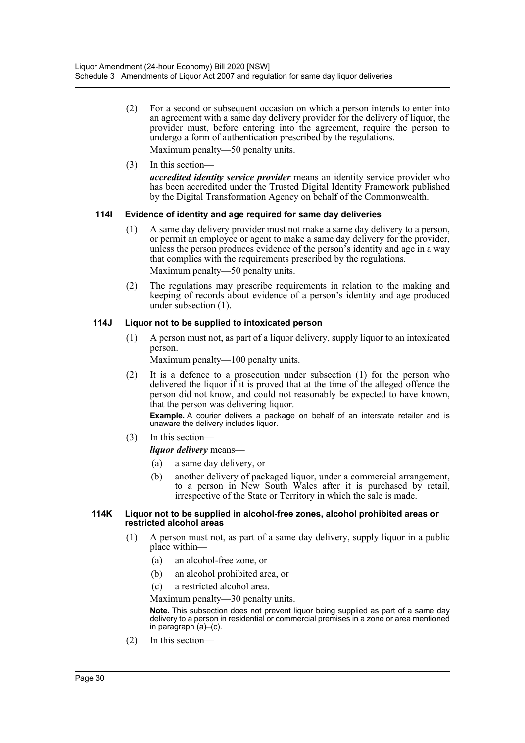(2) For a second or subsequent occasion on which a person intends to enter into an agreement with a same day delivery provider for the delivery of liquor, the provider must, before entering into the agreement, require the person to undergo a form of authentication prescribed by the regulations.

Maximum penalty—50 penalty units.

(3) In this section—

***accredited identity service provider*** means an identity service provider who has been accredited under the Trusted Digital Identity Framework published by the Digital Transformation Agency on behalf of the Commonwealth.

#### 114I Evidence of identity and age required for same day deliveries

(1) A same day delivery provider must not make a same day delivery to a person, or permit an employee or agent to make a same day delivery for the provider, unless the person produces evidence of the person's identity and age in a way that complies with the requirements prescribed by the regulations.

Maximum penalty—50 penalty units.

(2) The regulations may prescribe requirements in relation to the making and keeping of records about evidence of a person's identity and age produced under subsection (1).

#### 114J Liquor not to be supplied to intoxicated person

(1) A person must not, as part of a liquor delivery, supply liquor to an intoxicated person.

Maximum penalty—100 penalty units.

(2) It is a defence to a prosecution under subsection (1) for the person who delivered the liquor if it is proved that at the time of the alleged offence the person did not know, and could not reasonably be expected to have known, that the person was delivering liquor.

**Example.** A courier delivers a package on behalf of an interstate retailer and is unaware the delivery includes liquor.

(3) In this section—

***liquor delivery*** means—

(a) a same day delivery, or

(b) another delivery of packaged liquor, under a commercial arrangement, to a person in New South Wales after it is purchased by retail, irrespective of the State or Territory in which the sale is made.

#### 114K Liquor not to be supplied in alcohol-free zones, alcohol prohibited areas or restricted alcohol areas

(1) A person must not, as part of a same day delivery, supply liquor in a public place within—

(a) an alcohol-free zone, or

(b) an alcohol prohibited area, or

(c) a restricted alcohol area.

Maximum penalty—30 penalty units.

**Note.** This subsection does not prevent liquor being supplied as part of a same day delivery to a person in residential or commercial premises in a zone or area mentioned in paragraph (a)–(c).

(2) In this section—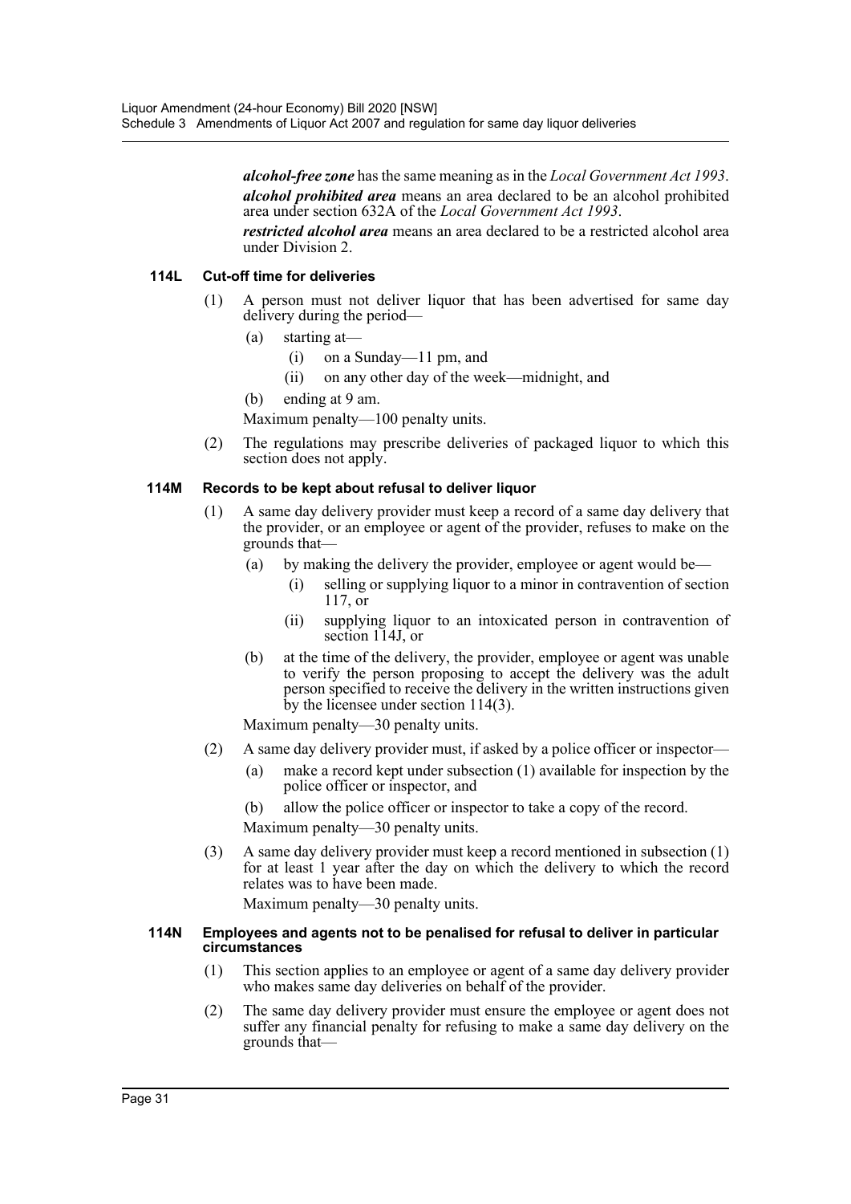***alcohol-free zone*** has the same meaning as in the *Local Government Act 1993*.

***alcohol prohibited area*** means an area declared to be an alcohol prohibited area under section 632A of the *Local Government Act 1993*.

***restricted alcohol area*** means an area declared to be a restricted alcohol area under Division 2.

### 114L Cut-off time for deliveries

(1) A person must not deliver liquor that has been advertised for same day delivery during the period—

- (a) starting at—
  - (i) on a Sunday—11 pm, and
  - (ii) on any other day of the week—midnight, and
- (b) ending at 9 am.

Maximum penalty—100 penalty units.

(2) The regulations may prescribe deliveries of packaged liquor to which this section does not apply.

### 114M Records to be kept about refusal to deliver liquor

(1) A same day delivery provider must keep a record of a same day delivery that the provider, or an employee or agent of the provider, refuses to make on the grounds that—

- (a) by making the delivery the provider, employee or agent would be—
  - (i) selling or supplying liquor to a minor in contravention of section 117, or
  - (ii) supplying liquor to an intoxicated person in contravention of section 114J, or
- (b) at the time of the delivery, the provider, employee or agent was unable to verify the person proposing to accept the delivery was the adult person specified to receive the delivery in the written instructions given by the licensee under section 114(3).

Maximum penalty—30 penalty units.

(2) A same day delivery provider must, if asked by a police officer or inspector—

- (a) make a record kept under subsection (1) available for inspection by the police officer or inspector, and
- (b) allow the police officer or inspector to take a copy of the record.

Maximum penalty—30 penalty units.

(3) A same day delivery provider must keep a record mentioned in subsection (1) for at least 1 year after the day on which the delivery to which the record relates was to have been made.

Maximum penalty—30 penalty units.

### 114N Employees and agents not to be penalised for refusal to deliver in particular circumstances

(1) This section applies to an employee or agent of a same day delivery provider who makes same day deliveries on behalf of the provider.

(2) The same day delivery provider must ensure the employee or agent does not suffer any financial penalty for refusing to make a same day delivery on the grounds that—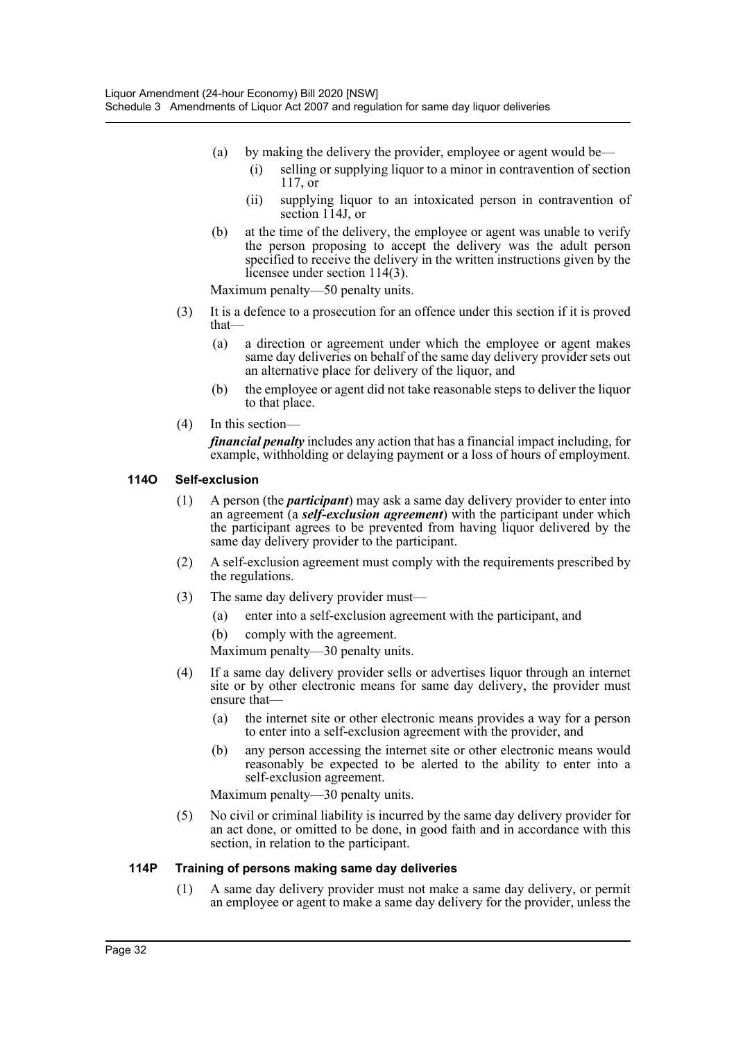(a) by making the delivery the provider, employee or agent would be—

  (i) selling or supplying liquor to a minor in contravention of section 117, or

  (ii) supplying liquor to an intoxicated person in contravention of section 114J, or

(b) at the time of the delivery, the employee or agent was unable to verify the person proposing to accept the delivery was the adult person specified to receive the delivery in the written instructions given by the licensee under section 114(3).

Maximum penalty—50 penalty units.

(3) It is a defence to a prosecution for an offence under this section if it is proved that—

  (a) a direction or agreement under which the employee or agent makes same day deliveries on behalf of the same day delivery provider sets out an alternative place for delivery of the liquor, and

  (b) the employee or agent did not take reasonable steps to deliver the liquor to that place.

(4) In this section—

***financial penalty*** includes any action that has a financial impact including, for example, withholding or delaying payment or a loss of hours of employment.

#### 114O Self-exclusion

(1) A person (the ***participant***) may ask a same day delivery provider to enter into an agreement (a ***self-exclusion agreement***) with the participant under which the participant agrees to be prevented from having liquor delivered by the same day delivery provider to the participant.

(2) A self-exclusion agreement must comply with the requirements prescribed by the regulations.

(3) The same day delivery provider must—

  (a) enter into a self-exclusion agreement with the participant, and

  (b) comply with the agreement.

Maximum penalty—30 penalty units.

(4) If a same day delivery provider sells or advertises liquor through an internet site or by other electronic means for same day delivery, the provider must ensure that—

  (a) the internet site or other electronic means provides a way for a person to enter into a self-exclusion agreement with the provider, and

  (b) any person accessing the internet site or other electronic means would reasonably be expected to be alerted to the ability to enter into a self-exclusion agreement.

Maximum penalty—30 penalty units.

(5) No civil or criminal liability is incurred by the same day delivery provider for an act done, or omitted to be done, in good faith and in accordance with this section, in relation to the participant.

#### 114P Training of persons making same day deliveries

(1) A same day delivery provider must not make a same day delivery, or permit an employee or agent to make a same day delivery for the provider, unless the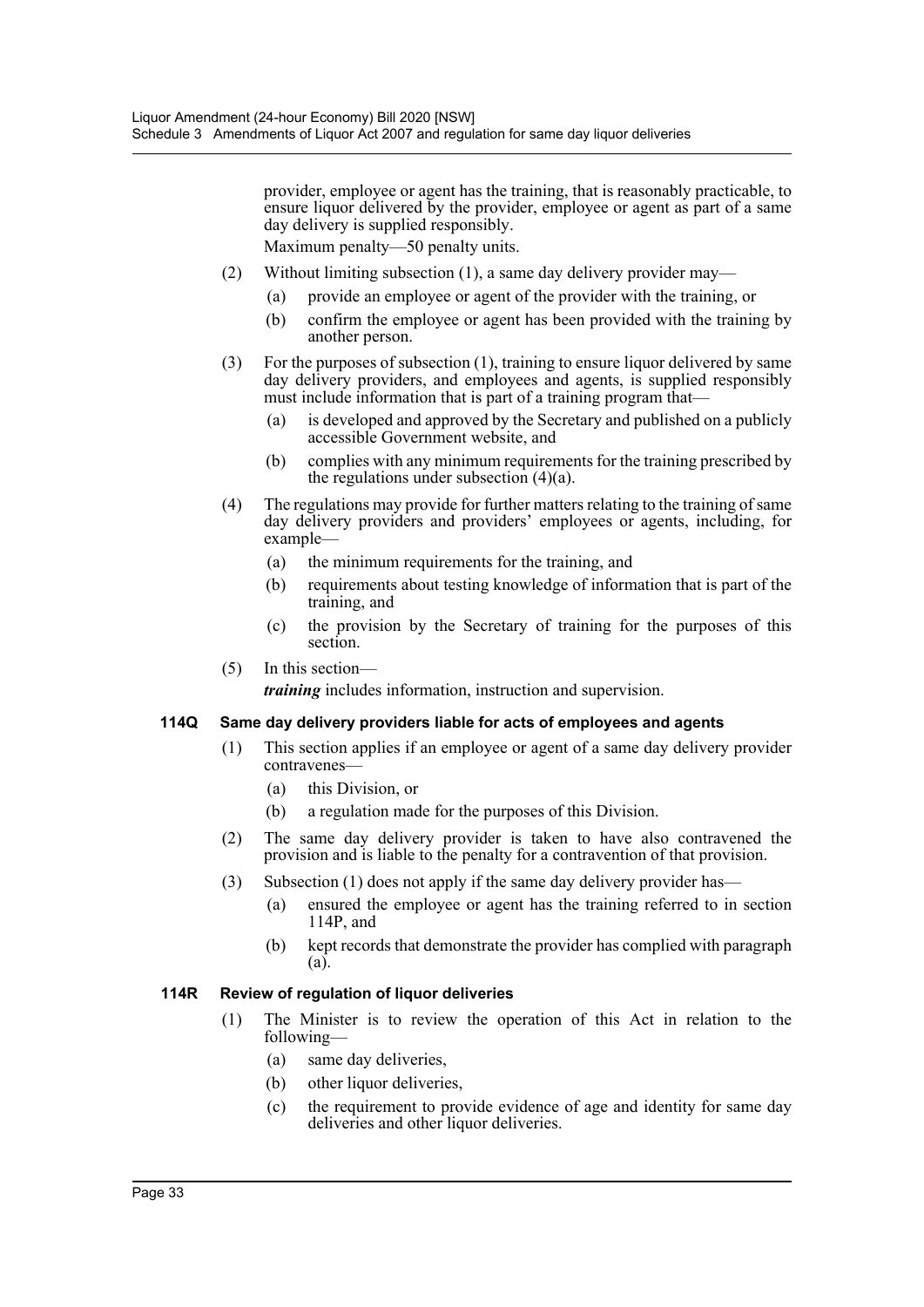provider, employee or agent has the training, that is reasonably practicable, to ensure liquor delivered by the provider, employee or agent as part of a same day delivery is supplied responsibly.

Maximum penalty—50 penalty units.

(2) Without limiting subsection (1), a same day delivery provider may—

(a) provide an employee or agent of the provider with the training, or

(b) confirm the employee or agent has been provided with the training by another person.

(3) For the purposes of subsection (1), training to ensure liquor delivered by same day delivery providers, and employees and agents, is supplied responsibly must include information that is part of a training program that—

(a) is developed and approved by the Secretary and published on a publicly accessible Government website, and

(b) complies with any minimum requirements for the training prescribed by the regulations under subsection (4)(a).

(4) The regulations may provide for further matters relating to the training of same day delivery providers and providers' employees or agents, including, for example—

(a) the minimum requirements for the training, and

(b) requirements about testing knowledge of information that is part of the training, and

(c) the provision by the Secretary of training for the purposes of this section.

(5) In this section—

***training*** includes information, instruction and supervision.

#### 114Q Same day delivery providers liable for acts of employees and agents

(1) This section applies if an employee or agent of a same day delivery provider contravenes—

(a) this Division, or

(b) a regulation made for the purposes of this Division.

(2) The same day delivery provider is taken to have also contravened the provision and is liable to the penalty for a contravention of that provision.

(3) Subsection (1) does not apply if the same day delivery provider has—

(a) ensured the employee or agent has the training referred to in section 114P, and

(b) kept records that demonstrate the provider has complied with paragraph (a).

#### 114R Review of regulation of liquor deliveries

(1) The Minister is to review the operation of this Act in relation to the following—

(a) same day deliveries,

(b) other liquor deliveries,

(c) the requirement to provide evidence of age and identity for same day deliveries and other liquor deliveries.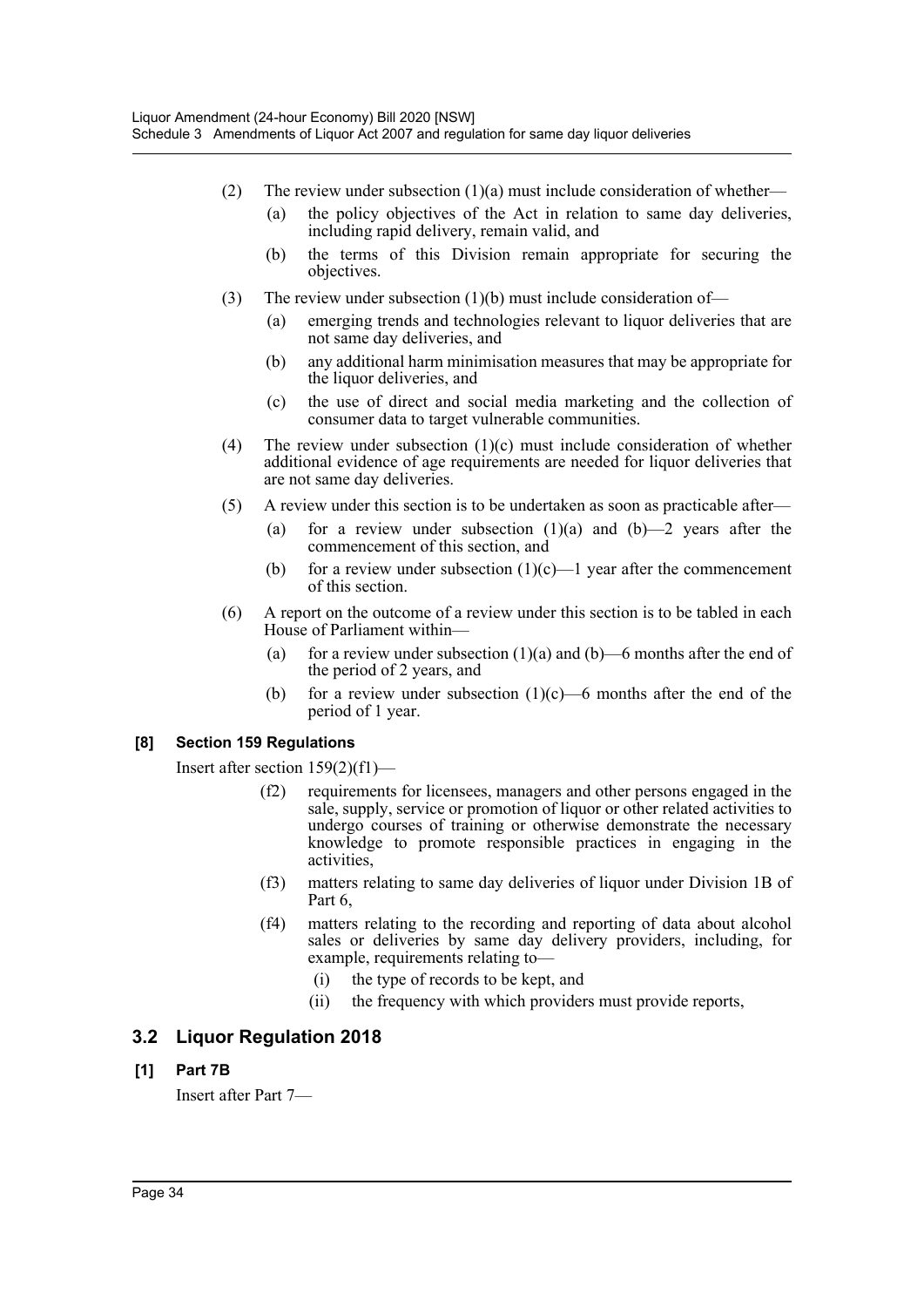(2) The review under subsection (1)(a) must include consideration of whether—

(a) the policy objectives of the Act in relation to same day deliveries, including rapid delivery, remain valid, and

(b) the terms of this Division remain appropriate for securing the objectives.

(3) The review under subsection (1)(b) must include consideration of—

(a) emerging trends and technologies relevant to liquor deliveries that are not same day deliveries, and

(b) any additional harm minimisation measures that may be appropriate for the liquor deliveries, and

(c) the use of direct and social media marketing and the collection of consumer data to target vulnerable communities.

(4) The review under subsection (1)(c) must include consideration of whether additional evidence of age requirements are needed for liquor deliveries that are not same day deliveries.

(5) A review under this section is to be undertaken as soon as practicable after—

(a) for a review under subsection (1)(a) and (b)—2 years after the commencement of this section, and

(b) for a review under subsection (1)(c)—1 year after the commencement of this section.

(6) A report on the outcome of a review under this section is to be tabled in each House of Parliament within—

(a) for a review under subsection (1)(a) and (b)—6 months after the end of the period of 2 years, and

(b) for a review under subsection (1)(c)—6 months after the end of the period of 1 year.

**[8] Section 159 Regulations**

Insert after section 159(2)(f1)—

(f2) requirements for licensees, managers and other persons engaged in the sale, supply, service or promotion of liquor or other related activities to undergo courses of training or otherwise demonstrate the necessary knowledge to promote responsible practices in engaging in the activities,

(f3) matters relating to same day deliveries of liquor under Division 1B of Part 6,

(f4) matters relating to the recording and reporting of data about alcohol sales or deliveries by same day delivery providers, including, for example, requirements relating to—

(i) the type of records to be kept, and

(ii) the frequency with which providers must provide reports,

## 3.2 Liquor Regulation 2018

**[1] Part 7B**

Insert after Part 7—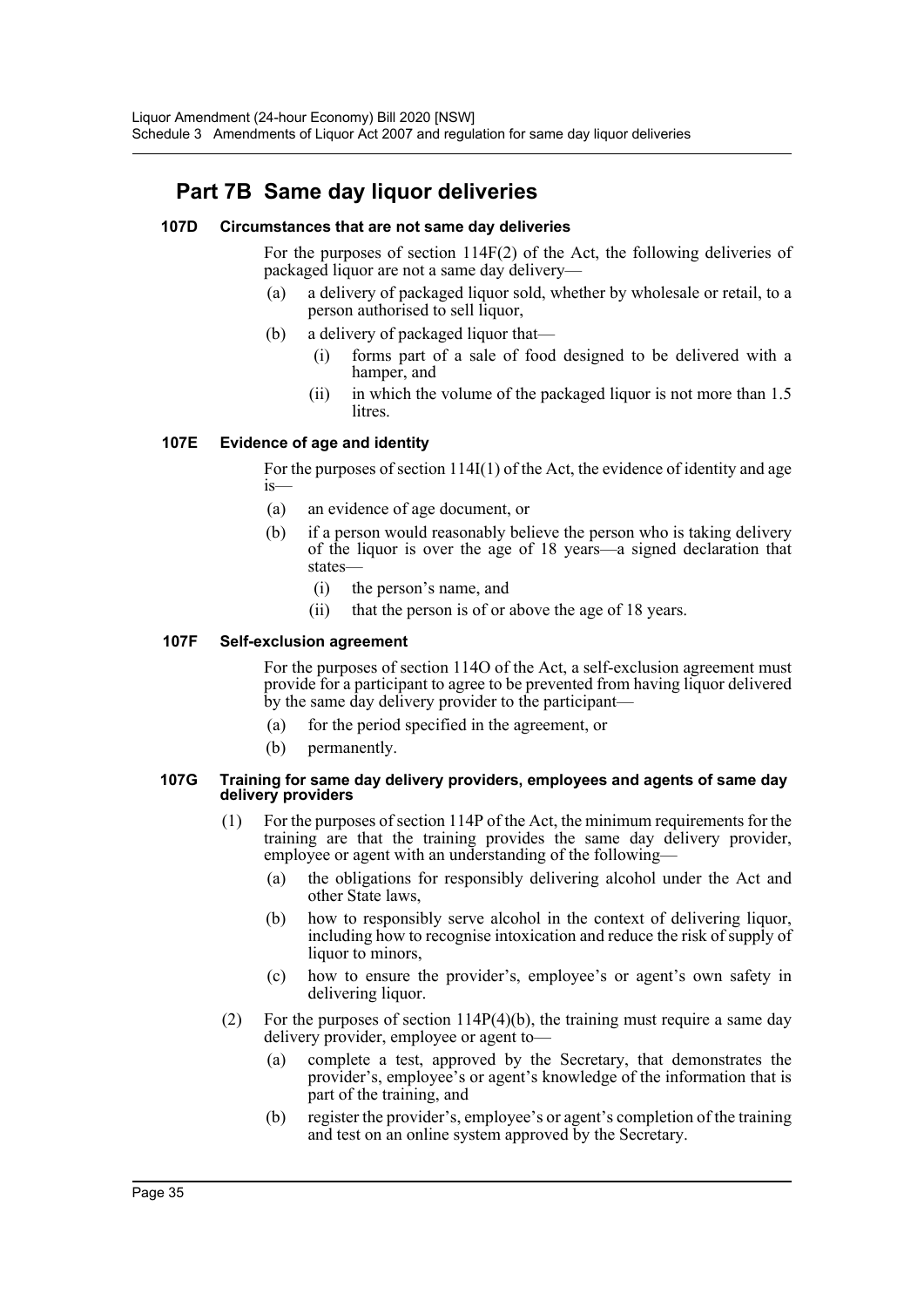# Part 7B Same day liquor deliveries

**107D Circumstances that are not same day deliveries**

For the purposes of section 114F(2) of the Act, the following deliveries of packaged liquor are not a same day delivery—

(a) a delivery of packaged liquor sold, whether by wholesale or retail, to a person authorised to sell liquor,

(b) a delivery of packaged liquor that—

(i) forms part of a sale of food designed to be delivered with a hamper, and

(ii) in which the volume of the packaged liquor is not more than 1.5 litres.

**107E Evidence of age and identity**

For the purposes of section 114I(1) of the Act, the evidence of identity and age is—

(a) an evidence of age document, or

(b) if a person would reasonably believe the person who is taking delivery of the liquor is over the age of 18 years—a signed declaration that states—

(i) the person's name, and

(ii) that the person is of or above the age of 18 years.

**107F Self-exclusion agreement**

For the purposes of section 114O of the Act, a self-exclusion agreement must provide for a participant to agree to be prevented from having liquor delivered by the same day delivery provider to the participant—

(a) for the period specified in the agreement, or

(b) permanently.

**107G Training for same day delivery providers, employees and agents of same day delivery providers**

(1) For the purposes of section 114P of the Act, the minimum requirements for the training are that the training provides the same day delivery provider, employee or agent with an understanding of the following—

(a) the obligations for responsibly delivering alcohol under the Act and other State laws,

(b) how to responsibly serve alcohol in the context of delivering liquor, including how to recognise intoxication and reduce the risk of supply of liquor to minors,

(c) how to ensure the provider's, employee's or agent's own safety in delivering liquor.

(2) For the purposes of section 114P(4)(b), the training must require a same day delivery provider, employee or agent to—

(a) complete a test, approved by the Secretary, that demonstrates the provider's, employee's or agent's knowledge of the information that is part of the training, and

(b) register the provider's, employee's or agent's completion of the training and test on an online system approved by the Secretary.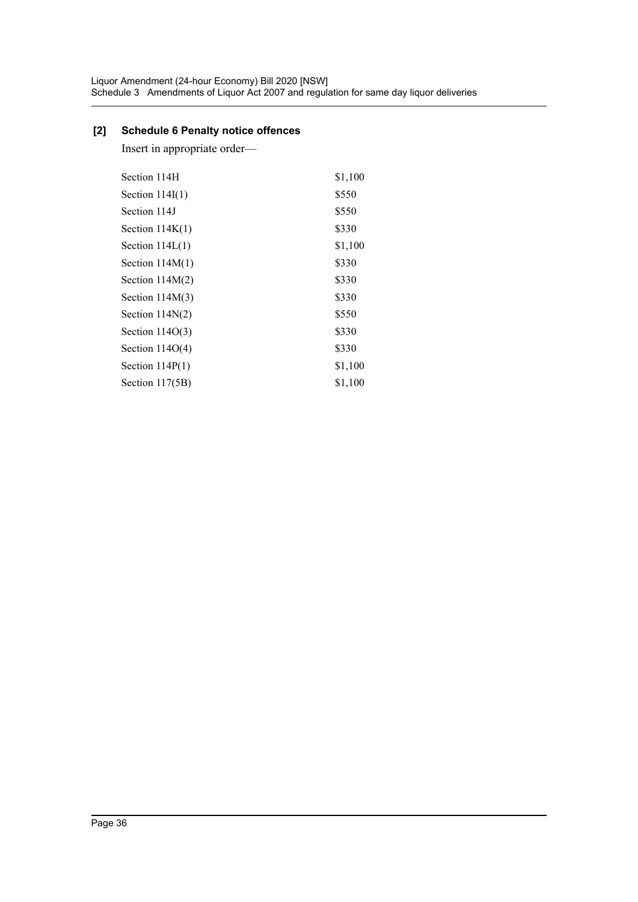**[2] Schedule 6 Penalty notice offences**

Insert in appropriate order—

| | |
|---|---|
| Section 114H | $1,100 |
| Section 114I(1) | $550 |
| Section 114J | $550 |
| Section 114K(1) | $330 |
| Section 114L(1) | $1,100 |
| Section 114M(1) | $330 |
| Section 114M(2) | $330 |
| Section 114M(3) | $330 |
| Section 114N(2) | $550 |
| Section 114O(3) | $330 |
| Section 114O(4) | $330 |
| Section 114P(1) | $1,100 |
| Section 117(5B) | $1,100 |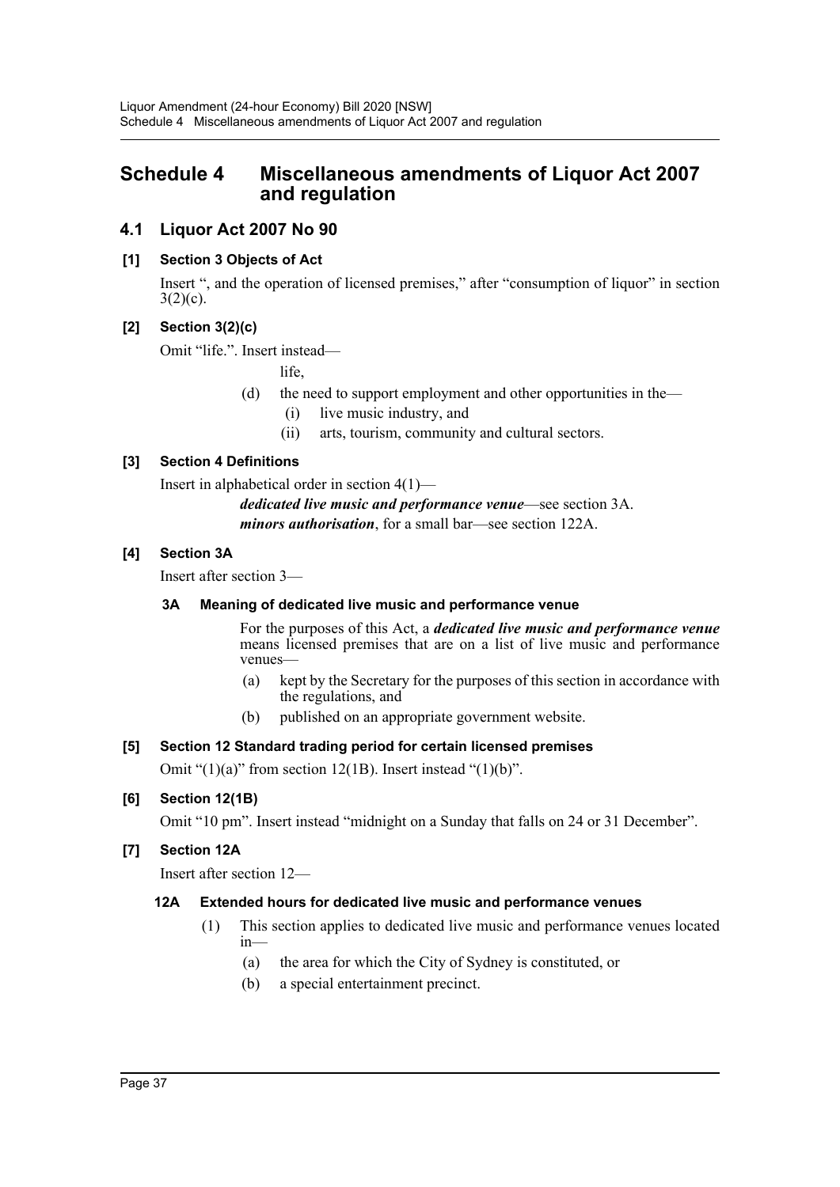# Schedule 4 Miscellaneous amendments of Liquor Act 2007 and regulation

## 4.1 Liquor Act 2007 No 90

### [1] Section 3 Objects of Act

Insert ", and the operation of licensed premises," after "consumption of liquor" in section 3(2)(c).

### [2] Section 3(2)(c)

Omit "life.". Insert instead—

life,

(d) the need to support employment and other opportunities in the—

(i) live music industry, and

(ii) arts, tourism, community and cultural sectors.

### [3] Section 4 Definitions

Insert in alphabetical order in section 4(1)—

***dedicated live music and performance venue***—see section 3A.

***minors authorisation***, for a small bar—see section 122A.

### [4] Section 3A

Insert after section 3—

#### 3A Meaning of dedicated live music and performance venue

For the purposes of this Act, a ***dedicated live music and performance venue*** means licensed premises that are on a list of live music and performance venues—

(a) kept by the Secretary for the purposes of this section in accordance with the regulations, and

(b) published on an appropriate government website.

### [5] Section 12 Standard trading period for certain licensed premises

Omit "(1)(a)" from section 12(1B). Insert instead "(1)(b)".

### [6] Section 12(1B)

Omit "10 pm". Insert instead "midnight on a Sunday that falls on 24 or 31 December".

### [7] Section 12A

Insert after section 12—

#### 12A Extended hours for dedicated live music and performance venues

(1) This section applies to dedicated live music and performance venues located in—

(a) the area for which the City of Sydney is constituted, or

(b) a special entertainment precinct.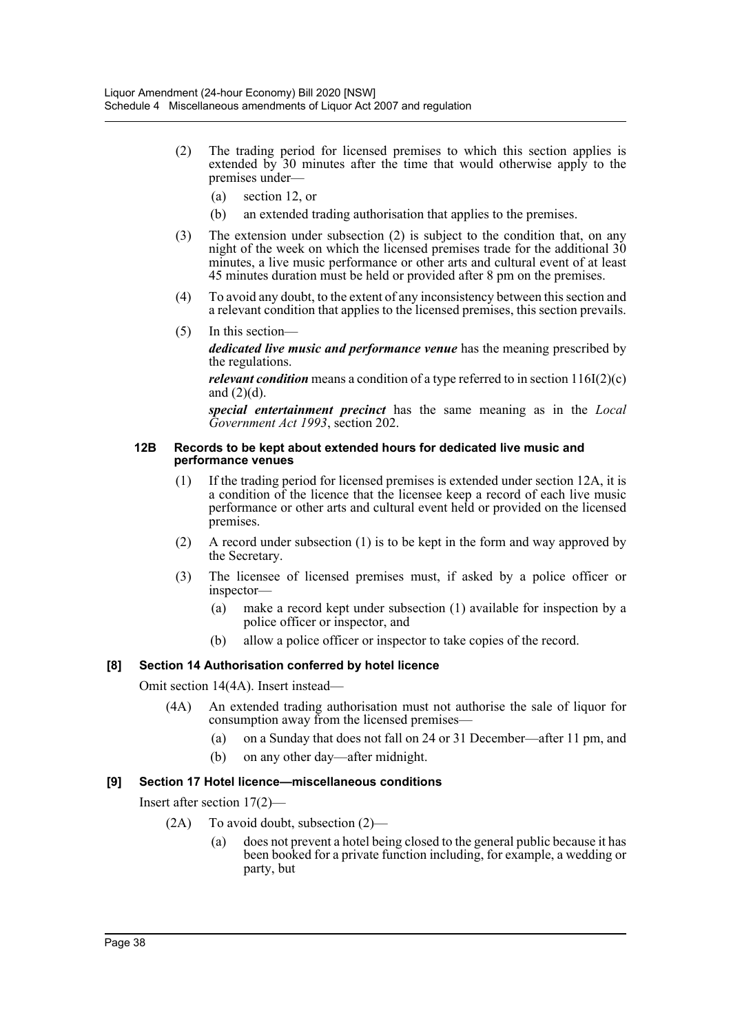(2) The trading period for licensed premises to which this section applies is extended by 30 minutes after the time that would otherwise apply to the premises under—

(a) section 12, or

(b) an extended trading authorisation that applies to the premises.

(3) The extension under subsection (2) is subject to the condition that, on any night of the week on which the licensed premises trade for the additional 30 minutes, a live music performance or other arts and cultural event of at least 45 minutes duration must be held or provided after 8 pm on the premises.

(4) To avoid any doubt, to the extent of any inconsistency between this section and a relevant condition that applies to the licensed premises, this section prevails.

(5) In this section—

***dedicated live music and performance venue*** has the meaning prescribed by the regulations.

***relevant condition*** means a condition of a type referred to in section 116I(2)(c) and (2)(d).

***special entertainment precinct*** has the same meaning as in the *Local Government Act 1993*, section 202.

#### 12B Records to be kept about extended hours for dedicated live music and performance venues

(1) If the trading period for licensed premises is extended under section 12A, it is a condition of the licence that the licensee keep a record of each live music performance or other arts and cultural event held or provided on the licensed premises.

(2) A record under subsection (1) is to be kept in the form and way approved by the Secretary.

(3) The licensee of licensed premises must, if asked by a police officer or inspector—

(a) make a record kept under subsection (1) available for inspection by a police officer or inspector, and

(b) allow a police officer or inspector to take copies of the record.

### [8] Section 14 Authorisation conferred by hotel licence

Omit section 14(4A). Insert instead—

(4A) An extended trading authorisation must not authorise the sale of liquor for consumption away from the licensed premises—

(a) on a Sunday that does not fall on 24 or 31 December—after 11 pm, and

(b) on any other day—after midnight.

### [9] Section 17 Hotel licence—miscellaneous conditions

Insert after section 17(2)—

(2A) To avoid doubt, subsection (2)—

(a) does not prevent a hotel being closed to the general public because it has been booked for a private function including, for example, a wedding or party, but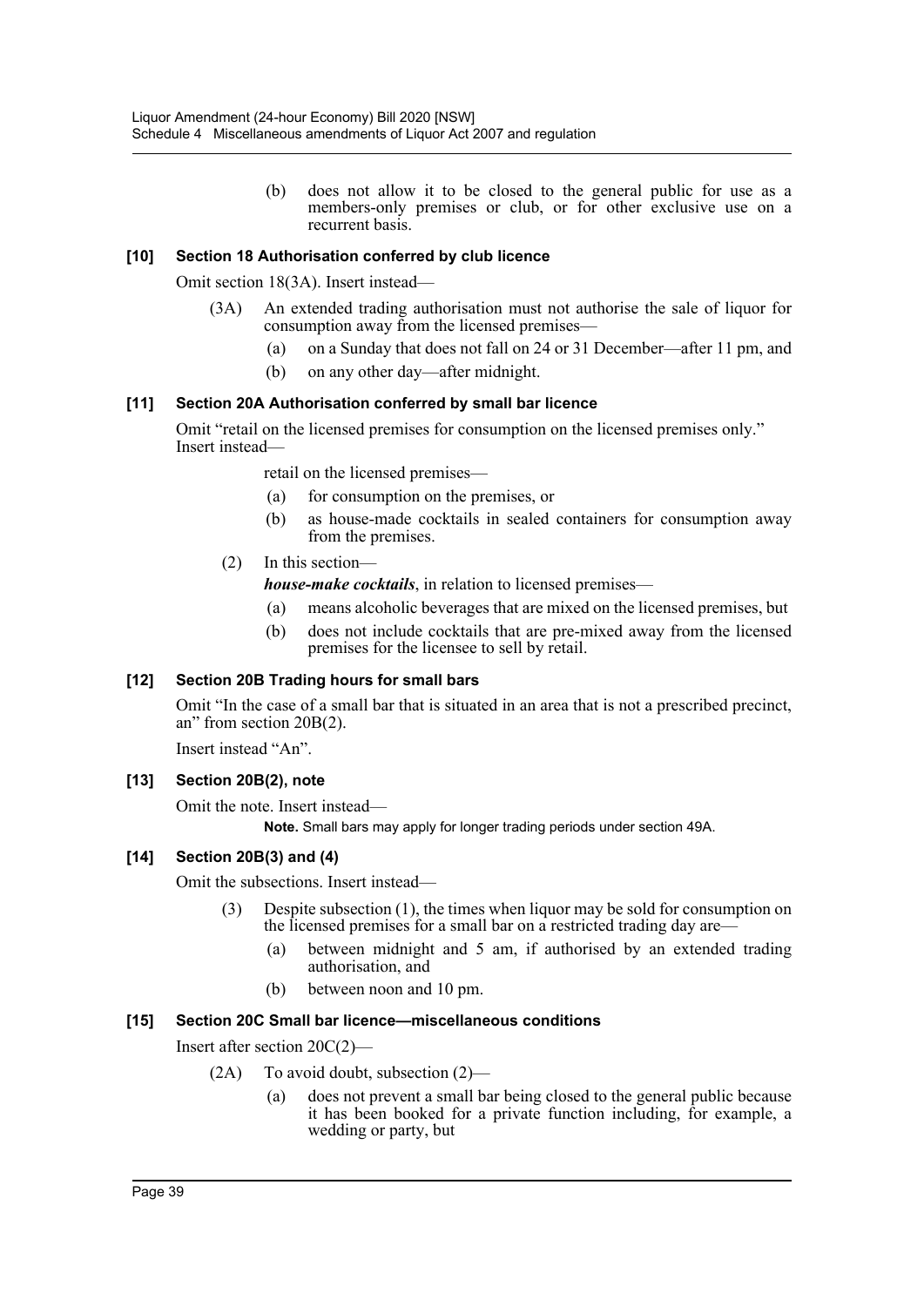(b) does not allow it to be closed to the general public for use as a members-only premises or club, or for other exclusive use on a recurrent basis.

### [10] Section 18 Authorisation conferred by club licence

Omit section 18(3A). Insert instead—

(3A) An extended trading authorisation must not authorise the sale of liquor for consumption away from the licensed premises—

(a) on a Sunday that does not fall on 24 or 31 December—after 11 pm, and

(b) on any other day—after midnight.

### [11] Section 20A Authorisation conferred by small bar licence

Omit "retail on the licensed premises for consumption on the licensed premises only." Insert instead—

retail on the licensed premises—

(a) for consumption on the premises, or

(b) as house-made cocktails in sealed containers for consumption away from the premises.

(2) In this section—

***house-make cocktails***, in relation to licensed premises—

(a) means alcoholic beverages that are mixed on the licensed premises, but

(b) does not include cocktails that are pre-mixed away from the licensed premises for the licensee to sell by retail.

### [12] Section 20B Trading hours for small bars

Omit "In the case of a small bar that is situated in an area that is not a prescribed precinct, an" from section 20B(2).

Insert instead "An".

### [13] Section 20B(2), note

Omit the note. Insert instead—

**Note.** Small bars may apply for longer trading periods under section 49A.

### [14] Section 20B(3) and (4)

Omit the subsections. Insert instead—

(3) Despite subsection (1), the times when liquor may be sold for consumption on the licensed premises for a small bar on a restricted trading day are—

(a) between midnight and 5 am, if authorised by an extended trading authorisation, and

(b) between noon and 10 pm.

### [15] Section 20C Small bar licence—miscellaneous conditions

Insert after section 20C(2)—

(2A) To avoid doubt, subsection (2)—

(a) does not prevent a small bar being closed to the general public because it has been booked for a private function including, for example, a wedding or party, but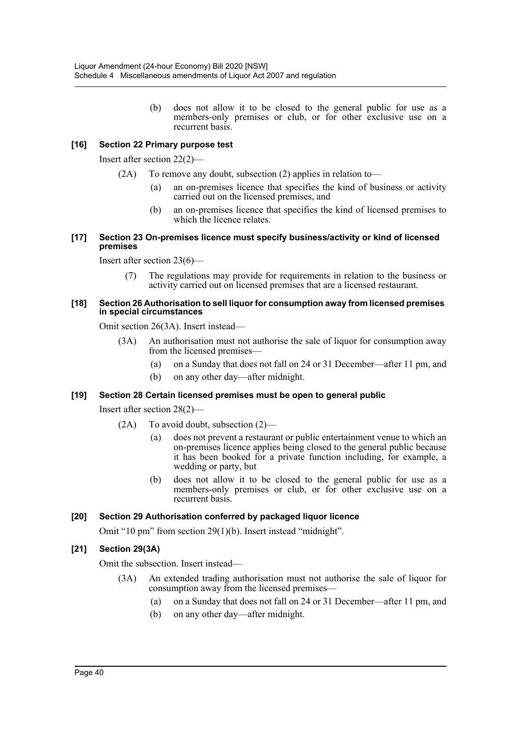(b) does not allow it to be closed to the general public for use as a members-only premises or club, or for other exclusive use on a recurrent basis.

### [16] Section 22 Primary purpose test

Insert after section 22(2)—

(2A) To remove any doubt, subsection (2) applies in relation to—

(a) an on-premises licence that specifies the kind of business or activity carried out on the licensed premises, and

(b) an on-premises licence that specifies the kind of licensed premises to which the licence relates.

### [17] Section 23 On-premises licence must specify business/activity or kind of licensed premises

Insert after section 23(6)—

(7) The regulations may provide for requirements in relation to the business or activity carried out on licensed premises that are a licensed restaurant.

### [18] Section 26 Authorisation to sell liquor for consumption away from licensed premises in special circumstances

Omit section 26(3A). Insert instead—

(3A) An authorisation must not authorise the sale of liquor for consumption away from the licensed premises—

(a) on a Sunday that does not fall on 24 or 31 December—after 11 pm, and

(b) on any other day—after midnight.

### [19] Section 28 Certain licensed premises must be open to general public

Insert after section 28(2)—

(2A) To avoid doubt, subsection (2)—

(a) does not prevent a restaurant or public entertainment venue to which an on-premises licence applies being closed to the general public because it has been booked for a private function including, for example, a wedding or party, but

(b) does not allow it to be closed to the general public for use as a members-only premises or club, or for other exclusive use on a recurrent basis.

### [20] Section 29 Authorisation conferred by packaged liquor licence

Omit "10 pm" from section 29(1)(b). Insert instead "midnight".

### [21] Section 29(3A)

Omit the subsection. Insert instead—

(3A) An extended trading authorisation must not authorise the sale of liquor for consumption away from the licensed premises—

(a) on a Sunday that does not fall on 24 or 31 December—after 11 pm, and

(b) on any other day—after midnight.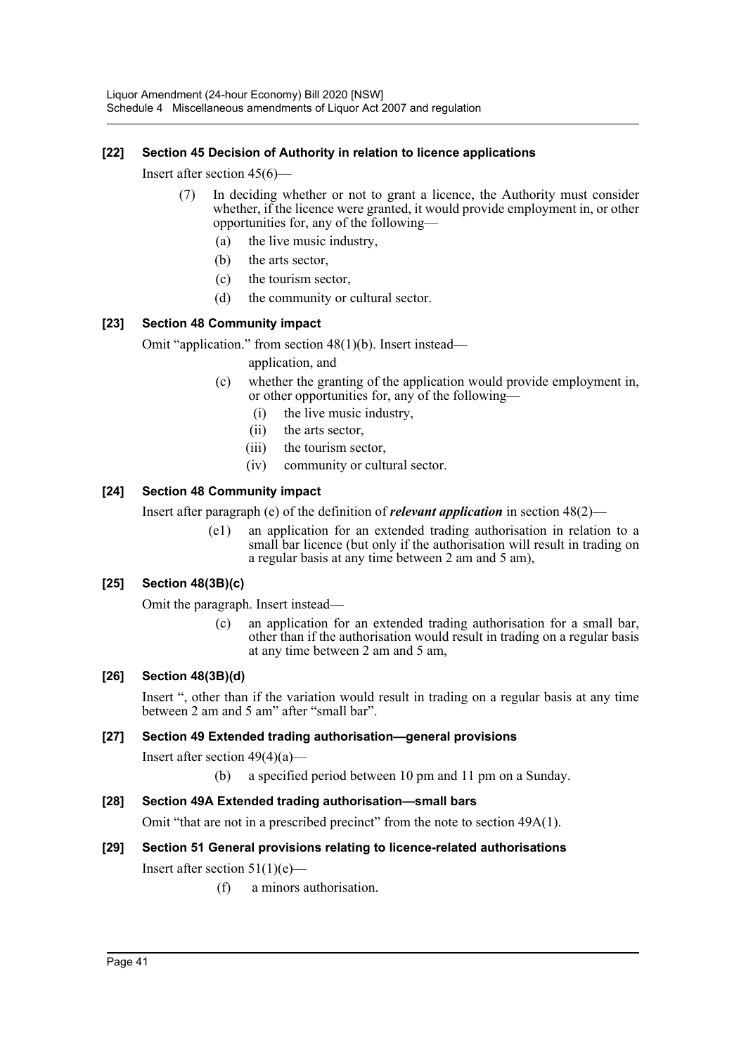**[22] Section 45 Decision of Authority in relation to licence applications**

Insert after section 45(6)—

> (7) In deciding whether or not to grant a licence, the Authority must consider whether, if the licence were granted, it would provide employment in, or other opportunities for, any of the following—
>
> (a) the live music industry,
>
> (b) the arts sector,
>
> (c) the tourism sector,
>
> (d) the community or cultural sector.

**[23] Section 48 Community impact**

Omit "application." from section 48(1)(b). Insert instead—

> application, and
>
> (c) whether the granting of the application would provide employment in, or other opportunities for, any of the following—
>
> (i) the live music industry,
>
> (ii) the arts sector,
>
> (iii) the tourism sector,
>
> (iv) community or cultural sector.

**[24] Section 48 Community impact**

Insert after paragraph (e) of the definition of ***relevant application*** in section 48(2)—

> (e1) an application for an extended trading authorisation in relation to a small bar licence (but only if the authorisation will result in trading on a regular basis at any time between 2 am and 5 am),

**[25] Section 48(3B)(c)**

Omit the paragraph. Insert instead—

> (c) an application for an extended trading authorisation for a small bar, other than if the authorisation would result in trading on a regular basis at any time between 2 am and 5 am,

**[26] Section 48(3B)(d)**

Insert ", other than if the variation would result in trading on a regular basis at any time between 2 am and 5 am" after "small bar".

**[27] Section 49 Extended trading authorisation—general provisions**

Insert after section 49(4)(a)—

> (b) a specified period between 10 pm and 11 pm on a Sunday.

**[28] Section 49A Extended trading authorisation—small bars**

Omit "that are not in a prescribed precinct" from the note to section 49A(1).

**[29] Section 51 General provisions relating to licence-related authorisations**

Insert after section 51(1)(e)—

> (f) a minors authorisation.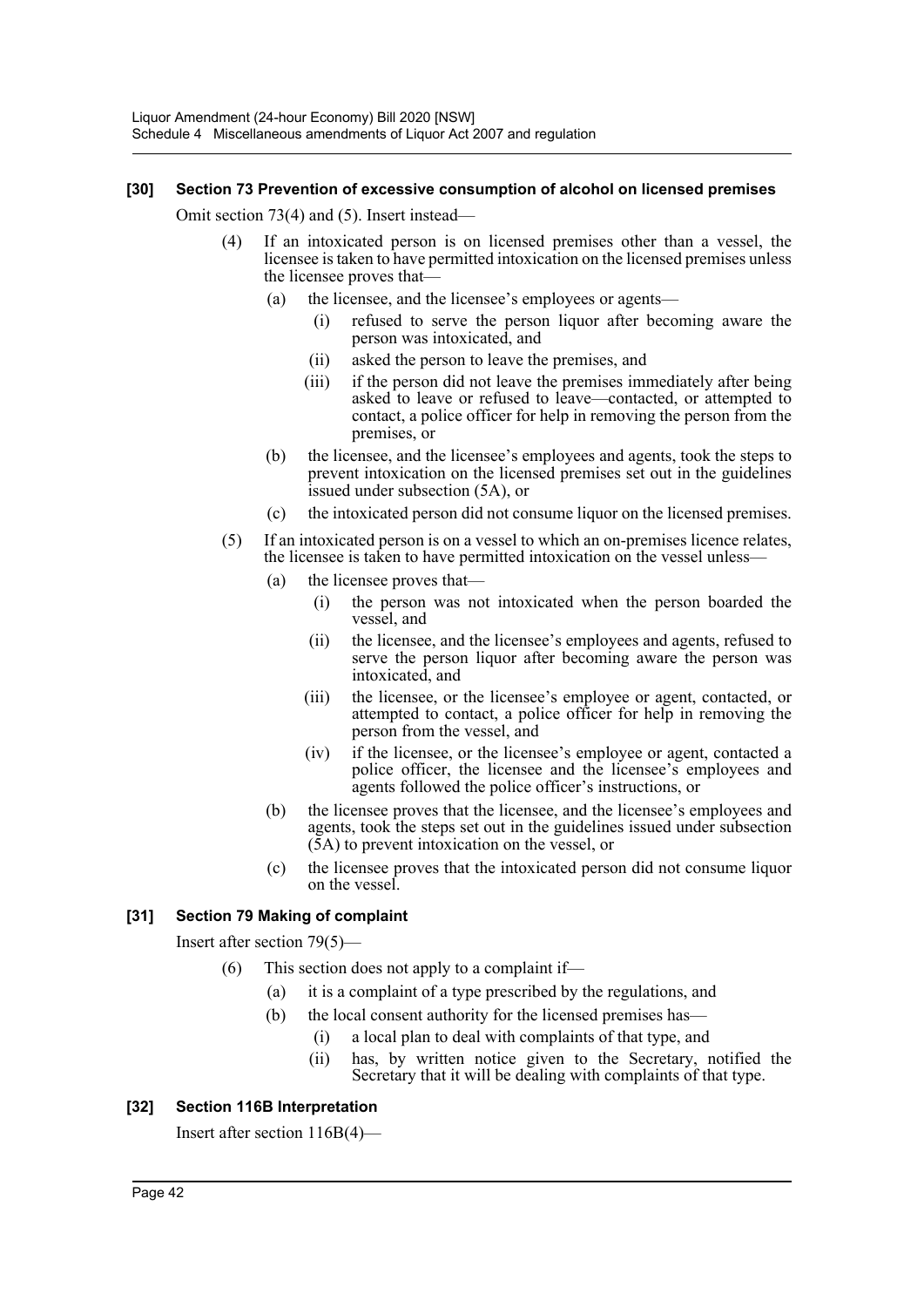### [30] Section 73 Prevention of excessive consumption of alcohol on licensed premises

Omit section 73(4) and (5). Insert instead—

(4) If an intoxicated person is on licensed premises other than a vessel, the licensee is taken to have permitted intoxication on the licensed premises unless the licensee proves that—

- (a) the licensee, and the licensee's employees or agents—
  - (i) refused to serve the person liquor after becoming aware the person was intoxicated, and
  - (ii) asked the person to leave the premises, and
  - (iii) if the person did not leave the premises immediately after being asked to leave or refused to leave—contacted, or attempted to contact, a police officer for help in removing the person from the premises, or
- (b) the licensee, and the licensee's employees and agents, took the steps to prevent intoxication on the licensed premises set out in the guidelines issued under subsection (5A), or
- (c) the intoxicated person did not consume liquor on the licensed premises.

(5) If an intoxicated person is on a vessel to which an on-premises licence relates, the licensee is taken to have permitted intoxication on the vessel unless—

- (a) the licensee proves that—
  - (i) the person was not intoxicated when the person boarded the vessel, and
  - (ii) the licensee, and the licensee's employees and agents, refused to serve the person liquor after becoming aware the person was intoxicated, and
  - (iii) the licensee, or the licensee's employee or agent, contacted, or attempted to contact, a police officer for help in removing the person from the vessel, and
  - (iv) if the licensee, or the licensee's employee or agent, contacted a police officer, the licensee and the licensee's employees and agents followed the police officer's instructions, or
- (b) the licensee proves that the licensee, and the licensee's employees and agents, took the steps set out in the guidelines issued under subsection (5A) to prevent intoxication on the vessel, or
- (c) the licensee proves that the intoxicated person did not consume liquor on the vessel.

### [31] Section 79 Making of complaint

Insert after section 79(5)—

(6) This section does not apply to a complaint if—

- (a) it is a complaint of a type prescribed by the regulations, and
- (b) the local consent authority for the licensed premises has—
  - (i) a local plan to deal with complaints of that type, and
  - (ii) has, by written notice given to the Secretary, notified the Secretary that it will be dealing with complaints of that type.

### [32] Section 116B Interpretation

Insert after section 116B(4)—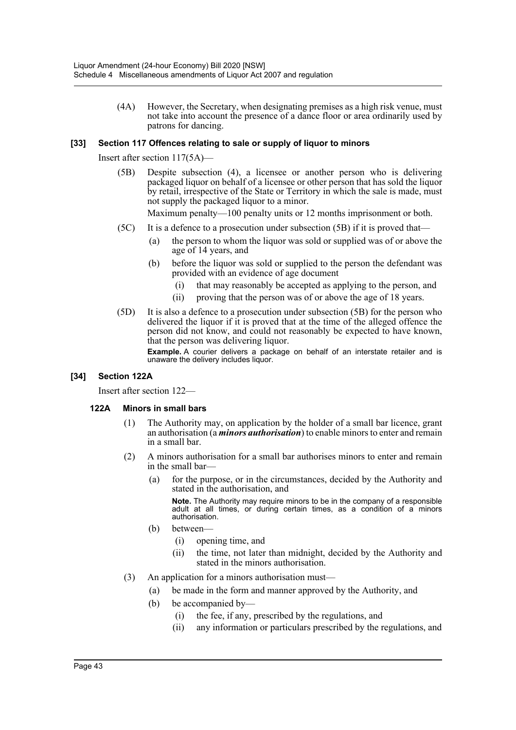(4A) However, the Secretary, when designating premises as a high risk venue, must not take into account the presence of a dance floor or area ordinarily used by patrons for dancing.

### [33] Section 117 Offences relating to sale or supply of liquor to minors

Insert after section 117(5A)—

(5B) Despite subsection (4), a licensee or another person who is delivering packaged liquor on behalf of a licensee or other person that has sold the liquor by retail, irrespective of the State or Territory in which the sale is made, must not supply the packaged liquor to a minor.

Maximum penalty—100 penalty units or 12 months imprisonment or both.

(5C) It is a defence to a prosecution under subsection (5B) if it is proved that—

(a) the person to whom the liquor was sold or supplied was of or above the age of 14 years, and

(b) before the liquor was sold or supplied to the person the defendant was provided with an evidence of age document

(i) that may reasonably be accepted as applying to the person, and

(ii) proving that the person was of or above the age of 18 years.

(5D) It is also a defence to a prosecution under subsection (5B) for the person who delivered the liquor if it is proved that at the time of the alleged offence the person did not know, and could not reasonably be expected to have known, that the person was delivering liquor.

**Example.** A courier delivers a package on behalf of an interstate retailer and is unaware the delivery includes liquor.

### [34] Section 122A

Insert after section 122—

#### 122A Minors in small bars

(1) The Authority may, on application by the holder of a small bar licence, grant an authorisation (a ***minors authorisation***) to enable minors to enter and remain in a small bar.

(2) A minors authorisation for a small bar authorises minors to enter and remain in the small bar—

(a) for the purpose, or in the circumstances, decided by the Authority and stated in the authorisation, and

**Note.** The Authority may require minors to be in the company of a responsible adult at all times, or during certain times, as a condition of a minors authorisation.

(b) between—

(i) opening time, and

(ii) the time, not later than midnight, decided by the Authority and stated in the minors authorisation.

(3) An application for a minors authorisation must—

(a) be made in the form and manner approved by the Authority, and

(b) be accompanied by—

(i) the fee, if any, prescribed by the regulations, and

(ii) any information or particulars prescribed by the regulations, and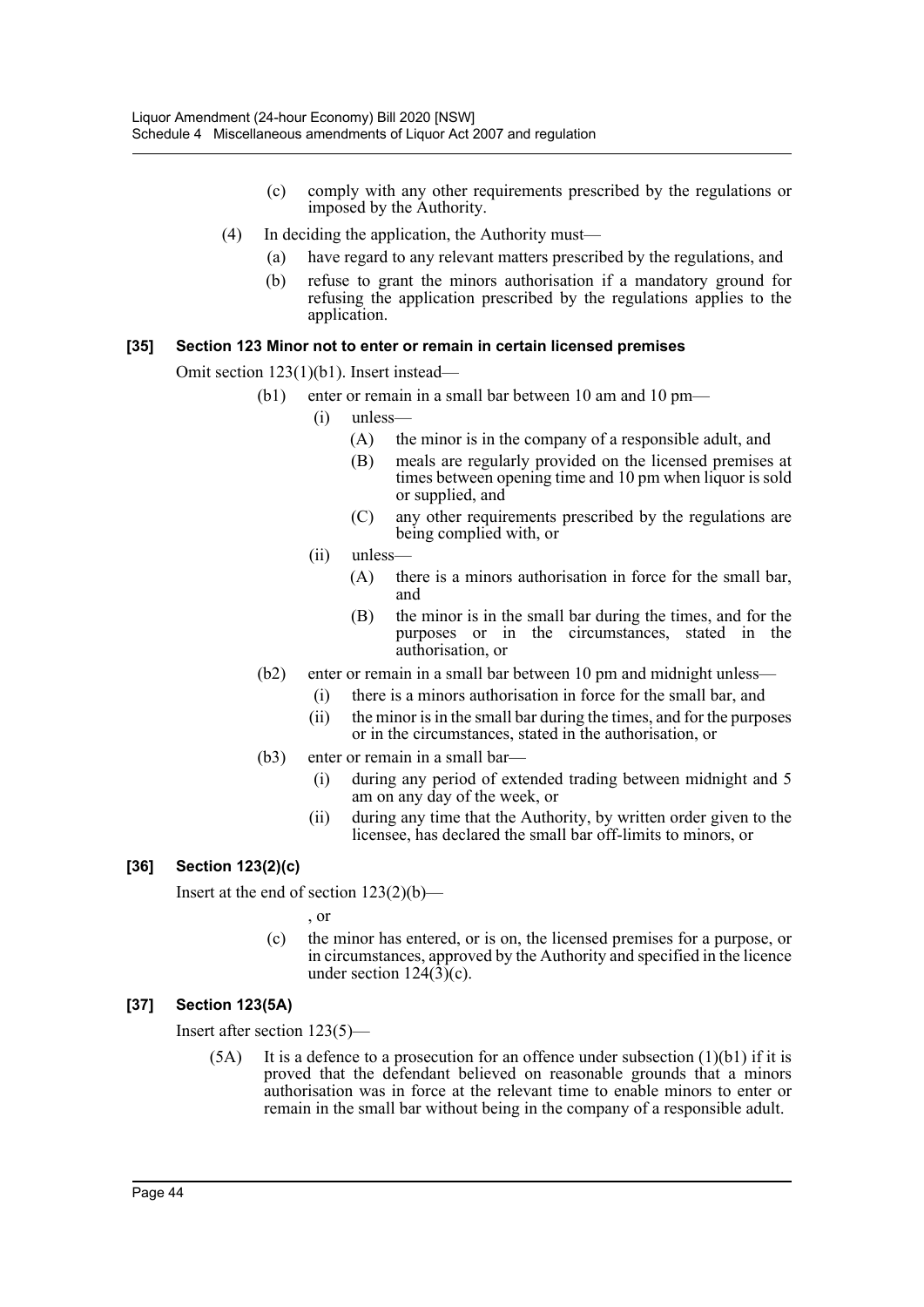(c) comply with any other requirements prescribed by the regulations or imposed by the Authority.

(4) In deciding the application, the Authority must—

(a) have regard to any relevant matters prescribed by the regulations, and

(b) refuse to grant the minors authorisation if a mandatory ground for refusing the application prescribed by the regulations applies to the application.

### [35] Section 123 Minor not to enter or remain in certain licensed premises

Omit section 123(1)(b1). Insert instead—

(b1) enter or remain in a small bar between 10 am and 10 pm—

(i) unless—

(A) the minor is in the company of a responsible adult, and

(B) meals are regularly provided on the licensed premises at times between opening time and 10 pm when liquor is sold or supplied, and

(C) any other requirements prescribed by the regulations are being complied with, or

(ii) unless—

(A) there is a minors authorisation in force for the small bar, and

(B) the minor is in the small bar during the times, and for the purposes or in the circumstances, stated in the authorisation, or

(b2) enter or remain in a small bar between 10 pm and midnight unless—

(i) there is a minors authorisation in force for the small bar, and

(ii) the minor is in the small bar during the times, and for the purposes or in the circumstances, stated in the authorisation, or

(b3) enter or remain in a small bar—

(i) during any period of extended trading between midnight and 5 am on any day of the week, or

(ii) during any time that the Authority, by written order given to the licensee, has declared the small bar off-limits to minors, or

### [36] Section 123(2)(c)

Insert at the end of section 123(2)(b)—

, or

(c) the minor has entered, or is on, the licensed premises for a purpose, or in circumstances, approved by the Authority and specified in the licence under section 124(3)(c).

### [37] Section 123(5A)

Insert after section 123(5)—

(5A) It is a defence to a prosecution for an offence under subsection (1)(b1) if it is proved that the defendant believed on reasonable grounds that a minors authorisation was in force at the relevant time to enable minors to enter or remain in the small bar without being in the company of a responsible adult.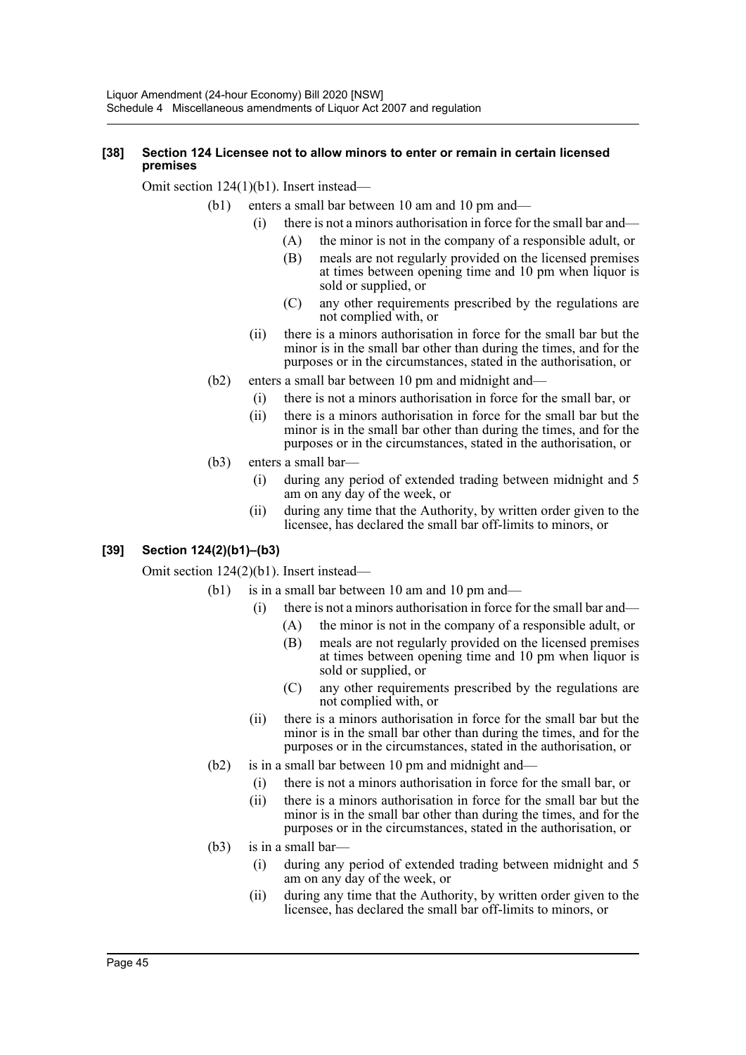#### [38] Section 124 Licensee not to allow minors to enter or remain in certain licensed premises

Omit section 124(1)(b1). Insert instead—

(b1) enters a small bar between 10 am and 10 pm and—

(i) there is not a minors authorisation in force for the small bar and—

(A) the minor is not in the company of a responsible adult, or

(B) meals are not regularly provided on the licensed premises at times between opening time and 10 pm when liquor is sold or supplied, or

(C) any other requirements prescribed by the regulations are not complied with, or

(ii) there is a minors authorisation in force for the small bar but the minor is in the small bar other than during the times, and for the purposes or in the circumstances, stated in the authorisation, or

(b2) enters a small bar between 10 pm and midnight and—

(i) there is not a minors authorisation in force for the small bar, or

(ii) there is a minors authorisation in force for the small bar but the minor is in the small bar other than during the times, and for the purposes or in the circumstances, stated in the authorisation, or

(b3) enters a small bar—

(i) during any period of extended trading between midnight and 5 am on any day of the week, or

(ii) during any time that the Authority, by written order given to the licensee, has declared the small bar off-limits to minors, or

#### [39] Section 124(2)(b1)–(b3)

Omit section 124(2)(b1). Insert instead—

(b1) is in a small bar between 10 am and 10 pm and—

(i) there is not a minors authorisation in force for the small bar and—

(A) the minor is not in the company of a responsible adult, or

(B) meals are not regularly provided on the licensed premises at times between opening time and 10 pm when liquor is sold or supplied, or

(C) any other requirements prescribed by the regulations are not complied with, or

(ii) there is a minors authorisation in force for the small bar but the minor is in the small bar other than during the times, and for the purposes or in the circumstances, stated in the authorisation, or

(b2) is in a small bar between 10 pm and midnight and—

(i) there is not a minors authorisation in force for the small bar, or

(ii) there is a minors authorisation in force for the small bar but the minor is in the small bar other than during the times, and for the purposes or in the circumstances, stated in the authorisation, or

(b3) is in a small bar—

(i) during any period of extended trading between midnight and 5 am on any day of the week, or

(ii) during any time that the Authority, by written order given to the licensee, has declared the small bar off-limits to minors, or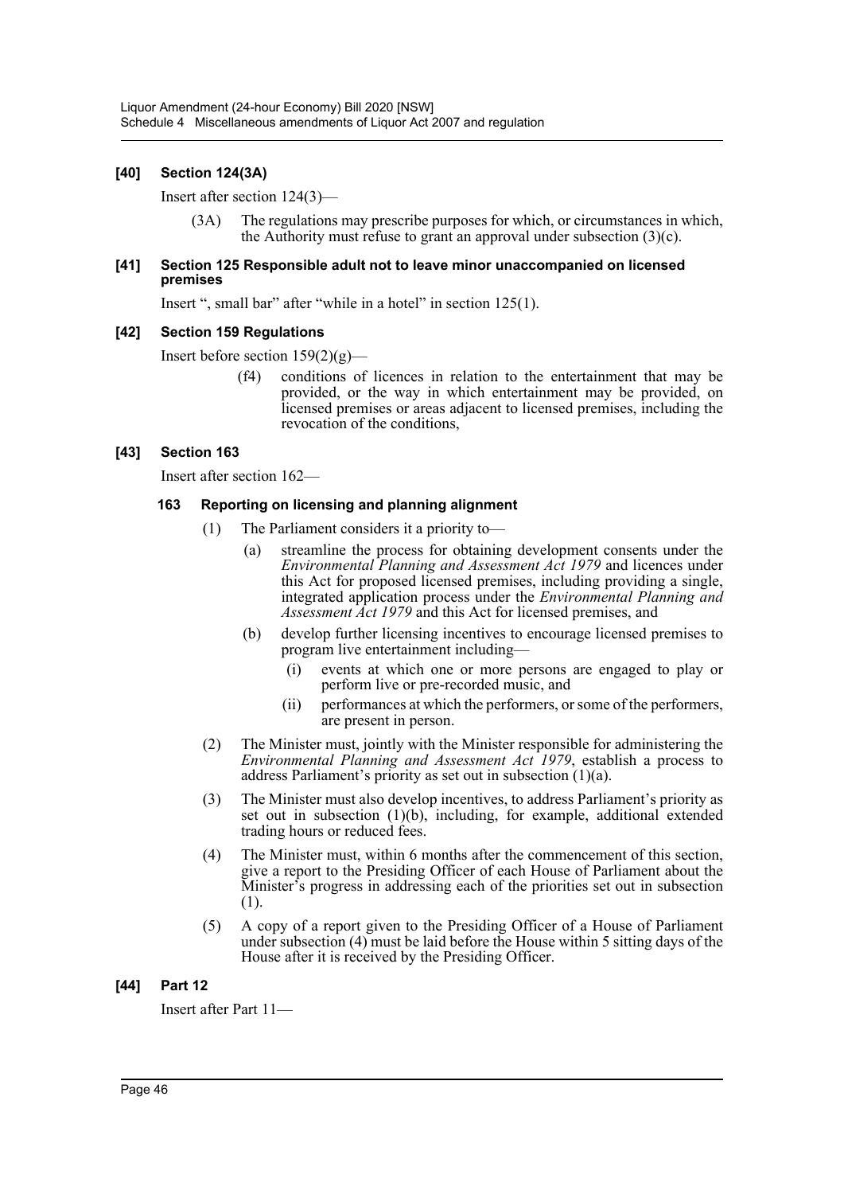### [40] Section 124(3A)

Insert after section 124(3)—

> (3A) The regulations may prescribe purposes for which, or circumstances in which, the Authority must refuse to grant an approval under subsection (3)(c).

### [41] Section 125 Responsible adult not to leave minor unaccompanied on licensed premises

Insert ", small bar" after "while in a hotel" in section 125(1).

### [42] Section 159 Regulations

Insert before section 159(2)(g)—

> (f4) conditions of licences in relation to the entertainment that may be provided, or the way in which entertainment may be provided, on licensed premises or areas adjacent to licensed premises, including the revocation of the conditions,

### [43] Section 163

Insert after section 162—

#### 163 Reporting on licensing and planning alignment

(1) The Parliament considers it a priority to—

- (a) streamline the process for obtaining development consents under the *Environmental Planning and Assessment Act 1979* and licences under this Act for proposed licensed premises, including providing a single, integrated application process under the *Environmental Planning and Assessment Act 1979* and this Act for licensed premises, and
- (b) develop further licensing incentives to encourage licensed premises to program live entertainment including—
  - (i) events at which one or more persons are engaged to play or perform live or pre-recorded music, and
  - (ii) performances at which the performers, or some of the performers, are present in person.

(2) The Minister must, jointly with the Minister responsible for administering the *Environmental Planning and Assessment Act 1979*, establish a process to address Parliament's priority as set out in subsection (1)(a).

(3) The Minister must also develop incentives, to address Parliament's priority as set out in subsection (1)(b), including, for example, additional extended trading hours or reduced fees.

(4) The Minister must, within 6 months after the commencement of this section, give a report to the Presiding Officer of each House of Parliament about the Minister's progress in addressing each of the priorities set out in subsection (1).

(5) A copy of a report given to the Presiding Officer of a House of Parliament under subsection (4) must be laid before the House within 5 sitting days of the House after it is received by the Presiding Officer.

### [44] Part 12

Insert after Part 11—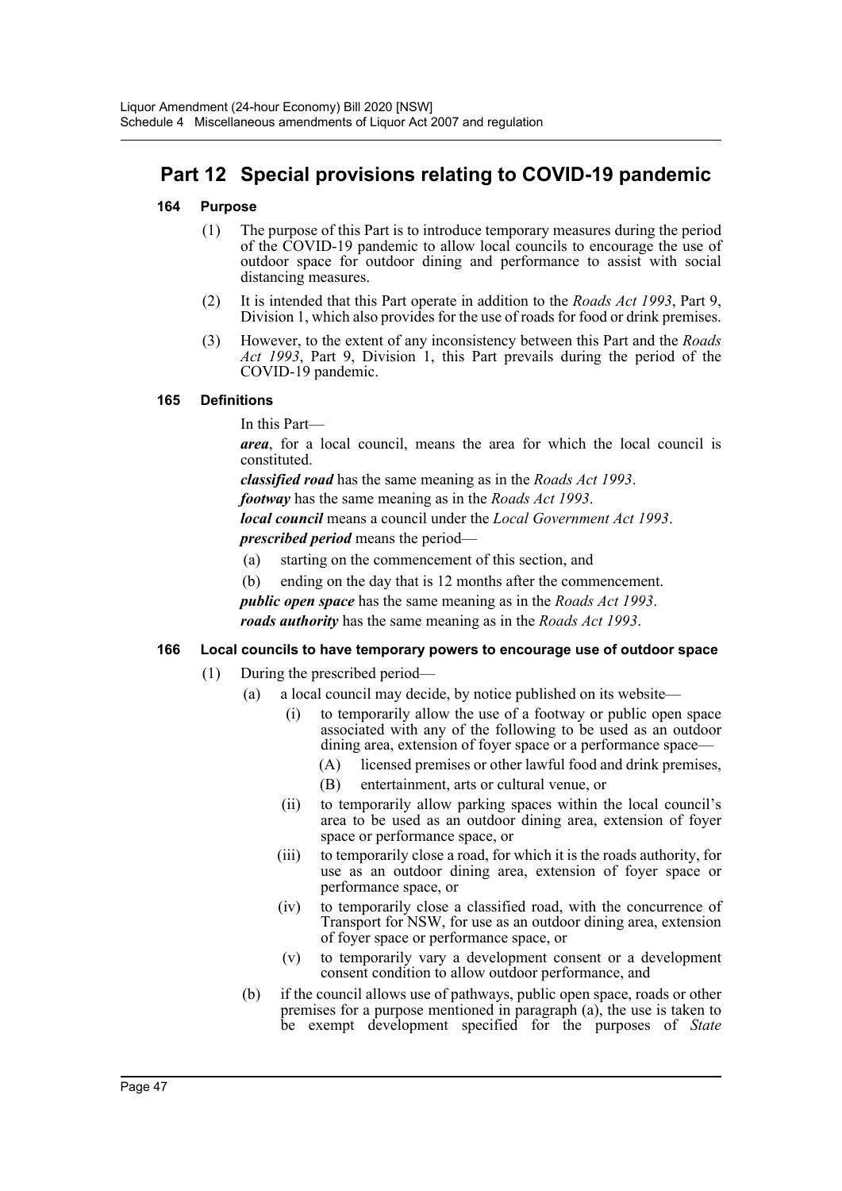## Part 12 Special provisions relating to COVID-19 pandemic

### 164 Purpose

(1) The purpose of this Part is to introduce temporary measures during the period of the COVID-19 pandemic to allow local councils to encourage the use of outdoor space for outdoor dining and performance to assist with social distancing measures.

(2) It is intended that this Part operate in addition to the *Roads Act 1993*, Part 9, Division 1, which also provides for the use of roads for food or drink premises.

(3) However, to the extent of any inconsistency between this Part and the *Roads Act 1993*, Part 9, Division 1, this Part prevails during the period of the COVID-19 pandemic.

### 165 Definitions

In this Part—

***area***, for a local council, means the area for which the local council is constituted.

***classified road*** has the same meaning as in the *Roads Act 1993*.

***footway*** has the same meaning as in the *Roads Act 1993*.

***local council*** means a council under the *Local Government Act 1993*.

***prescribed period*** means the period—

(a) starting on the commencement of this section, and

(b) ending on the day that is 12 months after the commencement.

***public open space*** has the same meaning as in the *Roads Act 1993*.

***roads authority*** has the same meaning as in the *Roads Act 1993*.

### 166 Local councils to have temporary powers to encourage use of outdoor space

(1) During the prescribed period—

(a) a local council may decide, by notice published on its website—

(i) to temporarily allow the use of a footway or public open space associated with any of the following to be used as an outdoor dining area, extension of foyer space or a performance space—

(A) licensed premises or other lawful food and drink premises,

(B) entertainment, arts or cultural venue, or

(ii) to temporarily allow parking spaces within the local council's area to be used as an outdoor dining area, extension of foyer space or performance space, or

(iii) to temporarily close a road, for which it is the roads authority, for use as an outdoor dining area, extension of foyer space or performance space, or

(iv) to temporarily close a classified road, with the concurrence of Transport for NSW, for use as an outdoor dining area, extension of foyer space or performance space, or

(v) to temporarily vary a development consent or a development consent condition to allow outdoor performance, and

(b) if the council allows use of pathways, public open space, roads or other premises for a purpose mentioned in paragraph (a), the use is taken to be exempt development specified for the purposes of *State*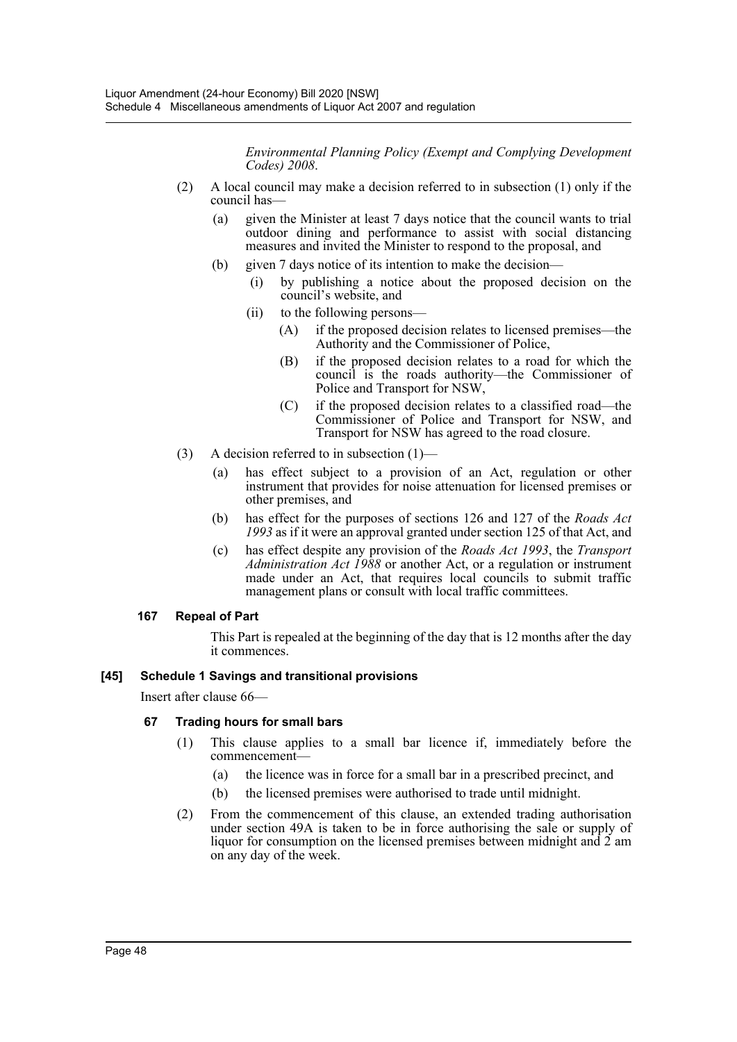*Environmental Planning Policy (Exempt and Complying Development Codes) 2008*.

(2) A local council may make a decision referred to in subsection (1) only if the council has—

(a) given the Minister at least 7 days notice that the council wants to trial outdoor dining and performance to assist with social distancing measures and invited the Minister to respond to the proposal, and

(b) given 7 days notice of its intention to make the decision—

(i) by publishing a notice about the proposed decision on the council's website, and

(ii) to the following persons—

(A) if the proposed decision relates to licensed premises—the Authority and the Commissioner of Police,

(B) if the proposed decision relates to a road for which the council is the roads authority—the Commissioner of Police and Transport for NSW,

(C) if the proposed decision relates to a classified road—the Commissioner of Police and Transport for NSW, and Transport for NSW has agreed to the road closure.

(3) A decision referred to in subsection (1)—

(a) has effect subject to a provision of an Act, regulation or other instrument that provides for noise attenuation for licensed premises or other premises, and

(b) has effect for the purposes of sections 126 and 127 of the *Roads Act 1993* as if it were an approval granted under section 125 of that Act, and

(c) has effect despite any provision of the *Roads Act 1993*, the *Transport Administration Act 1988* or another Act, or a regulation or instrument made under an Act, that requires local councils to submit traffic management plans or consult with local traffic committees.

#### 167 Repeal of Part

This Part is repealed at the beginning of the day that is 12 months after the day it commences.

### [45] Schedule 1 Savings and transitional provisions

Insert after clause 66—

#### 67 Trading hours for small bars

(1) This clause applies to a small bar licence if, immediately before the commencement—

(a) the licence was in force for a small bar in a prescribed precinct, and

(b) the licensed premises were authorised to trade until midnight.

(2) From the commencement of this clause, an extended trading authorisation under section 49A is taken to be in force authorising the sale or supply of liquor for consumption on the licensed premises between midnight and 2 am on any day of the week.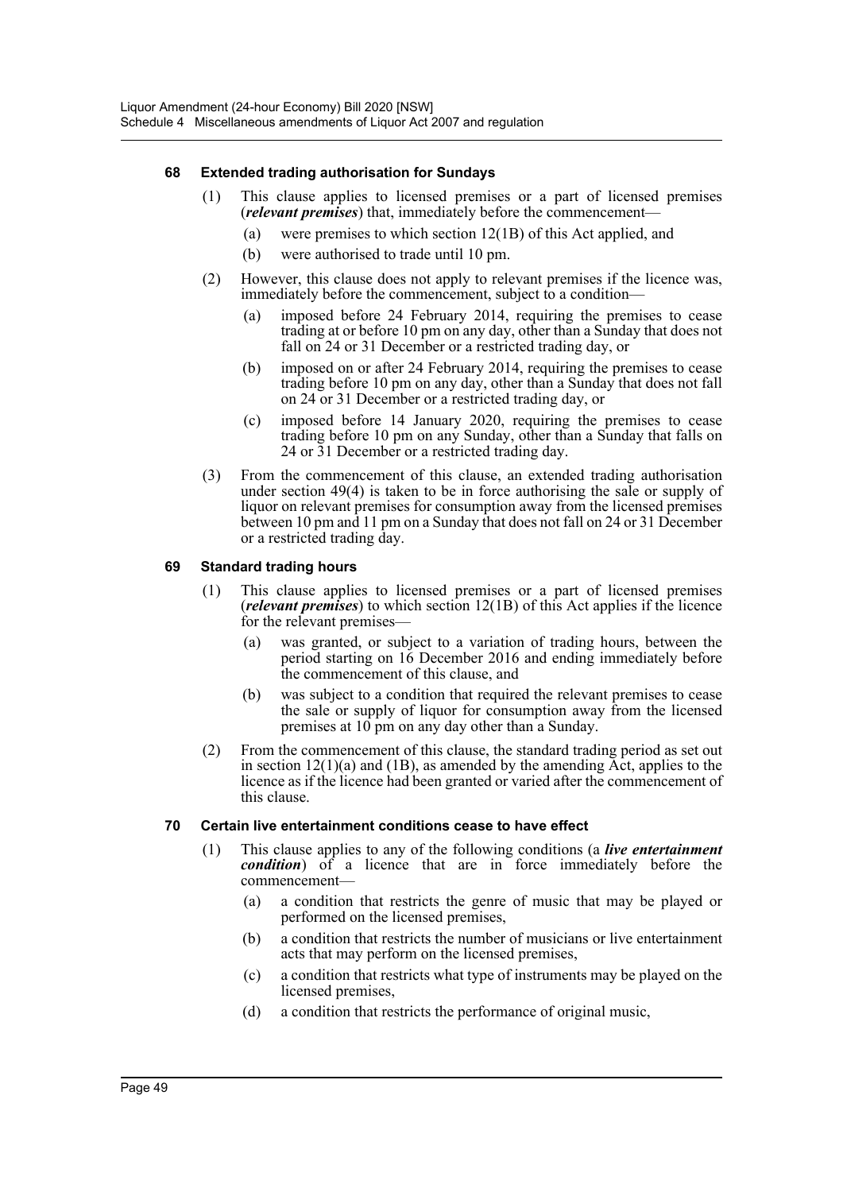### 68 Extended trading authorisation for Sundays

(1) This clause applies to licensed premises or a part of licensed premises (***relevant premises***) that, immediately before the commencement—

(a) were premises to which section 12(1B) of this Act applied, and

(b) were authorised to trade until 10 pm.

(2) However, this clause does not apply to relevant premises if the licence was, immediately before the commencement, subject to a condition—

(a) imposed before 24 February 2014, requiring the premises to cease trading at or before 10 pm on any day, other than a Sunday that does not fall on 24 or 31 December or a restricted trading day, or

(b) imposed on or after 24 February 2014, requiring the premises to cease trading before 10 pm on any day, other than a Sunday that does not fall on 24 or 31 December or a restricted trading day, or

(c) imposed before 14 January 2020, requiring the premises to cease trading before 10 pm on any Sunday, other than a Sunday that falls on 24 or 31 December or a restricted trading day.

(3) From the commencement of this clause, an extended trading authorisation under section 49(4) is taken to be in force authorising the sale or supply of liquor on relevant premises for consumption away from the licensed premises between 10 pm and 11 pm on a Sunday that does not fall on 24 or 31 December or a restricted trading day.

### 69 Standard trading hours

(1) This clause applies to licensed premises or a part of licensed premises (***relevant premises***) to which section 12(1B) of this Act applies if the licence for the relevant premises—

(a) was granted, or subject to a variation of trading hours, between the period starting on 16 December 2016 and ending immediately before the commencement of this clause, and

(b) was subject to a condition that required the relevant premises to cease the sale or supply of liquor for consumption away from the licensed premises at 10 pm on any day other than a Sunday.

(2) From the commencement of this clause, the standard trading period as set out in section 12(1)(a) and (1B), as amended by the amending Act, applies to the licence as if the licence had been granted or varied after the commencement of this clause.

### 70 Certain live entertainment conditions cease to have effect

(1) This clause applies to any of the following conditions (a ***live entertainment condition***) of a licence that are in force immediately before the commencement—

(a) a condition that restricts the genre of music that may be played or performed on the licensed premises,

(b) a condition that restricts the number of musicians or live entertainment acts that may perform on the licensed premises,

(c) a condition that restricts what type of instruments may be played on the licensed premises,

(d) a condition that restricts the performance of original music,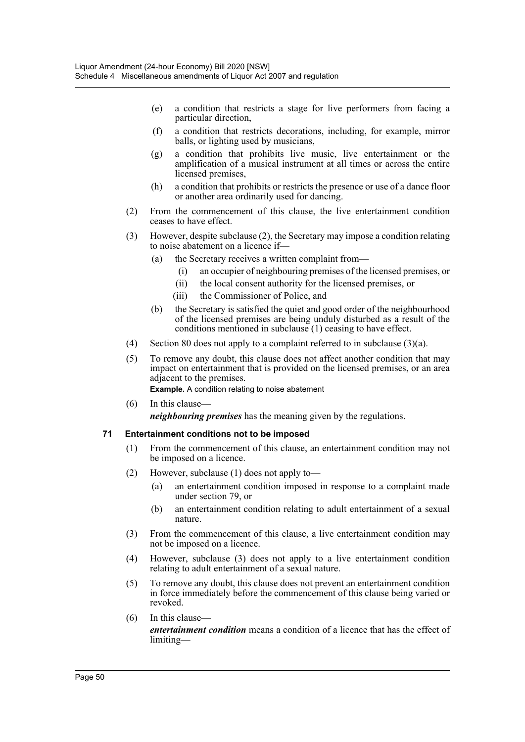(e) a condition that restricts a stage for live performers from facing a particular direction,

(f) a condition that restricts decorations, including, for example, mirror balls, or lighting used by musicians,

(g) a condition that prohibits live music, live entertainment or the amplification of a musical instrument at all times or across the entire licensed premises,

(h) a condition that prohibits or restricts the presence or use of a dance floor or another area ordinarily used for dancing.

(2) From the commencement of this clause, the live entertainment condition ceases to have effect.

(3) However, despite subclause (2), the Secretary may impose a condition relating to noise abatement on a licence if—

(a) the Secretary receives a written complaint from—

(i) an occupier of neighbouring premises of the licensed premises, or

(ii) the local consent authority for the licensed premises, or

(iii) the Commissioner of Police, and

(b) the Secretary is satisfied the quiet and good order of the neighbourhood of the licensed premises are being unduly disturbed as a result of the conditions mentioned in subclause (1) ceasing to have effect.

(4) Section 80 does not apply to a complaint referred to in subclause (3)(a).

(5) To remove any doubt, this clause does not affect another condition that may impact on entertainment that is provided on the licensed premises, or an area adjacent to the premises.

**Example.** A condition relating to noise abatement

(6) In this clause—

***neighbouring premises*** has the meaning given by the regulations.

### 71 Entertainment conditions not to be imposed

(1) From the commencement of this clause, an entertainment condition may not be imposed on a licence.

(2) However, subclause (1) does not apply to—

(a) an entertainment condition imposed in response to a complaint made under section 79, or

(b) an entertainment condition relating to adult entertainment of a sexual nature.

(3) From the commencement of this clause, a live entertainment condition may not be imposed on a licence.

(4) However, subclause (3) does not apply to a live entertainment condition relating to adult entertainment of a sexual nature.

(5) To remove any doubt, this clause does not prevent an entertainment condition in force immediately before the commencement of this clause being varied or revoked.

(6) In this clause—

***entertainment condition*** means a condition of a licence that has the effect of limiting—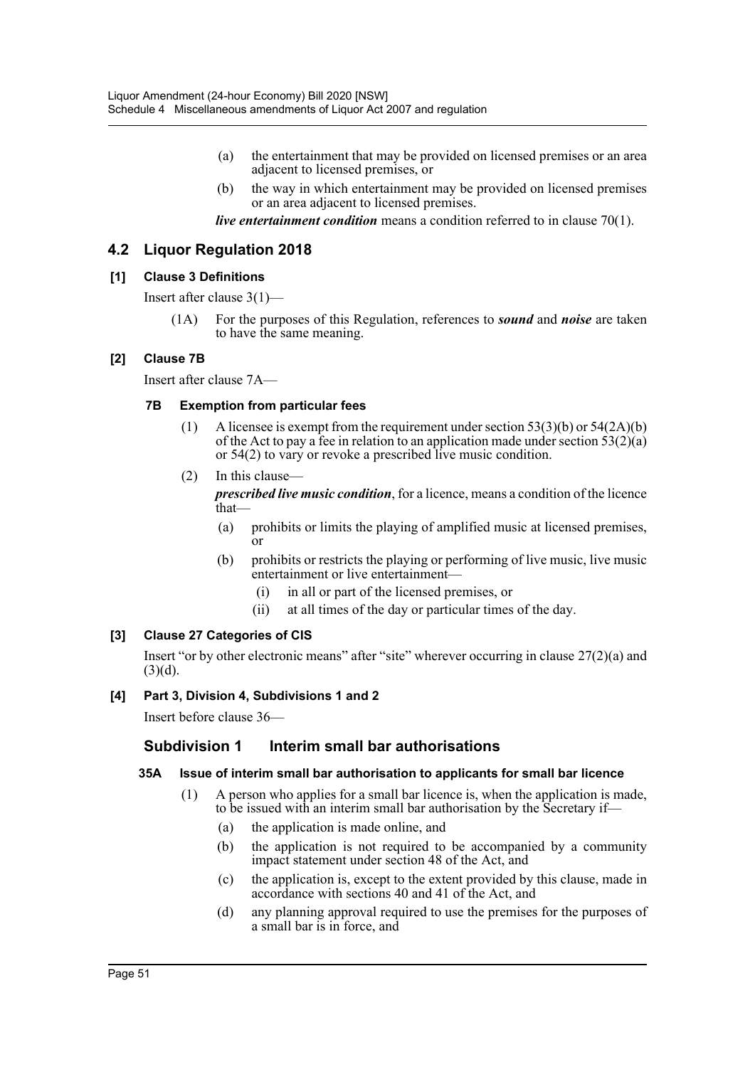(a) the entertainment that may be provided on licensed premises or an area adjacent to licensed premises, or

(b) the way in which entertainment may be provided on licensed premises or an area adjacent to licensed premises.

***live entertainment condition*** means a condition referred to in clause 70(1).

## 4.2 Liquor Regulation 2018

### [1] Clause 3 Definitions

Insert after clause 3(1)—

(1A) For the purposes of this Regulation, references to ***sound*** and ***noise*** are taken to have the same meaning.

### [2] Clause 7B

Insert after clause 7A—

#### 7B Exemption from particular fees

(1) A licensee is exempt from the requirement under section 53(3)(b) or 54(2A)(b) of the Act to pay a fee in relation to an application made under section 53(2)(a) or 54(2) to vary or revoke a prescribed live music condition.

(2) In this clause—

***prescribed live music condition***, for a licence, means a condition of the licence that—

(a) prohibits or limits the playing of amplified music at licensed premises, or

(b) prohibits or restricts the playing or performing of live music, live music entertainment or live entertainment—

(i) in all or part of the licensed premises, or

(ii) at all times of the day or particular times of the day.

### [3] Clause 27 Categories of CIS

Insert "or by other electronic means" after "site" wherever occurring in clause 27(2)(a) and (3)(d).

### [4] Part 3, Division 4, Subdivisions 1 and 2

Insert before clause 36—

### Subdivision 1 Interim small bar authorisations

#### 35A Issue of interim small bar authorisation to applicants for small bar licence

(1) A person who applies for a small bar licence is, when the application is made, to be issued with an interim small bar authorisation by the Secretary if—

(a) the application is made online, and

(b) the application is not required to be accompanied by a community impact statement under section 48 of the Act, and

(c) the application is, except to the extent provided by this clause, made in accordance with sections 40 and 41 of the Act, and

(d) any planning approval required to use the premises for the purposes of a small bar is in force, and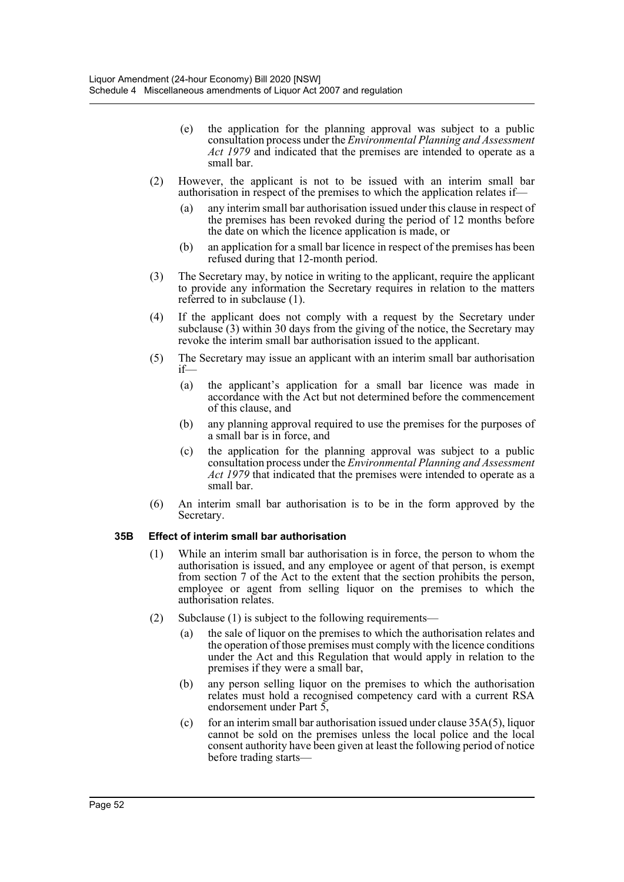(e) the application for the planning approval was subject to a public consultation process under the *Environmental Planning and Assessment Act 1979* and indicated that the premises are intended to operate as a small bar.

(2) However, the applicant is not to be issued with an interim small bar authorisation in respect of the premises to which the application relates if—

(a) any interim small bar authorisation issued under this clause in respect of the premises has been revoked during the period of 12 months before the date on which the licence application is made, or

(b) an application for a small bar licence in respect of the premises has been refused during that 12-month period.

(3) The Secretary may, by notice in writing to the applicant, require the applicant to provide any information the Secretary requires in relation to the matters referred to in subclause (1).

(4) If the applicant does not comply with a request by the Secretary under subclause (3) within 30 days from the giving of the notice, the Secretary may revoke the interim small bar authorisation issued to the applicant.

(5) The Secretary may issue an applicant with an interim small bar authorisation if—

(a) the applicant's application for a small bar licence was made in accordance with the Act but not determined before the commencement of this clause, and

(b) any planning approval required to use the premises for the purposes of a small bar is in force, and

(c) the application for the planning approval was subject to a public consultation process under the *Environmental Planning and Assessment Act 1979* that indicated that the premises were intended to operate as a small bar.

(6) An interim small bar authorisation is to be in the form approved by the Secretary.

**35B Effect of interim small bar authorisation**

(1) While an interim small bar authorisation is in force, the person to whom the authorisation is issued, and any employee or agent of that person, is exempt from section 7 of the Act to the extent that the section prohibits the person, employee or agent from selling liquor on the premises to which the authorisation relates.

(2) Subclause (1) is subject to the following requirements—

(a) the sale of liquor on the premises to which the authorisation relates and the operation of those premises must comply with the licence conditions under the Act and this Regulation that would apply in relation to the premises if they were a small bar,

(b) any person selling liquor on the premises to which the authorisation relates must hold a recognised competency card with a current RSA endorsement under Part 5,

(c) for an interim small bar authorisation issued under clause 35A(5), liquor cannot be sold on the premises unless the local police and the local consent authority have been given at least the following period of notice before trading starts—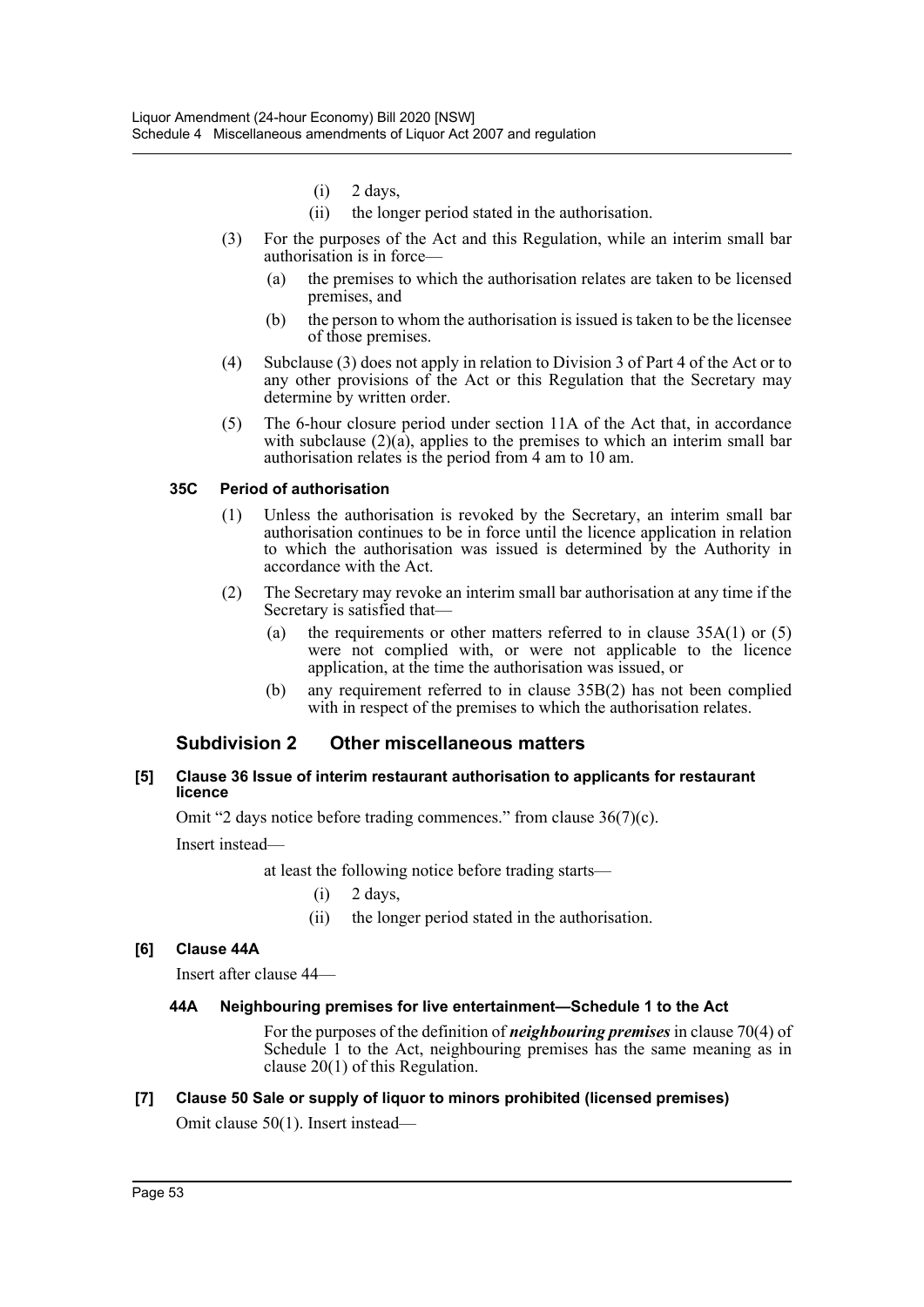(i) 2 days,

(ii) the longer period stated in the authorisation.

(3) For the purposes of the Act and this Regulation, while an interim small bar authorisation is in force—

(a) the premises to which the authorisation relates are taken to be licensed premises, and

(b) the person to whom the authorisation is issued is taken to be the licensee of those premises.

(4) Subclause (3) does not apply in relation to Division 3 of Part 4 of the Act or to any other provisions of the Act or this Regulation that the Secretary may determine by written order.

(5) The 6-hour closure period under section 11A of the Act that, in accordance with subclause (2)(a), applies to the premises to which an interim small bar authorisation relates is the period from 4 am to 10 am.

#### 35C Period of authorisation

(1) Unless the authorisation is revoked by the Secretary, an interim small bar authorisation continues to be in force until the licence application in relation to which the authorisation was issued is determined by the Authority in accordance with the Act.

(2) The Secretary may revoke an interim small bar authorisation at any time if the Secretary is satisfied that—

(a) the requirements or other matters referred to in clause 35A(1) or (5) were not complied with, or were not applicable to the licence application, at the time the authorisation was issued, or

(b) any requirement referred to in clause 35B(2) has not been complied with in respect of the premises to which the authorisation relates.

### Subdivision 2 Other miscellaneous matters

#### [5] Clause 36 Issue of interim restaurant authorisation to applicants for restaurant licence

Omit "2 days notice before trading commences." from clause 36(7)(c).

Insert instead—

at least the following notice before trading starts—

(i) 2 days,

(ii) the longer period stated in the authorisation.

#### [6] Clause 44A

Insert after clause 44—

#### 44A Neighbouring premises for live entertainment—Schedule 1 to the Act

For the purposes of the definition of ***neighbouring premises*** in clause 70(4) of Schedule 1 to the Act, neighbouring premises has the same meaning as in clause 20(1) of this Regulation.

#### [7] Clause 50 Sale or supply of liquor to minors prohibited (licensed premises)

Omit clause 50(1). Insert instead—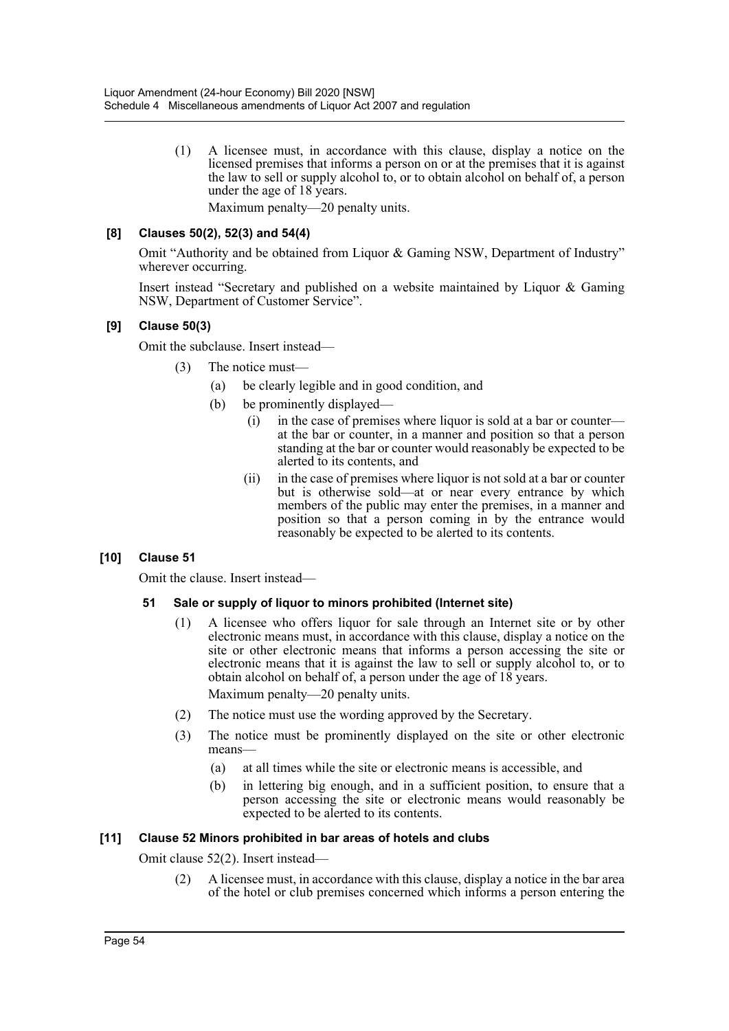(1) A licensee must, in accordance with this clause, display a notice on the licensed premises that informs a person on or at the premises that it is against the law to sell or supply alcohol to, or to obtain alcohol on behalf of, a person under the age of 18 years.

Maximum penalty—20 penalty units.

**[8] Clauses 50(2), 52(3) and 54(4)**

Omit "Authority and be obtained from Liquor & Gaming NSW, Department of Industry" wherever occurring.

Insert instead "Secretary and published on a website maintained by Liquor & Gaming NSW, Department of Customer Service".

**[9] Clause 50(3)**

Omit the subclause. Insert instead—

(3) The notice must—

(a) be clearly legible and in good condition, and

(b) be prominently displayed—

(i) in the case of premises where liquor is sold at a bar or counter—at the bar or counter, in a manner and position so that a person standing at the bar or counter would reasonably be expected to be alerted to its contents, and

(ii) in the case of premises where liquor is not sold at a bar or counter but is otherwise sold—at or near every entrance by which members of the public may enter the premises, in a manner and position so that a person coming in by the entrance would reasonably be expected to be alerted to its contents.

**[10] Clause 51**

Omit the clause. Insert instead—

**51 Sale or supply of liquor to minors prohibited (Internet site)**

(1) A licensee who offers liquor for sale through an Internet site or by other electronic means must, in accordance with this clause, display a notice on the site or other electronic means that informs a person accessing the site or electronic means that it is against the law to sell or supply alcohol to, or to obtain alcohol on behalf of, a person under the age of 18 years.

Maximum penalty—20 penalty units.

(2) The notice must use the wording approved by the Secretary.

(3) The notice must be prominently displayed on the site or other electronic means—

(a) at all times while the site or electronic means is accessible, and

(b) in lettering big enough, and in a sufficient position, to ensure that a person accessing the site or electronic means would reasonably be expected to be alerted to its contents.

**[11] Clause 52 Minors prohibited in bar areas of hotels and clubs**

Omit clause 52(2). Insert instead—

(2) A licensee must, in accordance with this clause, display a notice in the bar area of the hotel or club premises concerned which informs a person entering the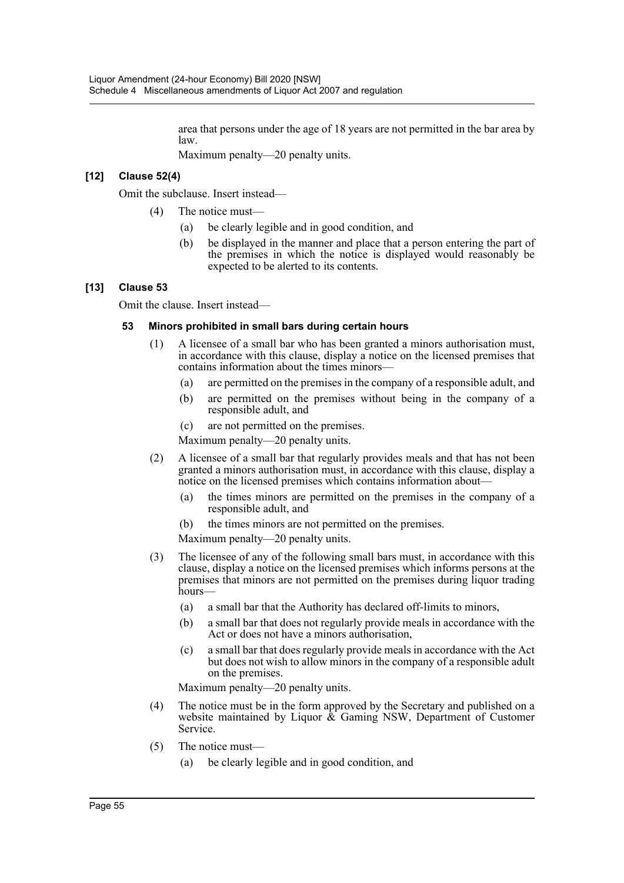area that persons under the age of 18 years are not permitted in the bar area by law.

Maximum penalty—20 penalty units.

**[12] Clause 52(4)**

Omit the subclause. Insert instead—

(4) The notice must—

(a) be clearly legible and in good condition, and

(b) be displayed in the manner and place that a person entering the part of the premises in which the notice is displayed would reasonably be expected to be alerted to its contents.

**[13] Clause 53**

Omit the clause. Insert instead—

**53 Minors prohibited in small bars during certain hours**

(1) A licensee of a small bar who has been granted a minors authorisation must, in accordance with this clause, display a notice on the licensed premises that contains information about the times minors—

(a) are permitted on the premises in the company of a responsible adult, and

(b) are permitted on the premises without being in the company of a responsible adult, and

(c) are not permitted on the premises.

Maximum penalty—20 penalty units.

(2) A licensee of a small bar that regularly provides meals and that has not been granted a minors authorisation must, in accordance with this clause, display a notice on the licensed premises which contains information about—

(a) the times minors are permitted on the premises in the company of a responsible adult, and

(b) the times minors are not permitted on the premises.

Maximum penalty—20 penalty units.

(3) The licensee of any of the following small bars must, in accordance with this clause, display a notice on the licensed premises which informs persons at the premises that minors are not permitted on the premises during liquor trading hours—

(a) a small bar that the Authority has declared off-limits to minors,

(b) a small bar that does not regularly provide meals in accordance with the Act or does not have a minors authorisation,

(c) a small bar that does regularly provide meals in accordance with the Act but does not wish to allow minors in the company of a responsible adult on the premises.

Maximum penalty—20 penalty units.

(4) The notice must be in the form approved by the Secretary and published on a website maintained by Liquor & Gaming NSW, Department of Customer Service.

(5) The notice must—

(a) be clearly legible and in good condition, and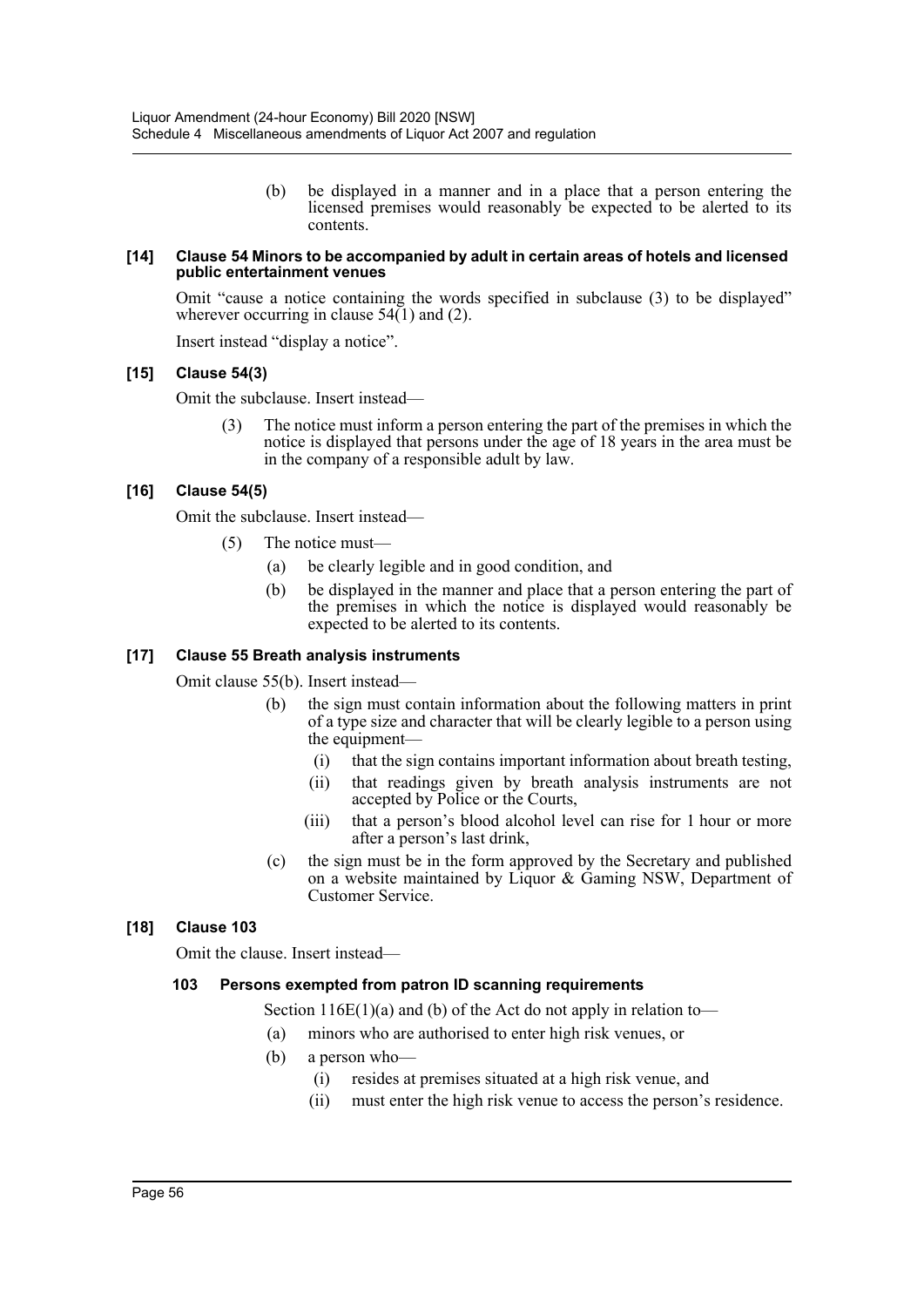(b) be displayed in a manner and in a place that a person entering the licensed premises would reasonably be expected to be alerted to its contents.

**[14] Clause 54 Minors to be accompanied by adult in certain areas of hotels and licensed public entertainment venues**

Omit "cause a notice containing the words specified in subclause (3) to be displayed" wherever occurring in clause 54(1) and (2).

Insert instead "display a notice".

**[15] Clause 54(3)**

Omit the subclause. Insert instead—

(3) The notice must inform a person entering the part of the premises in which the notice is displayed that persons under the age of 18 years in the area must be in the company of a responsible adult by law.

**[16] Clause 54(5)**

Omit the subclause. Insert instead—

(5) The notice must—

(a) be clearly legible and in good condition, and

(b) be displayed in the manner and place that a person entering the part of the premises in which the notice is displayed would reasonably be expected to be alerted to its contents.

**[17] Clause 55 Breath analysis instruments**

Omit clause 55(b). Insert instead—

(b) the sign must contain information about the following matters in print of a type size and character that will be clearly legible to a person using the equipment—

(i) that the sign contains important information about breath testing,

(ii) that readings given by breath analysis instruments are not accepted by Police or the Courts,

(iii) that a person's blood alcohol level can rise for 1 hour or more after a person's last drink,

(c) the sign must be in the form approved by the Secretary and published on a website maintained by Liquor & Gaming NSW, Department of Customer Service.

**[18] Clause 103**

Omit the clause. Insert instead—

**103 Persons exempted from patron ID scanning requirements**

Section 116E(1)(a) and (b) of the Act do not apply in relation to—

(a) minors who are authorised to enter high risk venues, or

(b) a person who—

(i) resides at premises situated at a high risk venue, and

(ii) must enter the high risk venue to access the person's residence.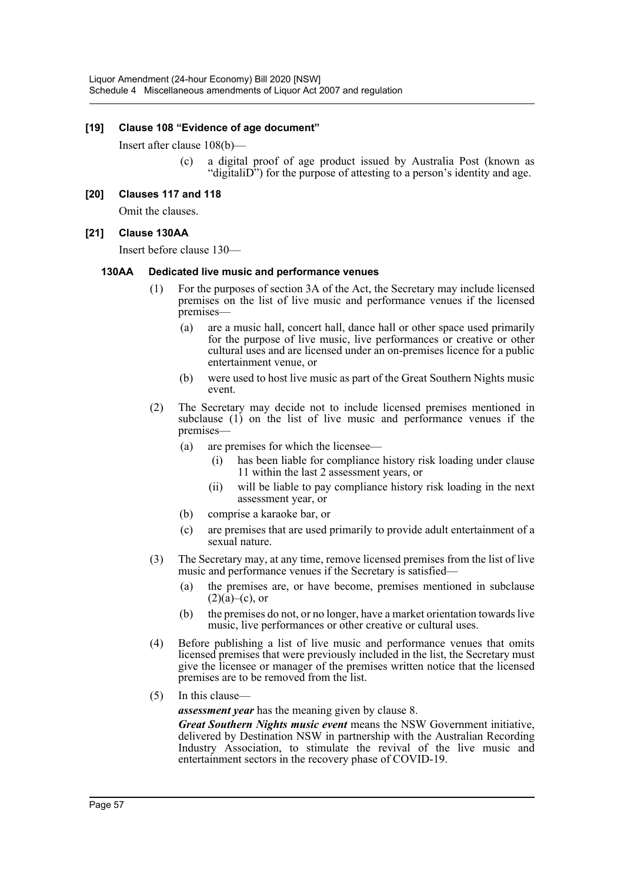### [19] Clause 108 “Evidence of age document”

Insert after clause 108(b)—

(c) a digital proof of age product issued by Australia Post (known as “digitaliD”) for the purpose of attesting to a person’s identity and age.

### [20] Clauses 117 and 118

Omit the clauses.

### [21] Clause 130AA

Insert before clause 130—

#### 130AA Dedicated live music and performance venues

(1) For the purposes of section 3A of the Act, the Secretary may include licensed premises on the list of live music and performance venues if the licensed premises—

(a) are a music hall, concert hall, dance hall or other space used primarily for the purpose of live music, live performances or creative or other cultural uses and are licensed under an on-premises licence for a public entertainment venue, or

(b) were used to host live music as part of the Great Southern Nights music event.

(2) The Secretary may decide not to include licensed premises mentioned in subclause (1) on the list of live music and performance venues if the premises—

(a) are premises for which the licensee—

(i) has been liable for compliance history risk loading under clause 11 within the last 2 assessment years, or

(ii) will be liable to pay compliance history risk loading in the next assessment year, or

(b) comprise a karaoke bar, or

(c) are premises that are used primarily to provide adult entertainment of a sexual nature.

(3) The Secretary may, at any time, remove licensed premises from the list of live music and performance venues if the Secretary is satisfied—

(a) the premises are, or have become, premises mentioned in subclause (2)(a)–(c), or

(b) the premises do not, or no longer, have a market orientation towards live music, live performances or other creative or cultural uses.

(4) Before publishing a list of live music and performance venues that omits licensed premises that were previously included in the list, the Secretary must give the licensee or manager of the premises written notice that the licensed premises are to be removed from the list.

(5) In this clause—

***assessment year*** has the meaning given by clause 8.

***Great Southern Nights music event*** means the NSW Government initiative, delivered by Destination NSW in partnership with the Australian Recording Industry Association, to stimulate the revival of the live music and entertainment sectors in the recovery phase of COVID-19.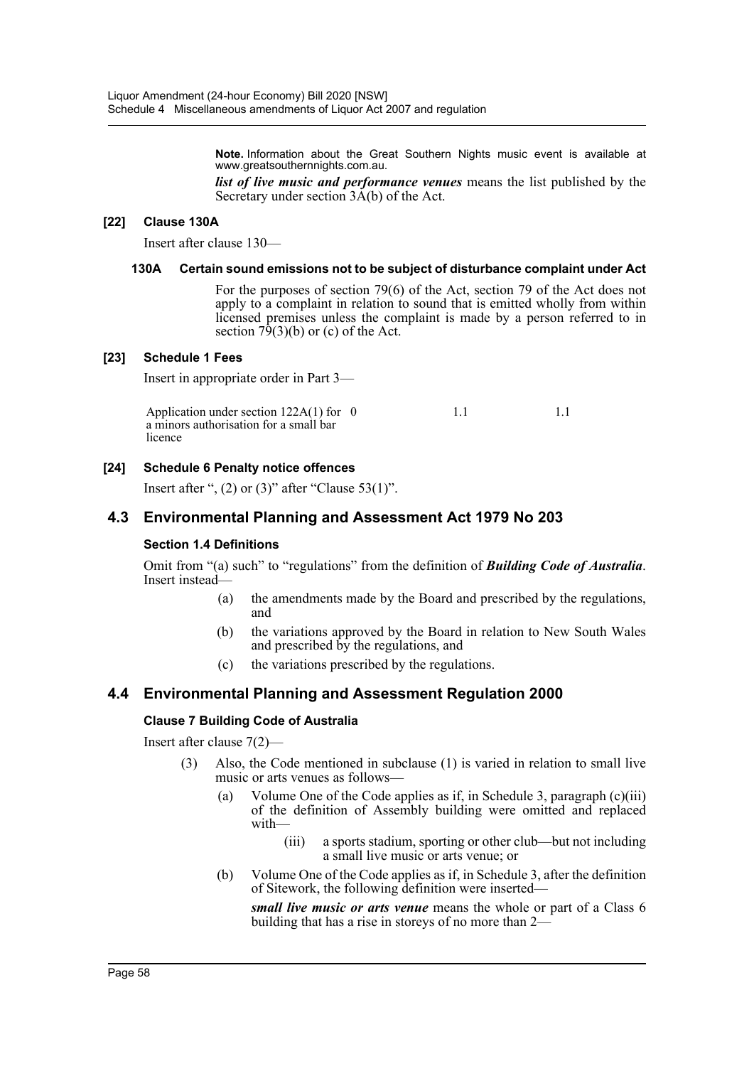**Note.** Information about the Great Southern Nights music event is available at www.greatsouthernnights.com.au.

***list of live music and performance venues*** means the list published by the Secretary under section 3A(b) of the Act.

**[22] Clause 130A**

Insert after clause 130—

**130A Certain sound emissions not to be subject of disturbance complaint under Act**

For the purposes of section 79(6) of the Act, section 79 of the Act does not apply to a complaint in relation to sound that is emitted wholly from within licensed premises unless the complaint is made by a person referred to in section 79(3)(b) or (c) of the Act.

**[23] Schedule 1 Fees**

Insert in appropriate order in Part 3—

| | | | |
|---|---|---|---|
| Application under section 122A(1) for a minors authorisation for a small bar licence | 0 | 1.1 | 1.1 |

**[24] Schedule 6 Penalty notice offences**

Insert after ", (2) or (3)" after "Clause 53(1)".

## 4.3 Environmental Planning and Assessment Act 1979 No 203

**Section 1.4 Definitions**

Omit from "(a) such" to "regulations" from the definition of ***Building Code of Australia***. Insert instead—

(a) the amendments made by the Board and prescribed by the regulations, and

(b) the variations approved by the Board in relation to New South Wales and prescribed by the regulations, and

(c) the variations prescribed by the regulations.

## 4.4 Environmental Planning and Assessment Regulation 2000

**Clause 7 Building Code of Australia**

Insert after clause 7(2)—

(3) Also, the Code mentioned in subclause (1) is varied in relation to small live music or arts venues as follows—

(a) Volume One of the Code applies as if, in Schedule 3, paragraph (c)(iii) of the definition of Assembly building were omitted and replaced with—

(iii) a sports stadium, sporting or other club—but not including a small live music or arts venue; or

(b) Volume One of the Code applies as if, in Schedule 3, after the definition of Sitework, the following definition were inserted—

***small live music or arts venue*** means the whole or part of a Class 6 building that has a rise in storeys of no more than 2—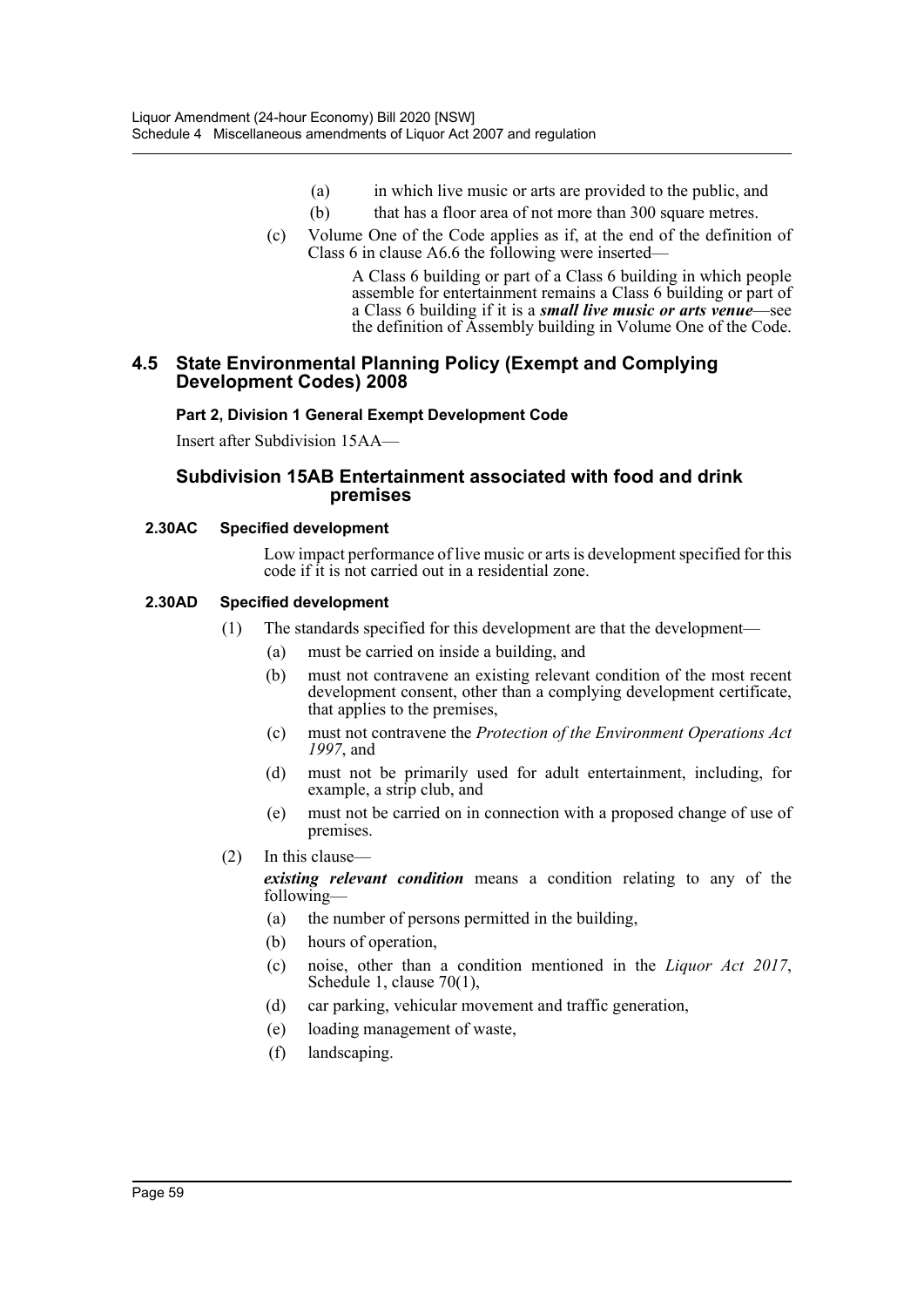(a) in which live music or arts are provided to the public, and

(b) that has a floor area of not more than 300 square metres.

(c) Volume One of the Code applies as if, at the end of the definition of Class 6 in clause A6.6 the following were inserted—

> A Class 6 building or part of a Class 6 building in which people assemble for entertainment remains a Class 6 building or part of a Class 6 building if it is a ***small live music or arts venue***—see the definition of Assembly building in Volume One of the Code.

## 4.5 State Environmental Planning Policy (Exempt and Complying Development Codes) 2008

#### Part 2, Division 1 General Exempt Development Code

Insert after Subdivision 15AA—

### Subdivision 15AB Entertainment associated with food and drink premises

#### 2.30AC Specified development

Low impact performance of live music or arts is development specified for this code if it is not carried out in a residential zone.

#### 2.30AD Specified development

(1) The standards specified for this development are that the development—

(a) must be carried on inside a building, and

(b) must not contravene an existing relevant condition of the most recent development consent, other than a complying development certificate, that applies to the premises,

(c) must not contravene the *Protection of the Environment Operations Act 1997*, and

(d) must not be primarily used for adult entertainment, including, for example, a strip club, and

(e) must not be carried on in connection with a proposed change of use of premises.

(2) In this clause—

***existing relevant condition*** means a condition relating to any of the following—

(a) the number of persons permitted in the building,

(b) hours of operation,

(c) noise, other than a condition mentioned in the *Liquor Act 2017*, Schedule 1, clause 70(1),

(d) car parking, vehicular movement and traffic generation,

(e) loading management of waste,

(f) landscaping.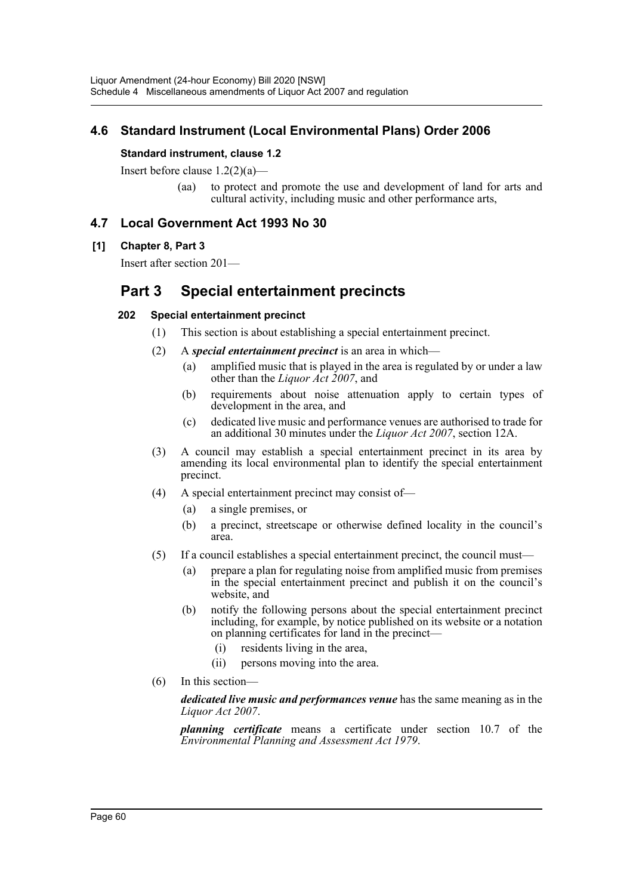## 4.6 Standard Instrument (Local Environmental Plans) Order 2006

**Standard instrument, clause 1.2**

Insert before clause 1.2(2)(a)—

(aa) to protect and promote the use and development of land for arts and cultural activity, including music and other performance arts,

## 4.7 Local Government Act 1993 No 30

**[1] Chapter 8, Part 3**

Insert after section 201—

# Part 3 Special entertainment precincts

### 202 Special entertainment precinct

(1) This section is about establishing a special entertainment precinct.

(2) A ***special entertainment precinct*** is an area in which—

(a) amplified music that is played in the area is regulated by or under a law other than the *Liquor Act 2007*, and

(b) requirements about noise attenuation apply to certain types of development in the area, and

(c) dedicated live music and performance venues are authorised to trade for an additional 30 minutes under the *Liquor Act 2007*, section 12A.

(3) A council may establish a special entertainment precinct in its area by amending its local environmental plan to identify the special entertainment precinct.

(4) A special entertainment precinct may consist of—

(a) a single premises, or

(b) a precinct, streetscape or otherwise defined locality in the council's area.

(5) If a council establishes a special entertainment precinct, the council must—

(a) prepare a plan for regulating noise from amplified music from premises in the special entertainment precinct and publish it on the council's website, and

(b) notify the following persons about the special entertainment precinct including, for example, by notice published on its website or a notation on planning certificates for land in the precinct—

(i) residents living in the area,

(ii) persons moving into the area.

(6) In this section—

***dedicated live music and performances venue*** has the same meaning as in the *Liquor Act 2007*.

***planning certificate*** means a certificate under section 10.7 of the *Environmental Planning and Assessment Act 1979*.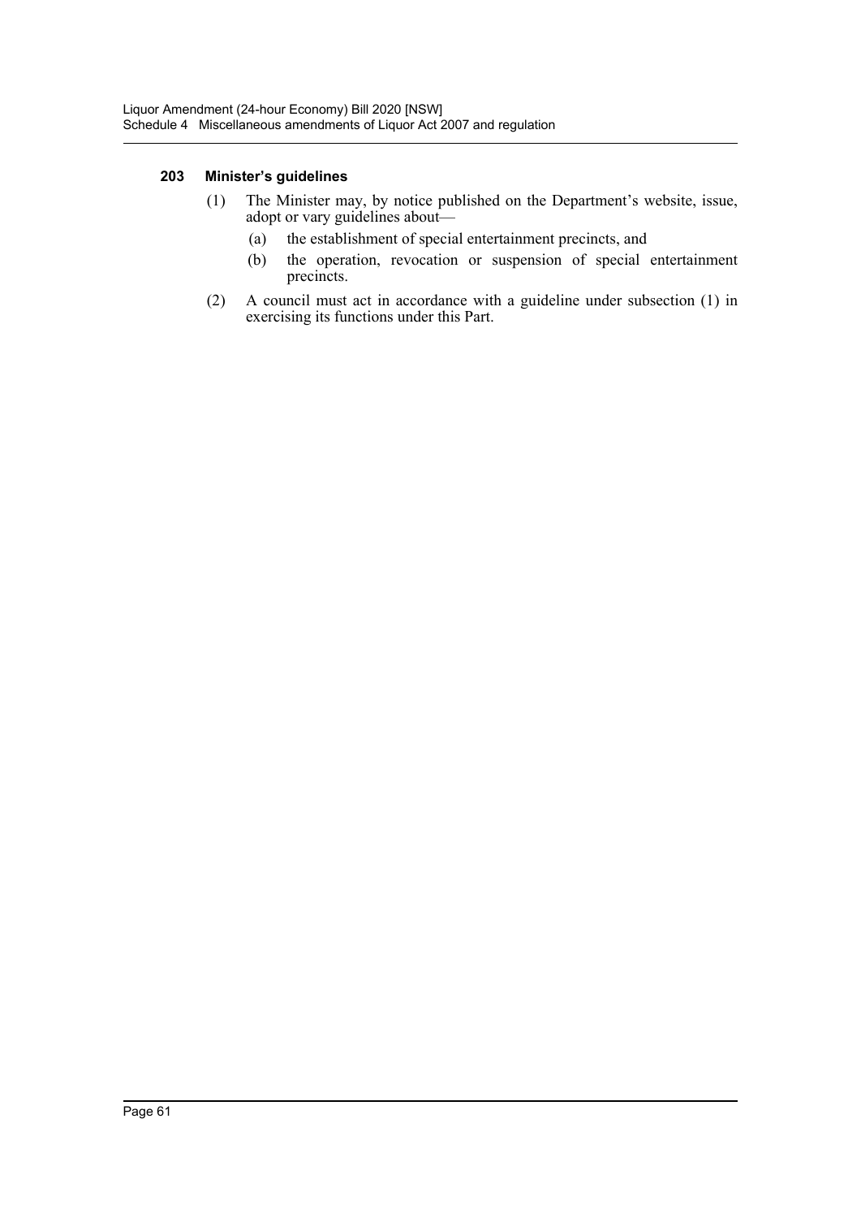#### 203 Minister's guidelines

(1) The Minister may, by notice published on the Department's website, issue, adopt or vary guidelines about—

(a) the establishment of special entertainment precincts, and

(b) the operation, revocation or suspension of special entertainment precincts.

(2) A council must act in accordance with a guideline under subsection (1) in exercising its functions under this Part.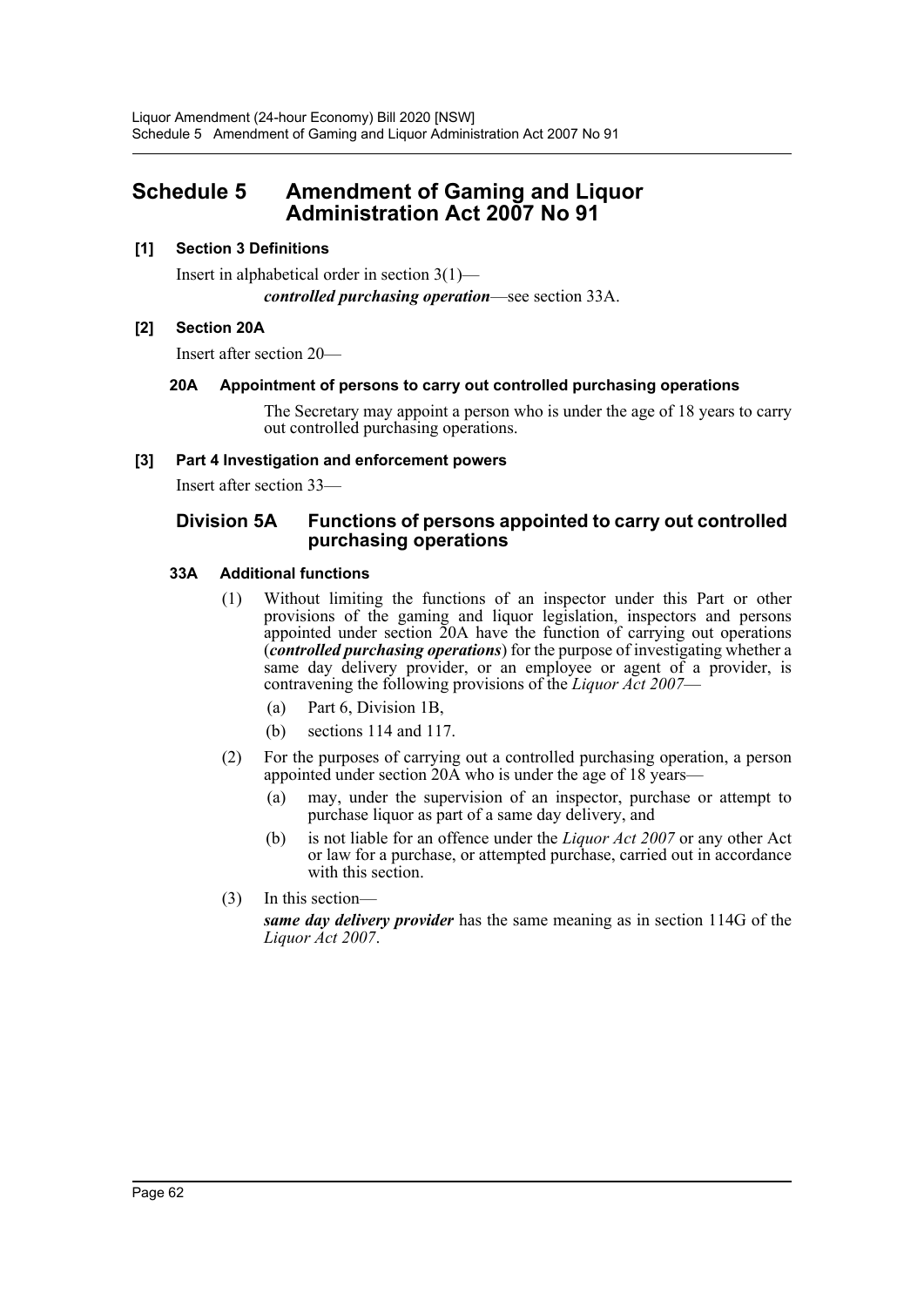# Schedule 5 Amendment of Gaming and Liquor Administration Act 2007 No 91

### [1] Section 3 Definitions

Insert in alphabetical order in section 3(1)—

***controlled purchasing operation***—see section 33A.

### [2] Section 20A

Insert after section 20—

#### 20A Appointment of persons to carry out controlled purchasing operations

The Secretary may appoint a person who is under the age of 18 years to carry out controlled purchasing operations.

### [3] Part 4 Investigation and enforcement powers

Insert after section 33—

## Division 5A Functions of persons appointed to carry out controlled purchasing operations

#### 33A Additional functions

(1) Without limiting the functions of an inspector under this Part or other provisions of the gaming and liquor legislation, inspectors and persons appointed under section 20A have the function of carrying out operations (***controlled purchasing operations***) for the purpose of investigating whether a same day delivery provider, or an employee or agent of a provider, is contravening the following provisions of the *Liquor Act 2007*—

- (a) Part 6, Division 1B,
- (b) sections 114 and 117.

(2) For the purposes of carrying out a controlled purchasing operation, a person appointed under section 20A who is under the age of 18 years—

- (a) may, under the supervision of an inspector, purchase or attempt to purchase liquor as part of a same day delivery, and
- (b) is not liable for an offence under the *Liquor Act 2007* or any other Act or law for a purchase, or attempted purchase, carried out in accordance with this section.

(3) In this section—

***same day delivery provider*** has the same meaning as in section 114G of the *Liquor Act 2007*.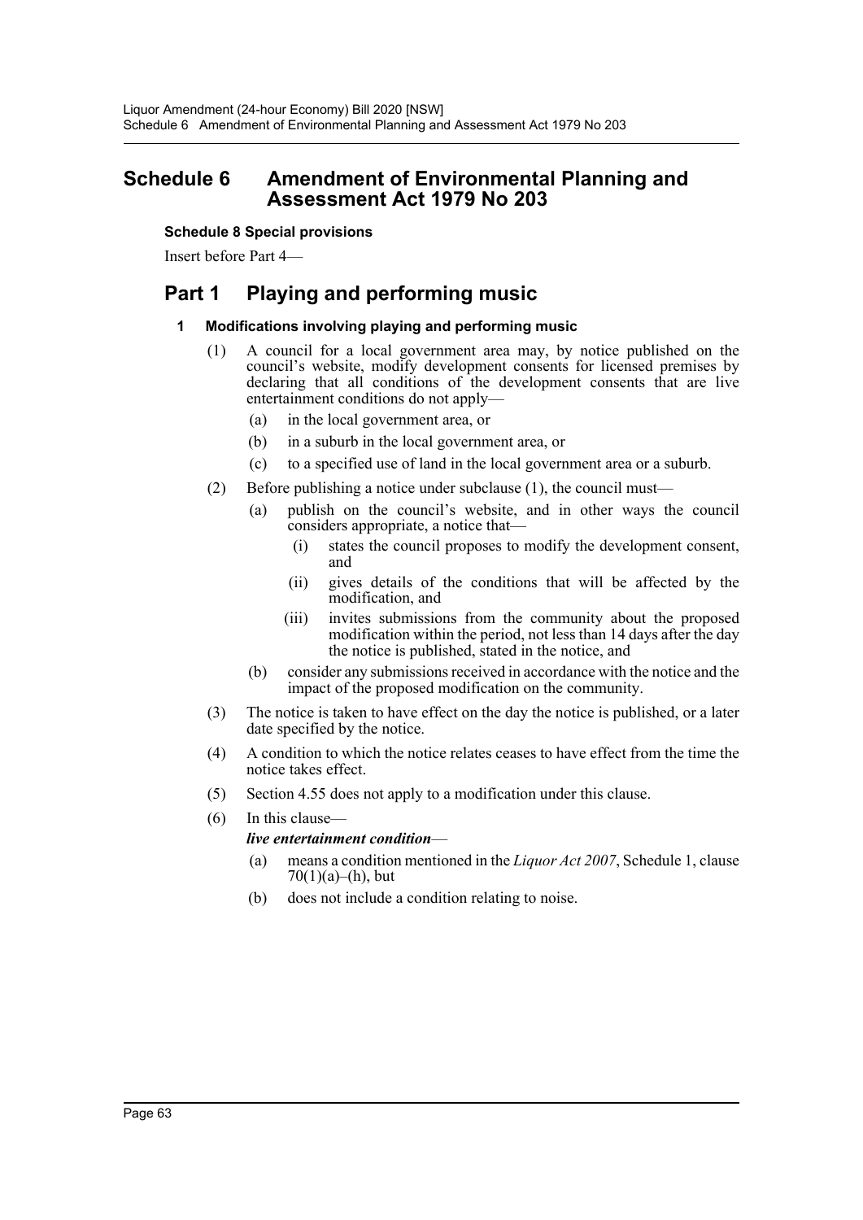# Schedule 6 Amendment of Environmental Planning and Assessment Act 1979 No 203

**Schedule 8 Special provisions**

Insert before Part 4—

## Part 1 Playing and performing music

### 1 Modifications involving playing and performing music

(1) A council for a local government area may, by notice published on the council's website, modify development consents for licensed premises by declaring that all conditions of the development consents that are live entertainment conditions do not apply—

- (a) in the local government area, or
- (b) in a suburb in the local government area, or
- (c) to a specified use of land in the local government area or a suburb.

(2) Before publishing a notice under subclause (1), the council must—

- (a) publish on the council's website, and in other ways the council considers appropriate, a notice that—
  - (i) states the council proposes to modify the development consent, and
  - (ii) gives details of the conditions that will be affected by the modification, and
  - (iii) invites submissions from the community about the proposed modification within the period, not less than 14 days after the day the notice is published, stated in the notice, and
- (b) consider any submissions received in accordance with the notice and the impact of the proposed modification on the community.

(3) The notice is taken to have effect on the day the notice is published, or a later date specified by the notice.

(4) A condition to which the notice relates ceases to have effect from the time the notice takes effect.

(5) Section 4.55 does not apply to a modification under this clause.

(6) In this clause—

***live entertainment condition***—

- (a) means a condition mentioned in the *Liquor Act 2007*, Schedule 1, clause 70(1)(a)–(h), but
- (b) does not include a condition relating to noise.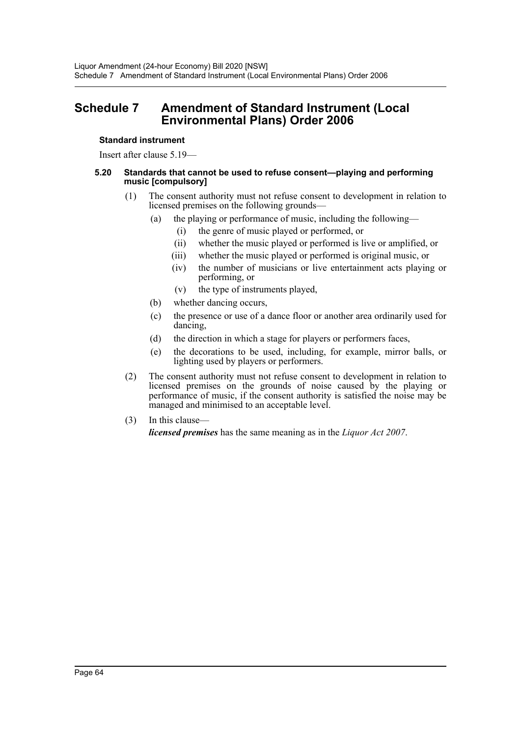# Schedule 7 Amendment of Standard Instrument (Local Environmental Plans) Order 2006

### Standard instrument

Insert after clause 5.19—

#### 5.20 Standards that cannot be used to refuse consent—playing and performing music [compulsory]

(1) The consent authority must not refuse consent to development in relation to licensed premises on the following grounds—

- (a) the playing or performance of music, including the following—
  - (i) the genre of music played or performed, or
  - (ii) whether the music played or performed is live or amplified, or
  - (iii) whether the music played or performed is original music, or
  - (iv) the number of musicians or live entertainment acts playing or performing, or
  - (v) the type of instruments played,
- (b) whether dancing occurs,
- (c) the presence or use of a dance floor or another area ordinarily used for dancing,
- (d) the direction in which a stage for players or performers faces,
- (e) the decorations to be used, including, for example, mirror balls, or lighting used by players or performers.

(2) The consent authority must not refuse consent to development in relation to licensed premises on the grounds of noise caused by the playing or performance of music, if the consent authority is satisfied the noise may be managed and minimised to an acceptable level.

(3) In this clause—

***licensed premises*** has the same meaning as in the *Liquor Act 2007*.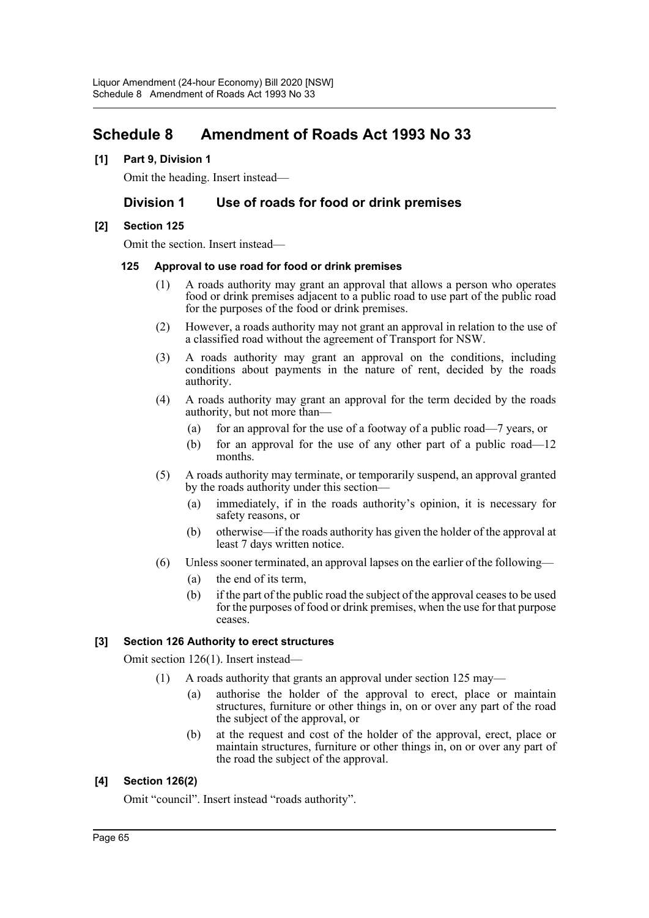# Schedule 8 Amendment of Roads Act 1993 No 33

**[1] Part 9, Division 1**

Omit the heading. Insert instead—

## Division 1 Use of roads for food or drink premises

**[2] Section 125**

Omit the section. Insert instead—

**125 Approval to use road for food or drink premises**

(1) A roads authority may grant an approval that allows a person who operates food or drink premises adjacent to a public road to use part of the public road for the purposes of the food or drink premises.

(2) However, a roads authority may not grant an approval in relation to the use of a classified road without the agreement of Transport for NSW.

(3) A roads authority may grant an approval on the conditions, including conditions about payments in the nature of rent, decided by the roads authority.

(4) A roads authority may grant an approval for the term decided by the roads authority, but not more than—

(a) for an approval for the use of a footway of a public road—7 years, or

(b) for an approval for the use of any other part of a public road—12 months.

(5) A roads authority may terminate, or temporarily suspend, an approval granted by the roads authority under this section—

(a) immediately, if in the roads authority's opinion, it is necessary for safety reasons, or

(b) otherwise—if the roads authority has given the holder of the approval at least 7 days written notice.

(6) Unless sooner terminated, an approval lapses on the earlier of the following—

(a) the end of its term,

(b) if the part of the public road the subject of the approval ceases to be used for the purposes of food or drink premises, when the use for that purpose ceases.

**[3] Section 126 Authority to erect structures**

Omit section 126(1). Insert instead—

(1) A roads authority that grants an approval under section 125 may—

(a) authorise the holder of the approval to erect, place or maintain structures, furniture or other things in, on or over any part of the road the subject of the approval, or

(b) at the request and cost of the holder of the approval, erect, place or maintain structures, furniture or other things in, on or over any part of the road the subject of the approval.

**[4] Section 126(2)**

Omit "council". Insert instead "roads authority".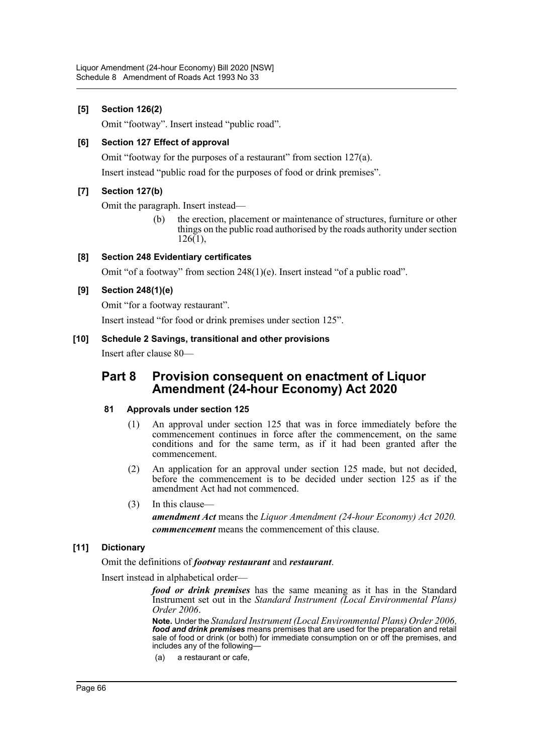**[5] Section 126(2)**

Omit “footway”. Insert instead “public road”.

**[6] Section 127 Effect of approval**

Omit “footway for the purposes of a restaurant” from section 127(a).

Insert instead “public road for the purposes of food or drink premises”.

**[7] Section 127(b)**

Omit the paragraph. Insert instead—

> (b) the erection, placement or maintenance of structures, furniture or other things on the public road authorised by the roads authority under section 126(1),

**[8] Section 248 Evidentiary certificates**

Omit “of a footway” from section 248(1)(e). Insert instead “of a public road”.

**[9] Section 248(1)(e)**

Omit “for a footway restaurant”.

Insert instead “for food or drink premises under section 125”.

**[10] Schedule 2 Savings, transitional and other provisions**

Insert after clause 80—

## Part 8 Provision consequent on enactment of Liquor Amendment (24-hour Economy) Act 2020

### 81 Approvals under section 125

(1) An approval under section 125 that was in force immediately before the commencement continues in force after the commencement, on the same conditions and for the same term, as if it had been granted after the commencement.

(2) An application for an approval under section 125 made, but not decided, before the commencement is to be decided under section 125 as if the amendment Act had not commenced.

(3) In this clause—

***amendment Act*** means the *Liquor Amendment (24-hour Economy) Act 2020.*

***commencement*** means the commencement of this clause.

**[11] Dictionary**

Omit the definitions of ***footway restaurant*** and ***restaurant***.

Insert instead in alphabetical order—

> ***food or drink premises*** has the same meaning as it has in the Standard Instrument set out in the *Standard Instrument (Local Environmental Plans) Order 2006*.
>
> **Note.** Under the *Standard Instrument (Local Environmental Plans) Order 2006,* ***food and drink premises*** means premises that are used for the preparation and retail sale of food or drink (or both) for immediate consumption on or off the premises, and includes any of the following—
>
> (a) a restaurant or cafe,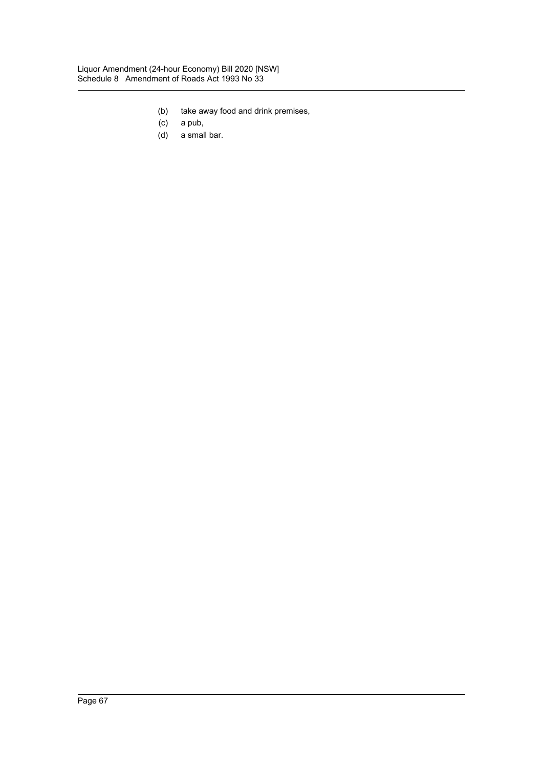(b) take away food and drink premises,

(c) a pub,

(d) a small bar.